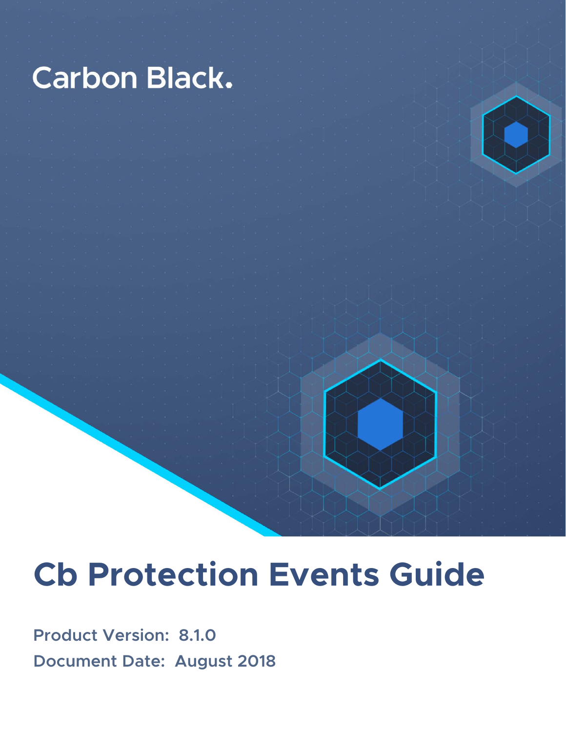Carbon Black.

# Cb Protection Events Guide

**Product Version: 8.1.0**

**Document Date: August 2018**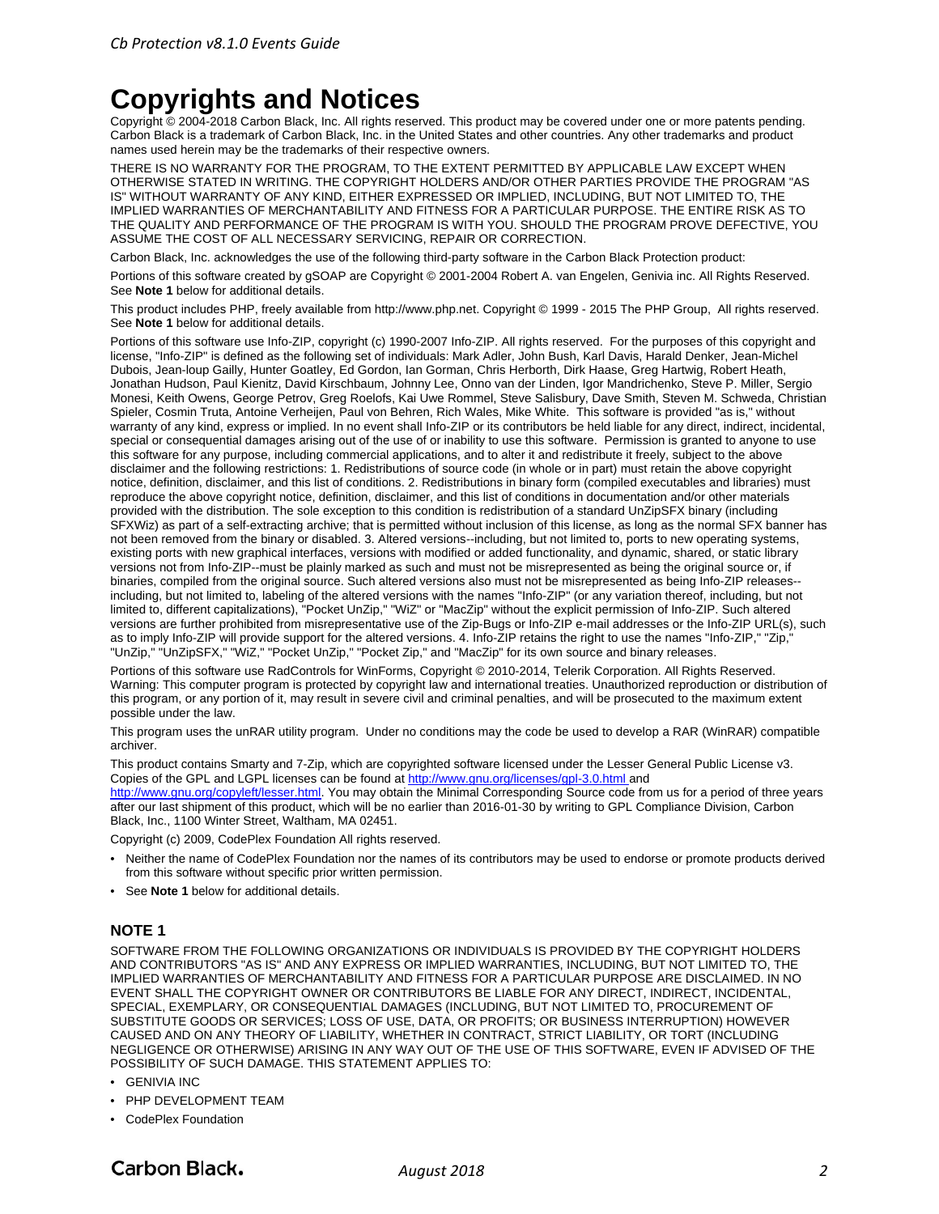# Copyrights and Notices

Copyright © 2004-2018 Carbon Black, Inc. All rights reserved. This product may be covered under one or more patents pending. Carbon Black is a trademark of Carbon Black, Inc. in the United States and other countries. Any other trademarks and product names used herein may be the trademarks of their respective owners.

THERE IS NO WARRANTY FOR THE PROGRAM, TO THE EXTENT PERMITTED BY APPLICABLE LAW EXCEPT WHEN OTHERWISE STATED IN WRITING. THE COPYRIGHT HOLDERS AND/OR OTHER PARTIES PROVIDE THE PROGRAM "AS IS" WITHOUT WARRANTY OF ANY KIND, EITHER EXPRESSED OR IMPLIED, INCLUDING, BUT NOT LIMITED TO, THE IMPLIED WARRANTIES OF MERCHANTABILITY AND FITNESS FOR A PARTICULAR PURPOSE. THE ENTIRE RISK AS TO THE QUALITY AND PERFORMANCE OF THE PROGRAM IS WITH YOU. SHOULD THE PROGRAM PROVE DEFECTIVE, YOU ASSUME THE COST OF ALL NECESSARY SERVICING, REPAIR OR CORRECTION.

Carbon Black, Inc. acknowledges the use of the following third-party software in the Carbon Black Protection product:

Portions of this software created by gSOAP are Copyright © 2001-2004 Robert A. van Engelen, Genivia inc. All Rights Reserved. See **Note 1** below for additional details.

This product includes PHP, freely available from http://www.php.net. Copyright © 1999 - 2015 The PHP Group, All rights reserved. See **Note 1** below for additional details.

Portions of this software use Info-ZIP, copyright (c) 1990-2007 Info-ZIP. All rights reserved. For the purposes of this copyright and license, "Info-ZIP" is defined as the following set of individuals: Mark Adler, John Bush, Karl Davis, Harald Denker, Jean-Michel Dubois, Jean-loup Gailly, Hunter Goatley, Ed Gordon, Ian Gorman, Chris Herborth, Dirk Haase, Greg Hartwig, Robert Heath, Jonathan Hudson, Paul Kienitz, David Kirschbaum, Johnny Lee, Onno van der Linden, Igor Mandrichenko, Steve P. Miller, Sergio Monesi, Keith Owens, George Petrov, Greg Roelofs, Kai Uwe Rommel, Steve Salisbury, Dave Smith, Steven M. Schweda, Christian Spieler, Cosmin Truta, Antoine Verheijen, Paul von Behren, Rich Wales, Mike White. This software is provided "as is," without warranty of any kind, express or implied. In no event shall Info-ZIP or its contributors be held liable for any direct, indirect, incidental, special or consequential damages arising out of the use of or inability to use this software. Permission is granted to anyone to use this software for any purpose, including commercial applications, and to alter it and redistribute it freely, subject to the above disclaimer and the following restrictions: 1. Redistributions of source code (in whole or in part) must retain the above copyright notice, definition, disclaimer, and this list of conditions. 2. Redistributions in binary form (compiled executables and libraries) must reproduce the above copyright notice, definition, disclaimer, and this list of conditions in documentation and/or other materials provided with the distribution. The sole exception to this condition is redistribution of a standard UnZipSFX binary (including SFXWiz) as part of a self-extracting archive; that is permitted without inclusion of this license, as long as the normal SFX banner has not been removed from the binary or disabled. 3. Altered versions--including, but not limited to, ports to new operating systems, existing ports with new graphical interfaces, versions with modified or added functionality, and dynamic, shared, or static library versions not from Info-ZIP--must be plainly marked as such and must not be misrepresented as being the original source or, if binaries, compiled from the original source. Such altered versions also must not be misrepresented as being Info-ZIP releases--including, but not limited to, labeling of the altered versions with the names "Info-ZIP" (or any variation thereof, including, but not limited to, different capitalizations), "Pocket UnZip," "WiZ" or "MacZip" without the explicit permission of Info-ZIP. Such altered versions are further prohibited from misrepresentative use of the Zip-Bugs or Info-ZIP e-mail addresses or the Info-ZIP URL(s), such as to imply Info-ZIP will provide support for the altered versions. 4. Info-ZIP retains the right to use the names "Info-ZIP," "Zip," "UnZip," "UnZipSFX," "WiZ," "Pocket UnZip," "Pocket Zip," and "MacZip" for its own source and binary releases.

Portions of this software use RadControls for WinForms, Copyright © 2010-2014, Telerik Corporation. All Rights Reserved. Warning: This computer program is protected by copyright law and international treaties. Unauthorized reproduction or distribution of this program, or any portion of it, may result in severe civil and criminal penalties, and will be prosecuted to the maximum extent possible under the law.

This program uses the unRAR utility program. Under no conditions may the code be used to develop a RAR (WinRAR) compatible archiver.

This product contains Smarty and 7-Zip, which are copyrighted software licensed under the Lesser General Public License v3. Copies of the GPL and LGPL licenses can be found at http://www.gnu.org/licenses/gpl-3.0.html and http://www.gnu.org/copyleft/lesser.html. You may obtain the Minimal Corresponding Source code from us for a period of three years after our last shipment of this product, which will be no earlier than 2016-01-30 by writing to GPL Compliance Division, Carbon Black, Inc., 1100 Winter Street, Waltham, MA 02451.

Copyright (c) 2009, CodePlex Foundation All rights reserved.

- Neither the name of CodePlex Foundation nor the names of its contributors may be used to endorse or promote products derived from this software without specific prior written permission.
- See **Note 1** below for additional details.

### NOTE 1

SOFTWARE FROM THE FOLLOWING ORGANIZATIONS OR INDIVIDUALS IS PROVIDED BY THE COPYRIGHT HOLDERS AND CONTRIBUTORS "AS IS" AND ANY EXPRESS OR IMPLIED WARRANTIES, INCLUDING, BUT NOT LIMITED TO, THE IMPLIED WARRANTIES OF MERCHANTABILITY AND FITNESS FOR A PARTICULAR PURPOSE ARE DISCLAIMED. IN NO EVENT SHALL THE COPYRIGHT OWNER OR CONTRIBUTORS BE LIABLE FOR ANY DIRECT, INDIRECT, INCIDENTAL, SPECIAL, EXEMPLARY, OR CONSEQUENTIAL DAMAGES (INCLUDING, BUT NOT LIMITED TO, PROCUREMENT OF SUBSTITUTE GOODS OR SERVICES; LOSS OF USE, DATA, OR PROFITS; OR BUSINESS INTERRUPTION) HOWEVER CAUSED AND ON ANY THEORY OF LIABILITY, WHETHER IN CONTRACT, STRICT LIABILITY, OR TORT (INCLUDING NEGLIGENCE OR OTHERWISE) ARISING IN ANY WAY OUT OF THE USE OF THIS SOFTWARE, EVEN IF ADVISED OF THE POSSIBILITY OF SUCH DAMAGE. THIS STATEMENT APPLIES TO:

- GENIVIA INC
- PHP DEVELOPMENT TEAM
- CodePlex Foundation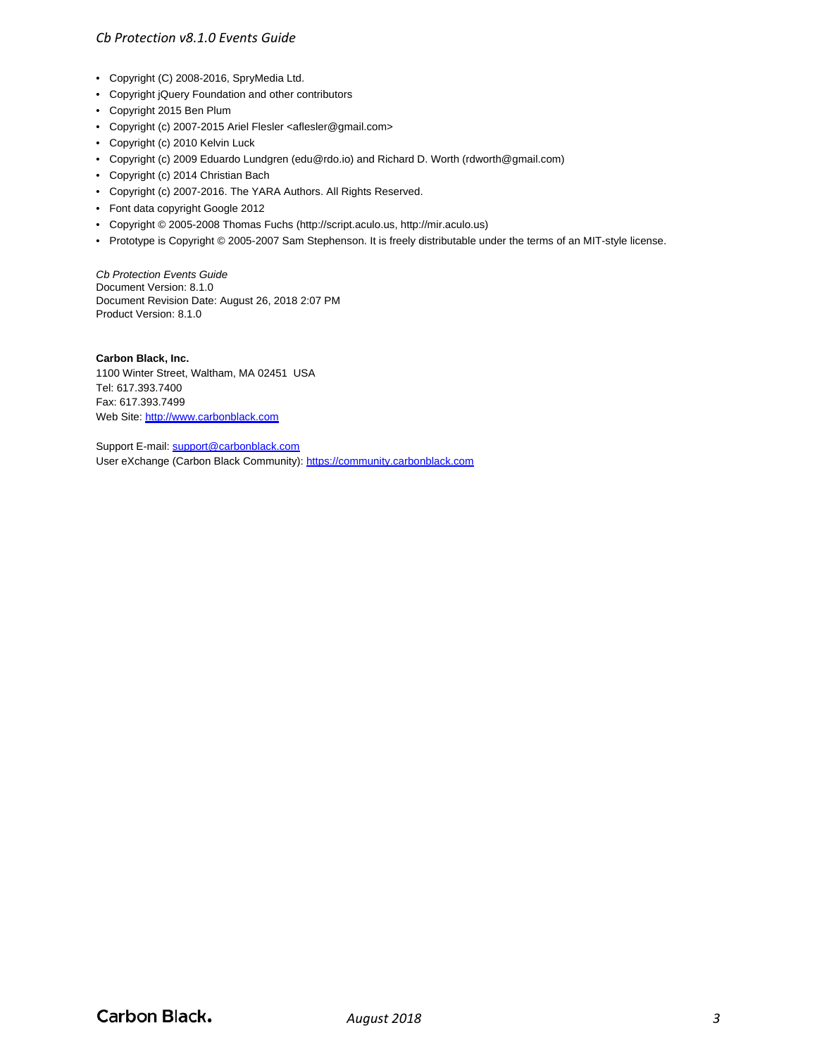- Copyright (C) 2008-2016, SpryMedia Ltd.
- Copyright jQuery Foundation and other contributors
- Copyright 2015 Ben Plum
- Copyright (c) 2007-2015 Ariel Flesler <aflesler@gmail.com>
- Copyright (c) 2010 Kelvin Luck
- Copyright (c) 2009 Eduardo Lundgren (edu@rdo.io) and Richard D. Worth (rdworth@gmail.com)
- Copyright (c) 2014 Christian Bach
- Copyright (c) 2007-2016. The YARA Authors. All Rights Reserved.
- Font data copyright Google 2012
- Copyright © 2005-2008 Thomas Fuchs (http://script.aculo.us, http://mir.aculo.us)
- Prototype is Copyright © 2005-2007 Sam Stephenson. It is freely distributable under the terms of an MIT-style license.

*Cb Protection Events Guide*
Document Version: 8.1.0
Document Revision Date: August 26, 2018 2:07 PM
Product Version: 8.1.0

**Carbon Black, Inc.**
1100 Winter Street, Waltham, MA 02451 USA
Tel: 617.393.7400
Fax: 617.393.7499
Web Site: http://www.carbonblack.com

Support E-mail: support@carbonblack.com
User eXchange (Carbon Black Community): https://community.carbonblack.com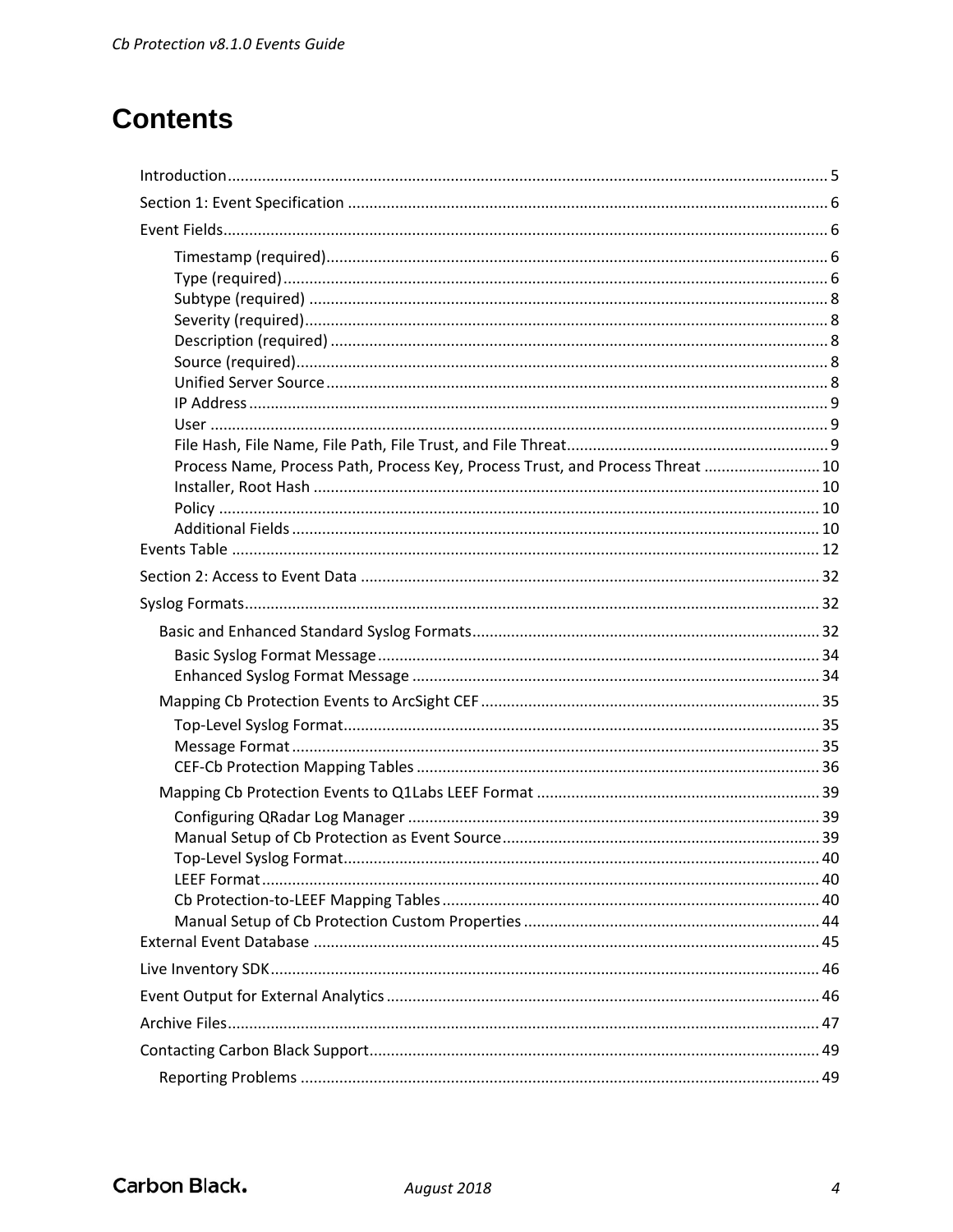# Contents

- Introduction ... 5
- Section 1: Event Specification ... 6
- Event Fields ... 6
    - Timestamp (required) ... 6
    - Type (required) ... 6
    - Subtype (required) ... 8
    - Severity (required) ... 8
    - Description (required) ... 8
    - Source (required) ... 8
    - Unified Server Source ... 8
    - IP Address ... 9
    - User ... 9
    - File Hash, File Name, File Path, File Trust, and File Threat ... 9
    - Process Name, Process Path, Process Key, Process Trust, and Process Threat ... 10
    - Installer, Root Hash ... 10
    - Policy ... 10
    - Additional Fields ... 10
- Events Table ... 12
- Section 2: Access to Event Data ... 32
- Syslog Formats ... 32
  - Basic and Enhanced Standard Syslog Formats ... 32
    - Basic Syslog Format Message ... 34
    - Enhanced Syslog Format Message ... 34
  - Mapping Cb Protection Events to ArcSight CEF ... 35
    - Top-Level Syslog Format ... 35
    - Message Format ... 35
    - CEF-Cb Protection Mapping Tables ... 36
  - Mapping Cb Protection Events to Q1Labs LEEF Format ... 39
    - Configuring QRadar Log Manager ... 39
    - Manual Setup of Cb Protection as Event Source ... 39
    - Top-Level Syslog Format ... 40
    - LEEF Format ... 40
    - Cb Protection-to-LEEF Mapping Tables ... 40
    - Manual Setup of Cb Protection Custom Properties ... 44
- External Event Database ... 45
- Live Inventory SDK ... 46
- Event Output for External Analytics ... 46
- Archive Files ... 47
- Contacting Carbon Black Support ... 49
  - Reporting Problems ... 49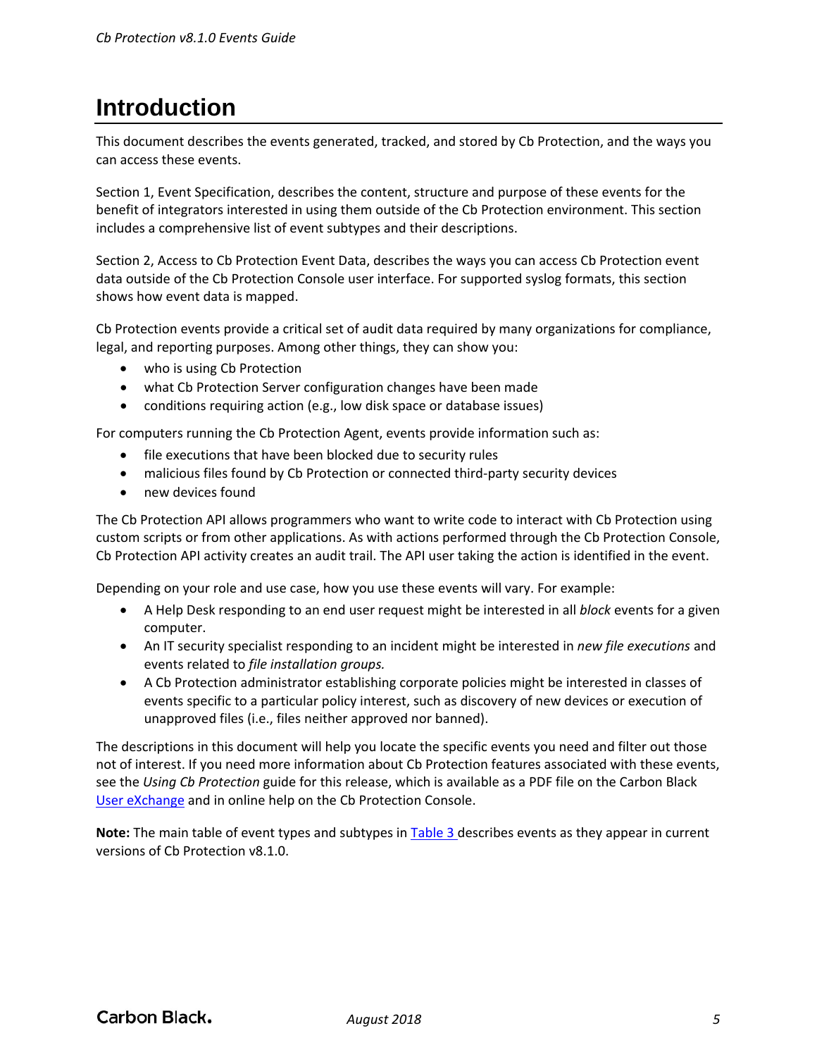# Introduction

This document describes the events generated, tracked, and stored by Cb Protection, and the ways you can access these events.

Section 1, Event Specification, describes the content, structure and purpose of these events for the benefit of integrators interested in using them outside of the Cb Protection environment. This section includes a comprehensive list of event subtypes and their descriptions.

Section 2, Access to Cb Protection Event Data, describes the ways you can access Cb Protection event data outside of the Cb Protection Console user interface. For supported syslog formats, this section shows how event data is mapped.

Cb Protection events provide a critical set of audit data required by many organizations for compliance, legal, and reporting purposes. Among other things, they can show you:

- who is using Cb Protection
- what Cb Protection Server configuration changes have been made
- conditions requiring action (e.g., low disk space or database issues)

For computers running the Cb Protection Agent, events provide information such as:

- file executions that have been blocked due to security rules
- malicious files found by Cb Protection or connected third-party security devices
- new devices found

The Cb Protection API allows programmers who want to write code to interact with Cb Protection using custom scripts or from other applications. As with actions performed through the Cb Protection Console, Cb Protection API activity creates an audit trail. The API user taking the action is identified in the event.

Depending on your role and use case, how you use these events will vary. For example:

- A Help Desk responding to an end user request might be interested in all *block* events for a given computer.
- An IT security specialist responding to an incident might be interested in *new file executions* and events related to *file installation groups.*
- A Cb Protection administrator establishing corporate policies might be interested in classes of events specific to a particular policy interest, such as discovery of new devices or execution of unapproved files (i.e., files neither approved nor banned).

The descriptions in this document will help you locate the specific events you need and filter out those not of interest. If you need more information about Cb Protection features associated with these events, see the *Using Cb Protection* guide for this release, which is available as a PDF file on the Carbon Black User eXchange and in online help on the Cb Protection Console.

**Note:** The main table of event types and subtypes in Table 3 describes events as they appear in current versions of Cb Protection v8.1.0.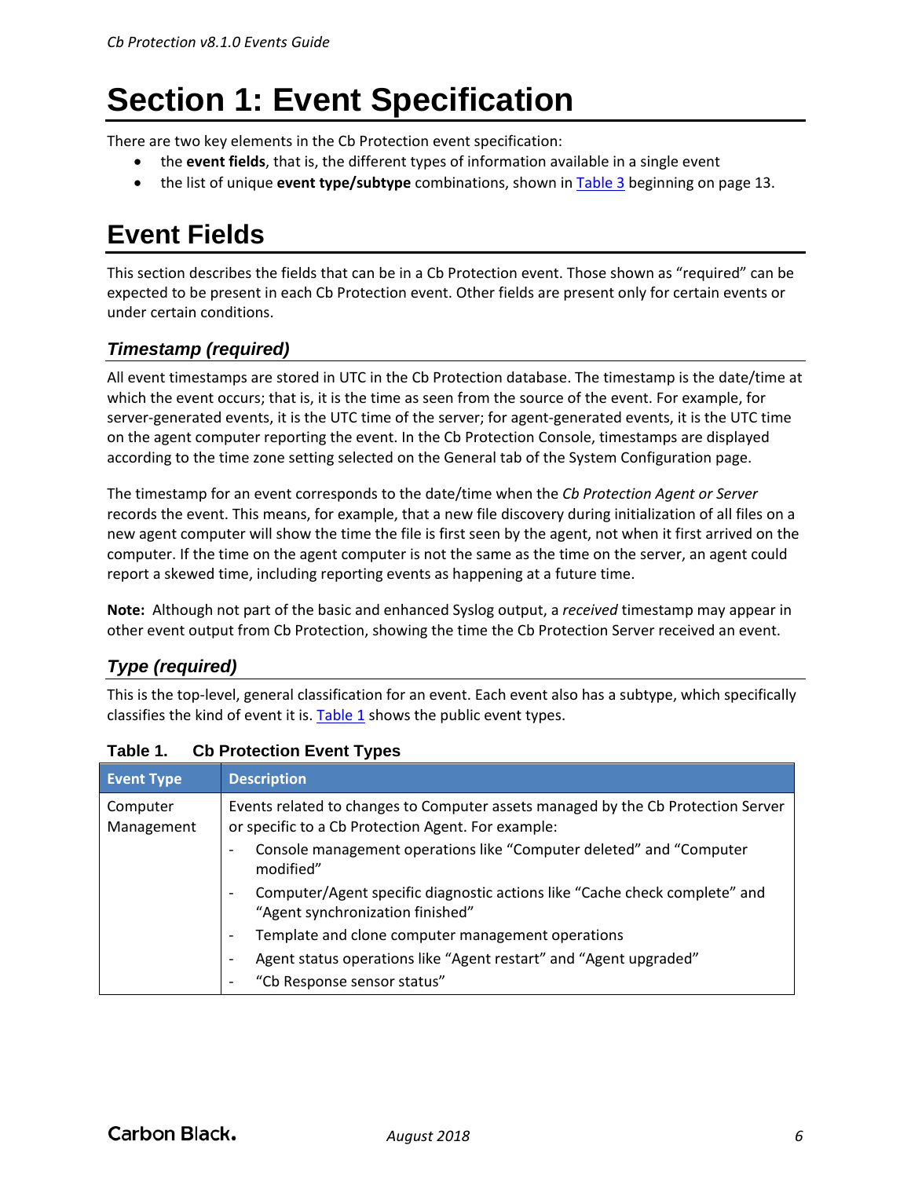# Section 1: Event Specification

There are two key elements in the Cb Protection event specification:

- the **event fields**, that is, the different types of information available in a single event
- the list of unique **event type/subtype** combinations, shown in Table 3 beginning on page 13.

# Event Fields

This section describes the fields that can be in a Cb Protection event. Those shown as "required" can be expected to be present in each Cb Protection event. Other fields are present only for certain events or under certain conditions.

### *Timestamp (required)*

All event timestamps are stored in UTC in the Cb Protection database. The timestamp is the date/time at which the event occurs; that is, it is the time as seen from the source of the event. For example, for server-generated events, it is the UTC time of the server; for agent-generated events, it is the UTC time on the agent computer reporting the event. In the Cb Protection Console, timestamps are displayed according to the time zone setting selected on the General tab of the System Configuration page.

The timestamp for an event corresponds to the date/time when the *Cb Protection Agent or Server* records the event. This means, for example, that a new file discovery during initialization of all files on a new agent computer will show the time the file is first seen by the agent, not when it first arrived on the computer. If the time on the agent computer is not the same as the time on the server, an agent could report a skewed time, including reporting events as happening at a future time.

**Note:** Although not part of the basic and enhanced Syslog output, a *received* timestamp may appear in other event output from Cb Protection, showing the time the Cb Protection Server received an event.

### *Type (required)*

This is the top-level, general classification for an event. Each event also has a subtype, which specifically classifies the kind of event it is. Table 1 shows the public event types.

**Table 1. Cb Protection Event Types**

| Event Type | Description |
|---|---|
| Computer Management | Events related to changes to Computer assets managed by the Cb Protection Server or specific to a Cb Protection Agent. For example:<br>- Console management operations like "Computer deleted" and "Computer modified"<br>- Computer/Agent specific diagnostic actions like "Cache check complete" and "Agent synchronization finished"<br>- Template and clone computer management operations<br>- Agent status operations like "Agent restart" and "Agent upgraded"<br>- "Cb Response sensor status" |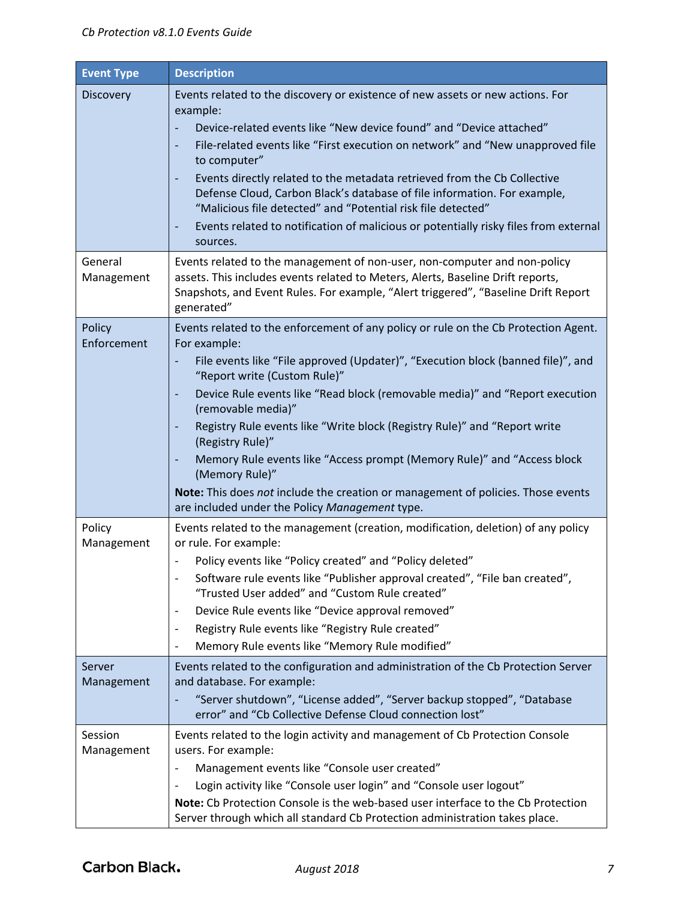| Event Type | Description |
|---|---|
| Discovery | Events related to the discovery or existence of new assets or new actions. For example:<br>- Device-related events like "New device found" and "Device attached"<br>- File-related events like "First execution on network" and "New unapproved file to computer"<br>- Events directly related to the metadata retrieved from the Cb Collective Defense Cloud, Carbon Black's database of file information. For example, "Malicious file detected" and "Potential risk file detected"<br>- Events related to notification of malicious or potentially risky files from external sources. |
| General Management | Events related to the management of non-user, non-computer and non-policy assets. This includes events related to Meters, Alerts, Baseline Drift reports, Snapshots, and Event Rules. For example, "Alert triggered", "Baseline Drift Report generated" |
| Policy Enforcement | Events related to the enforcement of any policy or rule on the Cb Protection Agent. For example:<br>- File events like "File approved (Updater)", "Execution block (banned file)", and "Report write (Custom Rule)"<br>- Device Rule events like "Read block (removable media)" and "Report execution (removable media)"<br>- Registry Rule events like "Write block (Registry Rule)" and "Report write (Registry Rule)"<br>- Memory Rule events like "Access prompt (Memory Rule)" and "Access block (Memory Rule)"<br>**Note:** This does *not* include the creation or management of policies. Those events are included under the Policy *Management* type. |
| Policy Management | Events related to the management (creation, modification, deletion) of any policy or rule. For example:<br>- Policy events like "Policy created" and "Policy deleted"<br>- Software rule events like "Publisher approval created", "File ban created", "Trusted User added" and "Custom Rule created"<br>- Device Rule events like "Device approval removed"<br>- Registry Rule events like "Registry Rule created"<br>- Memory Rule events like "Memory Rule modified" |
| Server Management | Events related to the configuration and administration of the Cb Protection Server and database. For example:<br>- "Server shutdown", "License added", "Server backup stopped", "Database error" and "Cb Collective Defense Cloud connection lost" |
| Session Management | Events related to the login activity and management of Cb Protection Console users. For example:<br>- Management events like "Console user created"<br>- Login activity like "Console user login" and "Console user logout"<br>**Note:** Cb Protection Console is the web-based user interface to the Cb Protection Server through which all standard Cb Protection administration takes place. |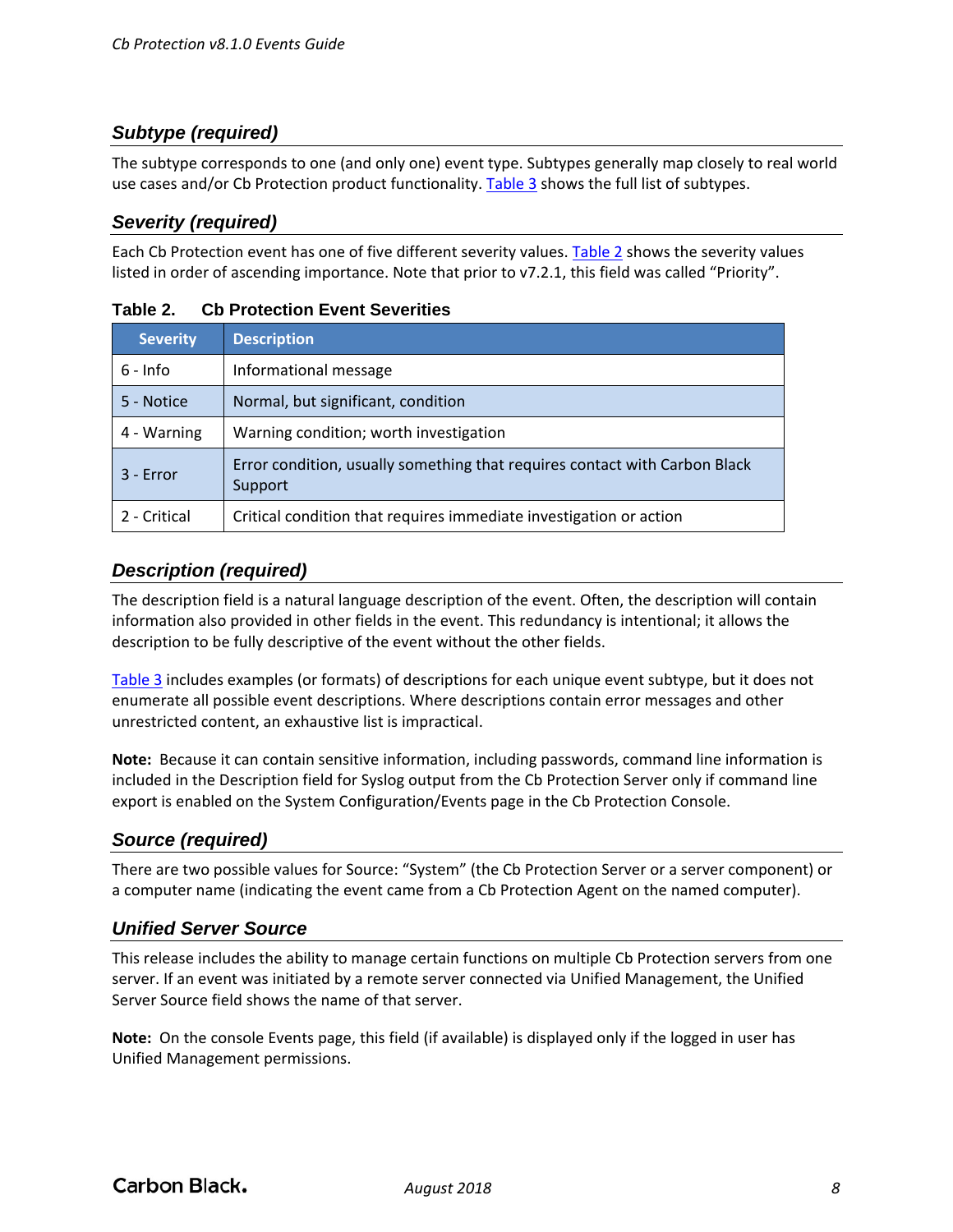### *Subtype (required)*

The subtype corresponds to one (and only one) event type. Subtypes generally map closely to real world use cases and/or Cb Protection product functionality. Table 3 shows the full list of subtypes.

### *Severity (required)*

Each Cb Protection event has one of five different severity values. Table 2 shows the severity values listed in order of ascending importance. Note that prior to v7.2.1, this field was called "Priority".

**Table 2. Cb Protection Event Severities**

| Severity | Description |
|---|---|
| 6 - Info | Informational message |
| 5 - Notice | Normal, but significant, condition |
| 4 - Warning | Warning condition; worth investigation |
| 3 - Error | Error condition, usually something that requires contact with Carbon Black Support |
| 2 - Critical | Critical condition that requires immediate investigation or action |

### *Description (required)*

The description field is a natural language description of the event. Often, the description will contain information also provided in other fields in the event. This redundancy is intentional; it allows the description to be fully descriptive of the event without the other fields.

Table 3 includes examples (or formats) of descriptions for each unique event subtype, but it does not enumerate all possible event descriptions. Where descriptions contain error messages and other unrestricted content, an exhaustive list is impractical.

**Note:** Because it can contain sensitive information, including passwords, command line information is included in the Description field for Syslog output from the Cb Protection Server only if command line export is enabled on the System Configuration/Events page in the Cb Protection Console.

### *Source (required)*

There are two possible values for Source: "System" (the Cb Protection Server or a server component) or a computer name (indicating the event came from a Cb Protection Agent on the named computer).

### *Unified Server Source*

This release includes the ability to manage certain functions on multiple Cb Protection servers from one server. If an event was initiated by a remote server connected via Unified Management, the Unified Server Source field shows the name of that server.

**Note:** On the console Events page, this field (if available) is displayed only if the logged in user has Unified Management permissions.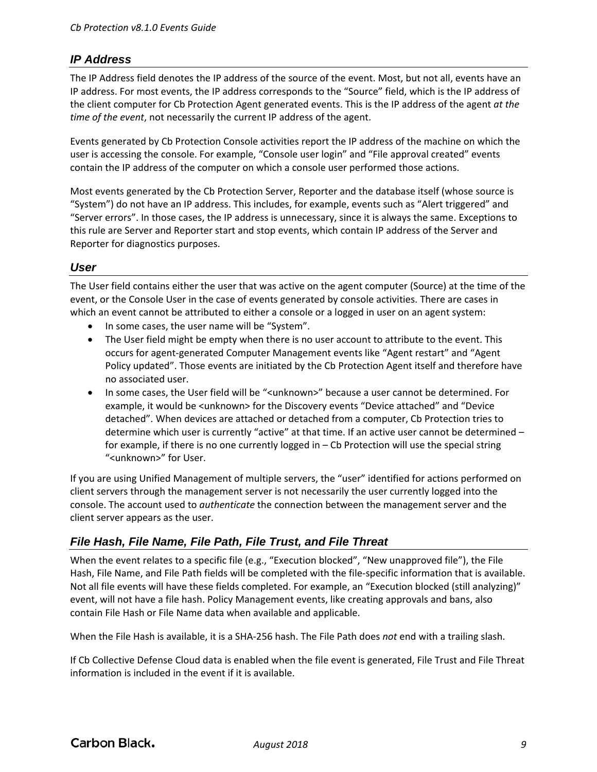### *IP Address*

The IP Address field denotes the IP address of the source of the event. Most, but not all, events have an IP address. For most events, the IP address corresponds to the "Source" field, which is the IP address of the client computer for Cb Protection Agent generated events. This is the IP address of the agent *at the time of the event*, not necessarily the current IP address of the agent.

Events generated by Cb Protection Console activities report the IP address of the machine on which the user is accessing the console. For example, "Console user login" and "File approval created" events contain the IP address of the computer on which a console user performed those actions.

Most events generated by the Cb Protection Server, Reporter and the database itself (whose source is "System") do not have an IP address. This includes, for example, events such as "Alert triggered" and "Server errors". In those cases, the IP address is unnecessary, since it is always the same. Exceptions to this rule are Server and Reporter start and stop events, which contain IP address of the Server and Reporter for diagnostics purposes.

### *User*

The User field contains either the user that was active on the agent computer (Source) at the time of the event, or the Console User in the case of events generated by console activities. There are cases in which an event cannot be attributed to either a console or a logged in user on an agent system:

- In some cases, the user name will be "System".
- The User field might be empty when there is no user account to attribute to the event. This occurs for agent-generated Computer Management events like "Agent restart" and "Agent Policy updated". Those events are initiated by the Cb Protection Agent itself and therefore have no associated user.
- In some cases, the User field will be "<unknown>" because a user cannot be determined. For example, it would be <unknown> for the Discovery events "Device attached" and "Device detached". When devices are attached or detached from a computer, Cb Protection tries to determine which user is currently "active" at that time. If an active user cannot be determined – for example, if there is no one currently logged in – Cb Protection will use the special string "<unknown>" for User.

If you are using Unified Management of multiple servers, the "user" identified for actions performed on client servers through the management server is not necessarily the user currently logged into the console. The account used to *authenticate* the connection between the management server and the client server appears as the user.

### *File Hash, File Name, File Path, File Trust, and File Threat*

When the event relates to a specific file (e.g., "Execution blocked", "New unapproved file"), the File Hash, File Name, and File Path fields will be completed with the file-specific information that is available. Not all file events will have these fields completed. For example, an "Execution blocked (still analyzing)" event, will not have a file hash. Policy Management events, like creating approvals and bans, also contain File Hash or File Name data when available and applicable.

When the File Hash is available, it is a SHA-256 hash. The File Path does *not* end with a trailing slash.

If Cb Collective Defense Cloud data is enabled when the file event is generated, File Trust and File Threat information is included in the event if it is available.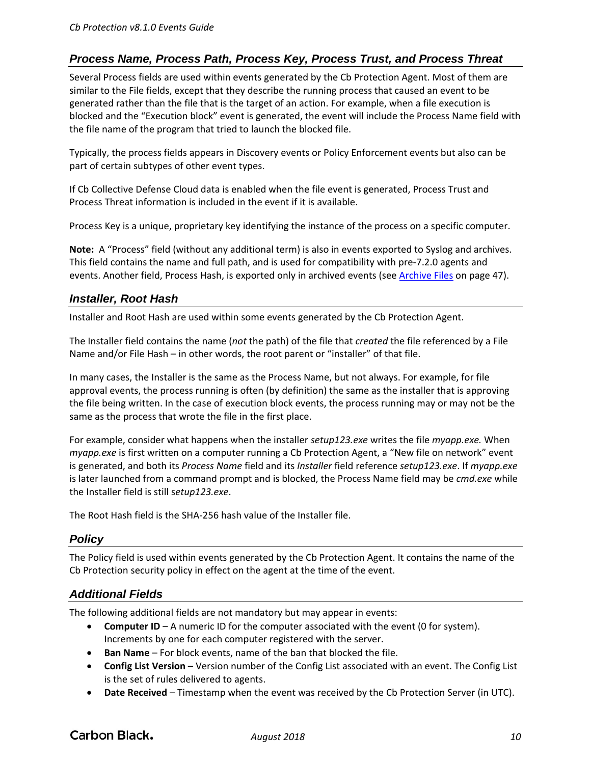### *Process Name, Process Path, Process Key, Process Trust, and Process Threat*

Several Process fields are used within events generated by the Cb Protection Agent. Most of them are similar to the File fields, except that they describe the running process that caused an event to be generated rather than the file that is the target of an action. For example, when a file execution is blocked and the "Execution block" event is generated, the event will include the Process Name field with the file name of the program that tried to launch the blocked file.

Typically, the process fields appears in Discovery events or Policy Enforcement events but also can be part of certain subtypes of other event types.

If Cb Collective Defense Cloud data is enabled when the file event is generated, Process Trust and Process Threat information is included in the event if it is available.

Process Key is a unique, proprietary key identifying the instance of the process on a specific computer.

**Note:** A "Process" field (without any additional term) is also in events exported to Syslog and archives. This field contains the name and full path, and is used for compatibility with pre-7.2.0 agents and events. Another field, Process Hash, is exported only in archived events (see Archive Files on page 47).

### *Installer, Root Hash*

Installer and Root Hash are used within some events generated by the Cb Protection Agent.

The Installer field contains the name (*not* the path) of the file that *created* the file referenced by a File Name and/or File Hash – in other words, the root parent or "installer" of that file.

In many cases, the Installer is the same as the Process Name, but not always. For example, for file approval events, the process running is often (by definition) the same as the installer that is approving the file being written. In the case of execution block events, the process running may or may not be the same as the process that wrote the file in the first place.

For example, consider what happens when the installer *setup123.exe* writes the file *myapp.exe.* When *myapp.exe* is first written on a computer running a Cb Protection Agent, a "New file on network" event is generated, and both its *Process Name* field and its *Installer* field reference *setup123.exe*. If *myapp.exe* is later launched from a command prompt and is blocked, the Process Name field may be *cmd.exe* while the Installer field is still *setup123.exe*.

The Root Hash field is the SHA-256 hash value of the Installer file.

### *Policy*

The Policy field is used within events generated by the Cb Protection Agent. It contains the name of the Cb Protection security policy in effect on the agent at the time of the event.

### *Additional Fields*

The following additional fields are not mandatory but may appear in events:

- **Computer ID** – A numeric ID for the computer associated with the event (0 for system). Increments by one for each computer registered with the server.
- **Ban Name** – For block events, name of the ban that blocked the file.
- **Config List Version** – Version number of the Config List associated with an event. The Config List is the set of rules delivered to agents.
- **Date Received** – Timestamp when the event was received by the Cb Protection Server (in UTC).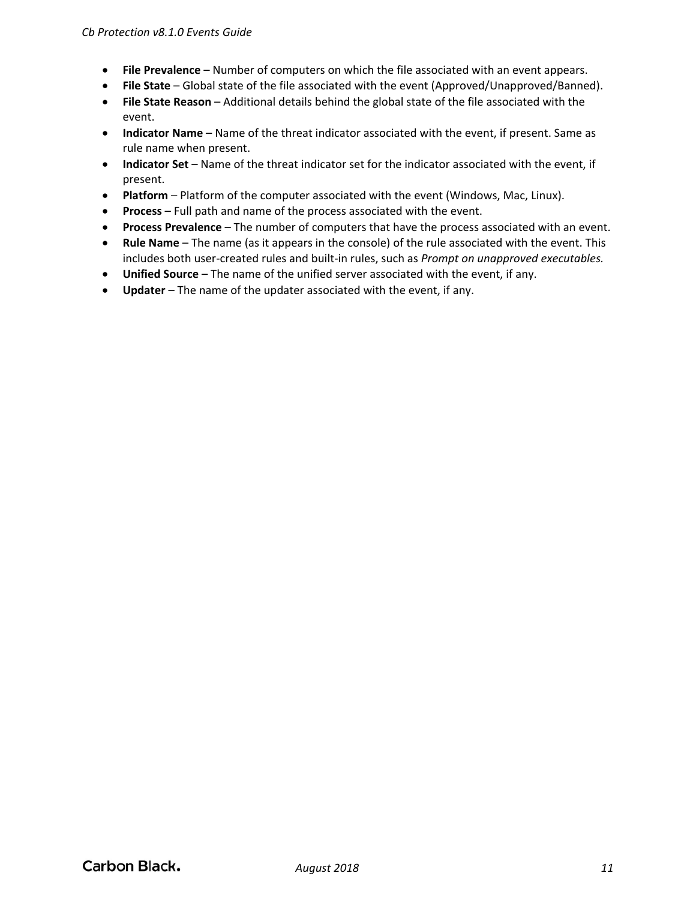- **File Prevalence** – Number of computers on which the file associated with an event appears.
- **File State** – Global state of the file associated with the event (Approved/Unapproved/Banned).
- **File State Reason** – Additional details behind the global state of the file associated with the event.
- **Indicator Name** – Name of the threat indicator associated with the event, if present. Same as rule name when present.
- **Indicator Set** – Name of the threat indicator set for the indicator associated with the event, if present.
- **Platform** – Platform of the computer associated with the event (Windows, Mac, Linux).
- **Process** – Full path and name of the process associated with the event.
- **Process Prevalence** – The number of computers that have the process associated with an event.
- **Rule Name** – The name (as it appears in the console) of the rule associated with the event. This includes both user-created rules and built-in rules, such as *Prompt on unapproved executables.*
- **Unified Source** – The name of the unified server associated with the event, if any.
- **Updater** – The name of the updater associated with the event, if any.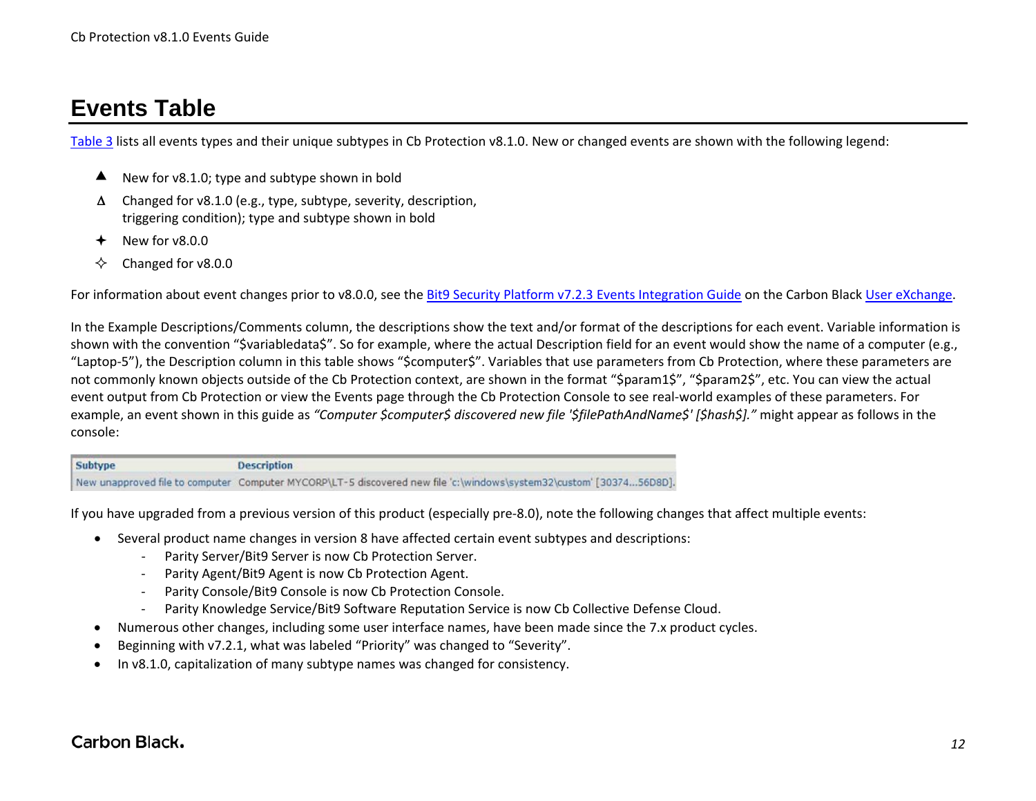# Events Table

Table 3 lists all events types and their unique subtypes in Cb Protection v8.1.0. New or changed events are shown with the following legend:

- ▲ New for v8.1.0; type and subtype shown in bold
- Δ Changed for v8.1.0 (e.g., type, subtype, severity, description, triggering condition); type and subtype shown in bold
- ✦ New for v8.0.0
- ✧ Changed for v8.0.0

For information about event changes prior to v8.0.0, see the Bit9 Security Platform v7.2.3 Events Integration Guide on the Carbon Black User eXchange.

In the Example Descriptions/Comments column, the descriptions show the text and/or format of the descriptions for each event. Variable information is shown with the convention "$variabledata$". So for example, where the actual Description field for an event would show the name of a computer (e.g., "Laptop-5"), the Description column in this table shows "$computer$". Variables that use parameters from Cb Protection, where these parameters are not commonly known objects outside of the Cb Protection context, are shown in the format "$param1$", "$param2$", etc. You can view the actual event output from Cb Protection or view the Events page through the Cb Protection Console to see real-world examples of these parameters. For example, an event shown in this guide as *"Computer $computer$ discovered new file '$filePathAndName$' [$hash$]."* might appear as follows in the console:

| Subtype | Description |
| --- | --- |
| New unapproved file to computer | Computer MYCORP\LT-5 discovered new file 'c:\windows\system32\custom' [30374...56D8D]. |

If you have upgraded from a previous version of this product (especially pre-8.0), note the following changes that affect multiple events:

- Several product name changes in version 8 have affected certain event subtypes and descriptions:
  - Parity Server/Bit9 Server is now Cb Protection Server.
  - Parity Agent/Bit9 Agent is now Cb Protection Agent.
  - Parity Console/Bit9 Console is now Cb Protection Console.
  - Parity Knowledge Service/Bit9 Software Reputation Service is now Cb Collective Defense Cloud.
- Numerous other changes, including some user interface names, have been made since the 7.x product cycles.
- Beginning with v7.2.1, what was labeled "Priority" was changed to "Severity".
- In v8.1.0, capitalization of many subtype names was changed for consistency.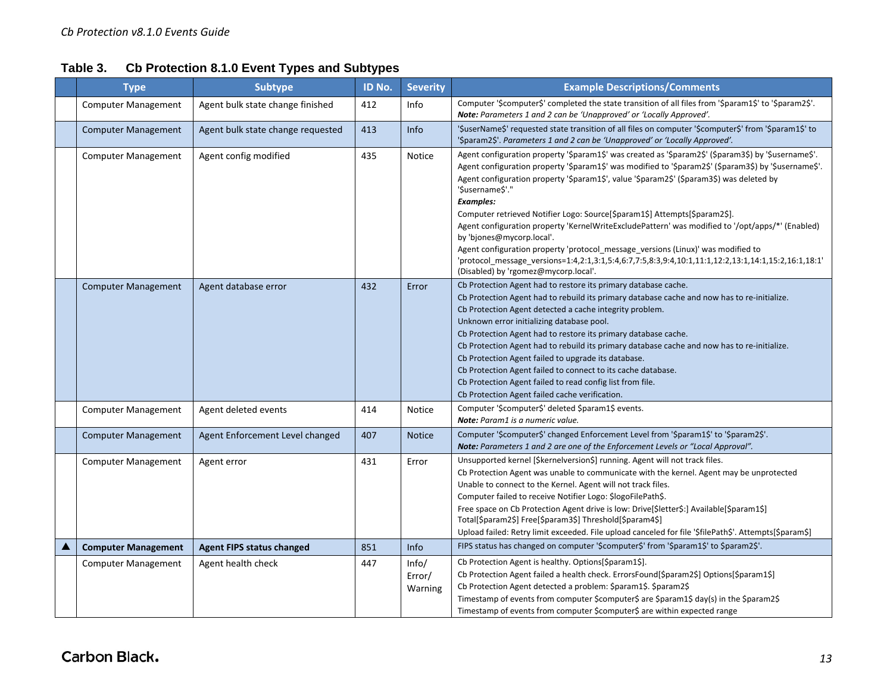**Table 3. Cb Protection 8.1.0 Event Types and Subtypes**

| | Type | Subtype | ID No. | Severity | Example Descriptions/Comments |
|---|---|---|---|---|---|
| | Computer Management | Agent bulk state change finished | 412 | Info | Computer '$computer$' completed the state transition of all files from '$param1$' to '$param2$'. ***Note:*** *Parameters 1 and 2 can be 'Unapproved' or 'Locally Approved'.* |
| | Computer Management | Agent bulk state change requested | 413 | Info | '$userName$' requested state transition of all files on computer '$computer$' from '$param1$' to '$param2$'. *Parameters 1 and 2 can be 'Unapproved' or 'Locally Approved'.* |
| | Computer Management | Agent config modified | 435 | Notice | Agent configuration property '$param1$' was created as '$param2$' ($param3$) by '$username$'.<br>Agent configuration property '$param1$' was modified to '$param2$' ($param3$) by '$username$'.<br>Agent configuration property '$param1$', value '$param2$' ($param3$) was deleted by '$username$'."<br>***Examples:***<br>Computer retrieved Notifier Logo: Source[$param1$] Attempts[$param2$].<br>Agent configuration property 'KernelWriteExcludePattern' was modified to '/opt/apps/*' (Enabled) by 'bjones@mycorp.local'.<br>Agent configuration property 'protocol_message_versions (Linux)' was modified to 'protocol_message_versions=1:4,2:1,3:1,5:4,6:7,7:5,8:3,9:4,10:1,11:1,12:2,13:1,14:1,15:2,16:1,18:1' (Disabled) by 'rgomez@mycorp.local'. |
| | Computer Management | Agent database error | 432 | Error | Cb Protection Agent had to restore its primary database cache.<br>Cb Protection Agent had to rebuild its primary database cache and now has to re-initialize.<br>Cb Protection Agent detected a cache integrity problem.<br>Unknown error initializing database pool.<br>Cb Protection Agent had to restore its primary database cache.<br>Cb Protection Agent had to rebuild its primary database cache and now has to re-initialize.<br>Cb Protection Agent failed to upgrade its database.<br>Cb Protection Agent failed to connect to its cache database.<br>Cb Protection Agent failed to read config list from file.<br>Cb Protection Agent failed cache verification. |
| | Computer Management | Agent deleted events | 414 | Notice | Computer '$computer$' deleted $param1$ events.<br>***Note:*** *Param1 is a numeric value.* |
| | Computer Management | Agent Enforcement Level changed | 407 | Notice | Computer '$computer$' changed Enforcement Level from '$param1$' to '$param2$'.<br>***Note:*** *Parameters 1 and 2 are one of the Enforcement Levels or "Local Approval".* |
| | Computer Management | Agent error | 431 | Error | Unsupported kernel [$kernelversion$] running. Agent will not track files.<br>Cb Protection Agent was unable to communicate with the kernel. Agent may be unprotected<br>Unable to connect to the Kernel. Agent will not track files.<br>Computer failed to receive Notifier Logo: $logoFilePath$.<br>Free space on Cb Protection Agent drive is low: Drive[$letter$:] Available[$param1$] Total[$param2$] Free[$param3$] Threshold[$param4$]<br>Upload failed: Retry limit exceeded. File upload canceled for file '$filePath$'. Attempts[$param$] |
| ▲ | **Computer Management** | **Agent FIPS status changed** | 851 | Info | FIPS status has changed on computer '$computer$' from '$param1$' to $param2$'. |
| | Computer Management | Agent health check | 447 | Info/<br>Error/<br>Warning | Cb Protection Agent is healthy. Options[$param1$].<br>Cb Protection Agent failed a health check. ErrorsFound[$param2$] Options[$param1$]<br>Cb Protection Agent detected a problem: $param1$. $param2$<br>Timestamp of events from computer $computer$ are $param1$ day(s) in the $param2$<br>Timestamp of events from computer $computer$ are within expected range |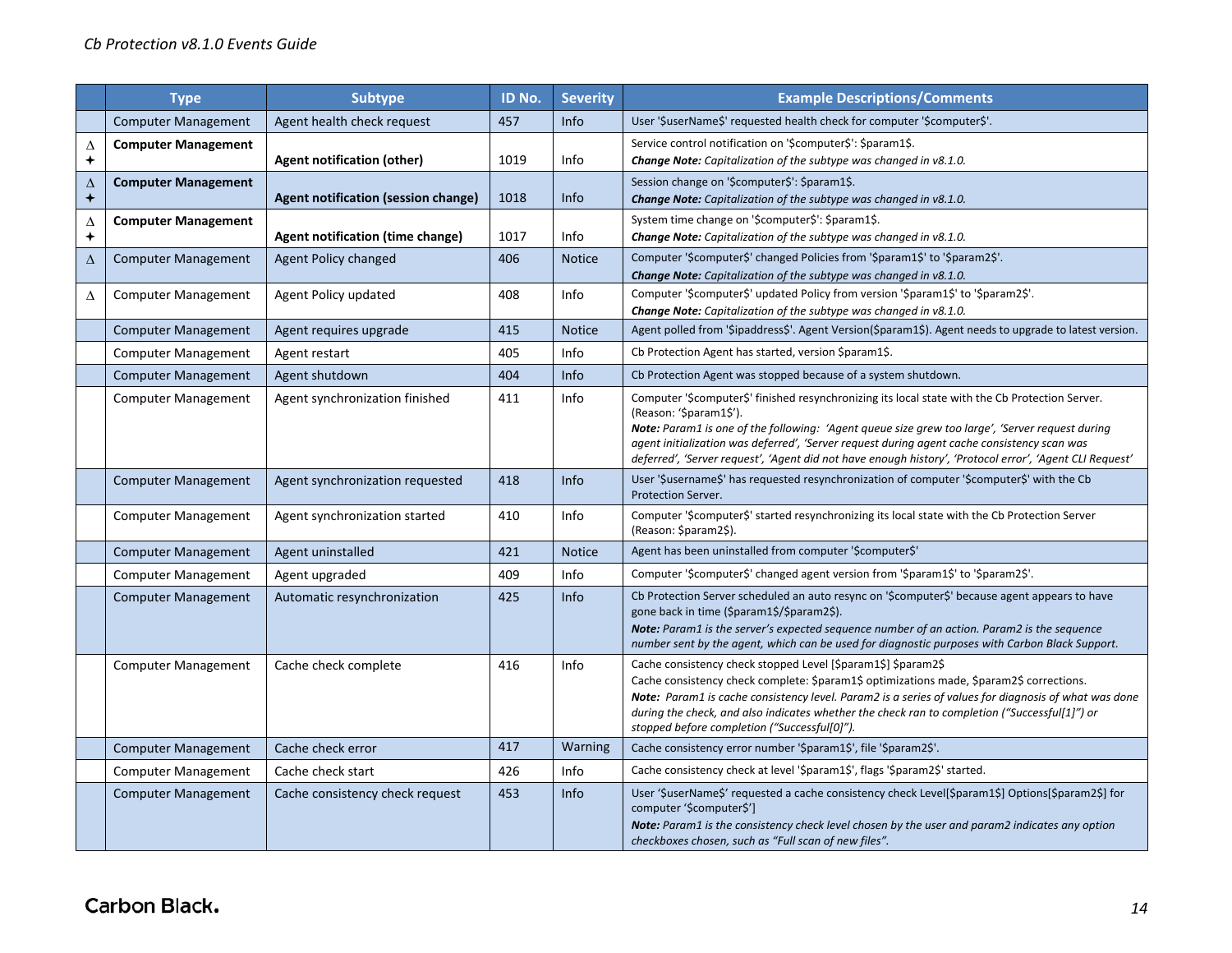| | Type | Subtype | ID No. | Severity | Example Descriptions/Comments |
|---|---|---|---|---|---|
| | Computer Management | Agent health check request | 457 | Info | User '$userName$' requested health check for computer '$computer$'. |
| Δ ✦ | **Computer Management** | **Agent notification (other)** | 1019 | Info | Service control notification on '$computer$': $param1$. ***Change Note:*** *Capitalization of the subtype was changed in v8.1.0.* |
| Δ ✦ | **Computer Management** | **Agent notification (session change)** | 1018 | Info | Session change on '$computer$': $param1$. ***Change Note:*** *Capitalization of the subtype was changed in v8.1.0.* |
| Δ ✦ | **Computer Management** | **Agent notification (time change)** | 1017 | Info | System time change on '$computer$': $param1$. ***Change Note:*** *Capitalization of the subtype was changed in v8.1.0.* |
| Δ | Computer Management | Agent Policy changed | 406 | Notice | Computer '$computer$' changed Policies from '$param1$' to '$param2$'. ***Change Note:*** *Capitalization of the subtype was changed in v8.1.0.* |
| Δ | Computer Management | Agent Policy updated | 408 | Info | Computer '$computer$' updated Policy from version '$param1$' to '$param2$'. ***Change Note:*** *Capitalization of the subtype was changed in v8.1.0.* |
| | Computer Management | Agent requires upgrade | 415 | Notice | Agent polled from '$ipaddress$'. Agent Version($param1$). Agent needs to upgrade to latest version. |
| | Computer Management | Agent restart | 405 | Info | Cb Protection Agent has started, version $param1$. |
| | Computer Management | Agent shutdown | 404 | Info | Cb Protection Agent was stopped because of a system shutdown. |
| | Computer Management | Agent synchronization finished | 411 | Info | Computer '$computer$' finished resynchronizing its local state with the Cb Protection Server. (Reason: '$param1$'). ***Note:*** *Param1 is one of the following: 'Agent queue size grew too large', 'Server request during agent initialization was deferred', 'Server request during agent cache consistency scan was deferred', 'Server request', 'Agent did not have enough history', 'Protocol error', 'Agent CLI Request'* |
| | Computer Management | Agent synchronization requested | 418 | Info | User '$username$' has requested resynchronization of computer '$computer$' with the Cb Protection Server. |
| | Computer Management | Agent synchronization started | 410 | Info | Computer '$computer$' started resynchronizing its local state with the Cb Protection Server (Reason: $param2$). |
| | Computer Management | Agent uninstalled | 421 | Notice | Agent has been uninstalled from computer '$computer$' |
| | Computer Management | Agent upgraded | 409 | Info | Computer '$computer$' changed agent version from '$param1$' to '$param2$'. |
| | Computer Management | Automatic resynchronization | 425 | Info | Cb Protection Server scheduled an auto resync on '$computer$' because agent appears to have gone back in time ($param1$/$param2$). ***Note:*** *Param1 is the server's expected sequence number of an action. Param2 is the sequence number sent by the agent, which can be used for diagnostic purposes with Carbon Black Support.* |
| | Computer Management | Cache check complete | 416 | Info | Cache consistency check stopped Level [$param1$] $param2$ Cache consistency check complete: $param1$ optimizations made, $param2$ corrections. ***Note:*** *Param1 is cache consistency level. Param2 is a series of values for diagnosis of what was done during the check, and also indicates whether the check ran to completion ("Successful[1]") or stopped before completion ("Successful[0]").* |
| | Computer Management | Cache check error | 417 | Warning | Cache consistency error number '$param1$', file '$param2$'. |
| | Computer Management | Cache check start | 426 | Info | Cache consistency check at level '$param1$', flags '$param2$' started. |
| | Computer Management | Cache consistency check request | 453 | Info | User '$userName$' requested a cache consistency check Level[$param1$] Options[$param2$] for computer '$computer$'] ***Note:*** *Param1 is the consistency check level chosen by the user and param2 indicates any option checkboxes chosen, such as "Full scan of new files".* |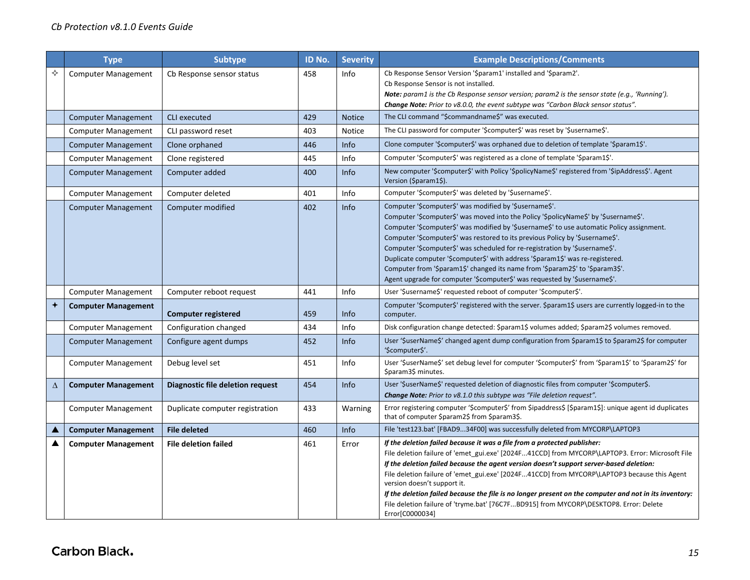| | Type | Subtype | ID No. | Severity | Example Descriptions/Comments |
|---|---|---|---|---|---|
| ✧ | Computer Management | Cb Response sensor status | 458 | Info | Cb Response Sensor Version '$param1' installed and '$param2'.<br>Cb Response Sensor is not installed.<br>***Note:*** *param1 is the Cb Response sensor version; param2 is the sensor state (e.g., 'Running').*<br>***Change Note:*** *Prior to v8.0.0, the event subtype was "Carbon Black sensor status".* |
| | Computer Management | CLI executed | 429 | Notice | The CLI command "$commandname$" was executed. |
| | Computer Management | CLI password reset | 403 | Notice | The CLI password for computer '$computer$' was reset by '$username$'. |
| | Computer Management | Clone orphaned | 446 | Info | Clone computer '$computer$' was orphaned due to deletion of template '$param1$'. |
| | Computer Management | Clone registered | 445 | Info | Computer '$computer$' was registered as a clone of template '$param1$'. |
| | Computer Management | Computer added | 400 | Info | New computer '$computer$' with Policy '$policyName$' registered from '$ipAddress$'. Agent Version ($param1$). |
| | Computer Management | Computer deleted | 401 | Info | Computer '$computer$' was deleted by '$username$'. |
| | Computer Management | Computer modified | 402 | Info | Computer '$computer$' was modified by '$username$'.<br>Computer '$computer$' was moved into the Policy '$policyName$' by '$username$'.<br>Computer '$computer$' was modified by '$username$' to use automatic Policy assignment.<br>Computer '$computer$' was restored to its previous Policy by '$username$'.<br>Computer '$computer$' was scheduled for re-registration by '$username$'.<br>Duplicate computer '$computer$' with address '$param1$' was re-registered.<br>Computer from '$param1$' changed its name from '$param2$' to '$param3$'.<br>Agent upgrade for computer '$computer$' was requested by '$username$'. |
| | Computer Management | Computer reboot request | 441 | Info | User '$username$' requested reboot of computer '$computer$'. |
| ✦ | **Computer Management** | **Computer registered** | 459 | Info | Computer '$computer$' registered with the server. $param1$ users are currently logged-in to the computer. |
| | Computer Management | Configuration changed | 434 | Info | Disk configuration change detected: $param1$ volumes added; $param2$ volumes removed. |
| | Computer Management | Configure agent dumps | 452 | Info | User '$userName$' changed agent dump configuration from $param1$ to $param2$ for computer '$computer$'. |
| | Computer Management | Debug level set | 451 | Info | User '$userName$' set debug level for computer '$computer$' from '$param1$' to '$param2$' for $param3$ minutes. |
| ∆ | **Computer Management** | **Diagnostic file deletion request** | 454 | Info | User '$userName$' requested deletion of diagnostic files from computer '$computer$.<br>***Change Note:*** *Prior to v8.1.0 this subtype was "File deletion request".* |
| | Computer Management | Duplicate computer registration | 433 | Warning | Error registering computer '$computer$' from $ipaddress$ [$param1$]: unique agent id duplicates that of computer $param2$ from $param3$. |
| ▲ | **Computer Management** | **File deleted** | 460 | Info | File 'test123.bat' [FBAD9...34F00] was successfully deleted from MYCORP\LAPTOP3 |
| ▲ | **Computer Management** | **File deletion failed** | 461 | Error | ***If the deletion failed because it was a file from a protected publisher:***<br>File deletion failure of 'emet_gui.exe' [2024F...41CCD] from MYCORP\LAPTOP3. Error: Microsoft File<br>***If the deletion failed because the agent version doesn't support server-based deletion:***<br>File deletion failure of 'emet_gui.exe' [2024F...41CCD] from MYCORP\LAPTOP3 because this Agent version doesn't support it.<br>***If the deletion failed because the file is no longer present on the computer and not in its inventory:***<br>File deletion failure of 'tryme.bat' [76C7F...BD915] from MYCORP\DESKTOP8. Error: Delete Error[C0000034] |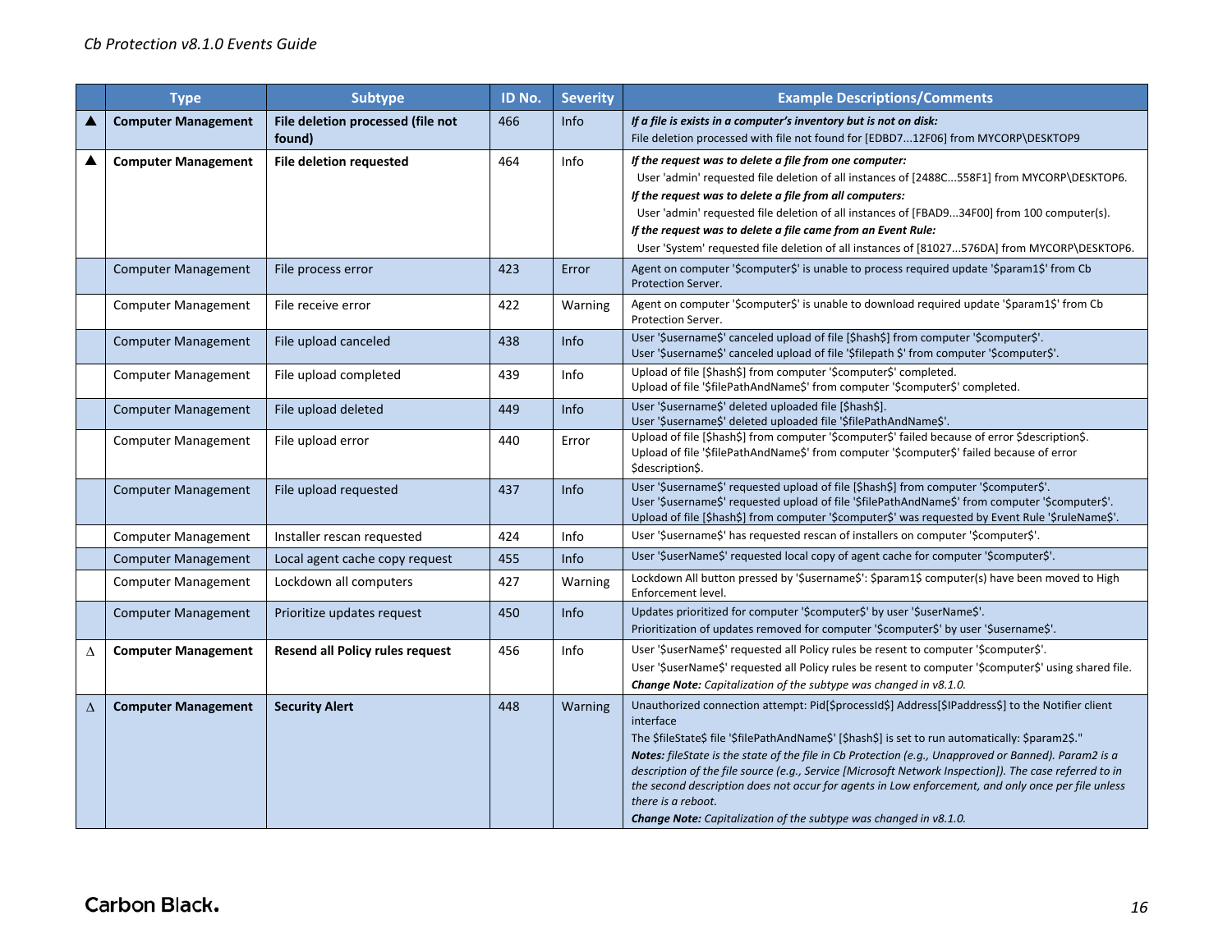| | Type | Subtype | ID No. | Severity | Example Descriptions/Comments |
|---|---|---|---|---|---|
| ▲ | **Computer Management** | **File deletion processed (file not found)** | 466 | Info | ***If a file is exists in a computer's inventory but is not on disk:*** File deletion processed with file not found for [EDBD7...12F06] from MYCORP\DESKTOP9 |
| ▲ | **Computer Management** | **File deletion requested** | 464 | Info | ***If the request was to delete a file from one computer:*** User 'admin' requested file deletion of all instances of [2488C...558F1] from MYCORP\DESKTOP6. ***If the request was to delete a file from all computers:*** User 'admin' requested file deletion of all instances of [FBAD9...34F00] from 100 computer(s). ***If the request was to delete a file came from an Event Rule:*** User 'System' requested file deletion of all instances of [81027...576DA] from MYCORP\DESKTOP6. |
| | Computer Management | File process error | 423 | Error | Agent on computer '$computer$' is unable to process required update '$param1$' from Cb Protection Server. |
| | Computer Management | File receive error | 422 | Warning | Agent on computer '$computer$' is unable to download required update '$param1$' from Cb Protection Server. |
| | Computer Management | File upload canceled | 438 | Info | User '$username$' canceled upload of file [$hash$] from computer '$computer$'. User '$username$' canceled upload of file '$filepath $' from computer '$computer$'. |
| | Computer Management | File upload completed | 439 | Info | Upload of file [$hash$] from computer '$computer$' completed. Upload of file '$filePathAndName$' from computer '$computer$' completed. |
| | Computer Management | File upload deleted | 449 | Info | User '$username$' deleted uploaded file [$hash$]. User '$username$' deleted uploaded file '$filePathAndName$'. |
| | Computer Management | File upload error | 440 | Error | Upload of file [$hash$] from computer '$computer$' failed because of error $description$. Upload of file '$filePathAndName$' from computer '$computer$' failed because of error $description$. |
| | Computer Management | File upload requested | 437 | Info | User '$username$' requested upload of file [$hash$] from computer '$computer$'. User '$username$' requested upload of file '$filePathAndName$' from computer '$computer$'. Upload of file [$hash$] from computer '$computer$' was requested by Event Rule '$ruleName$'. |
| | Computer Management | Installer rescan requested | 424 | Info | User '$username$' has requested rescan of installers on computer '$computer$'. |
| | Computer Management | Local agent cache copy request | 455 | Info | User '$userName$' requested local copy of agent cache for computer '$computer$'. |
| | Computer Management | Lockdown all computers | 427 | Warning | Lockdown All button pressed by '$username$': $param1$ computer(s) have been moved to High Enforcement level. |
| | Computer Management | Prioritize updates request | 450 | Info | Updates prioritized for computer '$computer$' by user '$userName$'. Prioritization of updates removed for computer '$computer$' by user '$username$'. |
| Δ | **Computer Management** | **Resend all Policy rules request** | 456 | Info | User '$userName$' requested all Policy rules be resent to computer '$computer$'. User '$userName$' requested all Policy rules be resent to computer '$computer$' using shared file. ***Change Note:*** *Capitalization of the subtype was changed in v8.1.0.* |
| Δ | **Computer Management** | **Security Alert** | 448 | Warning | Unauthorized connection attempt: Pid[$processId$] Address[$IPaddress$] to the Notifier client interface The $fileState$ file '$filePathAndName$' [$hash$] is set to run automatically: $param2$." ***Notes:*** *fileState is the state of the file in Cb Protection (e.g., Unapproved or Banned). Param2 is a description of the file source (e.g., Service [Microsoft Network Inspection]). The case referred to in the second description does not occur for agents in Low enforcement, and only once per file unless there is a reboot.* ***Change Note:*** *Capitalization of the subtype was changed in v8.1.0.* |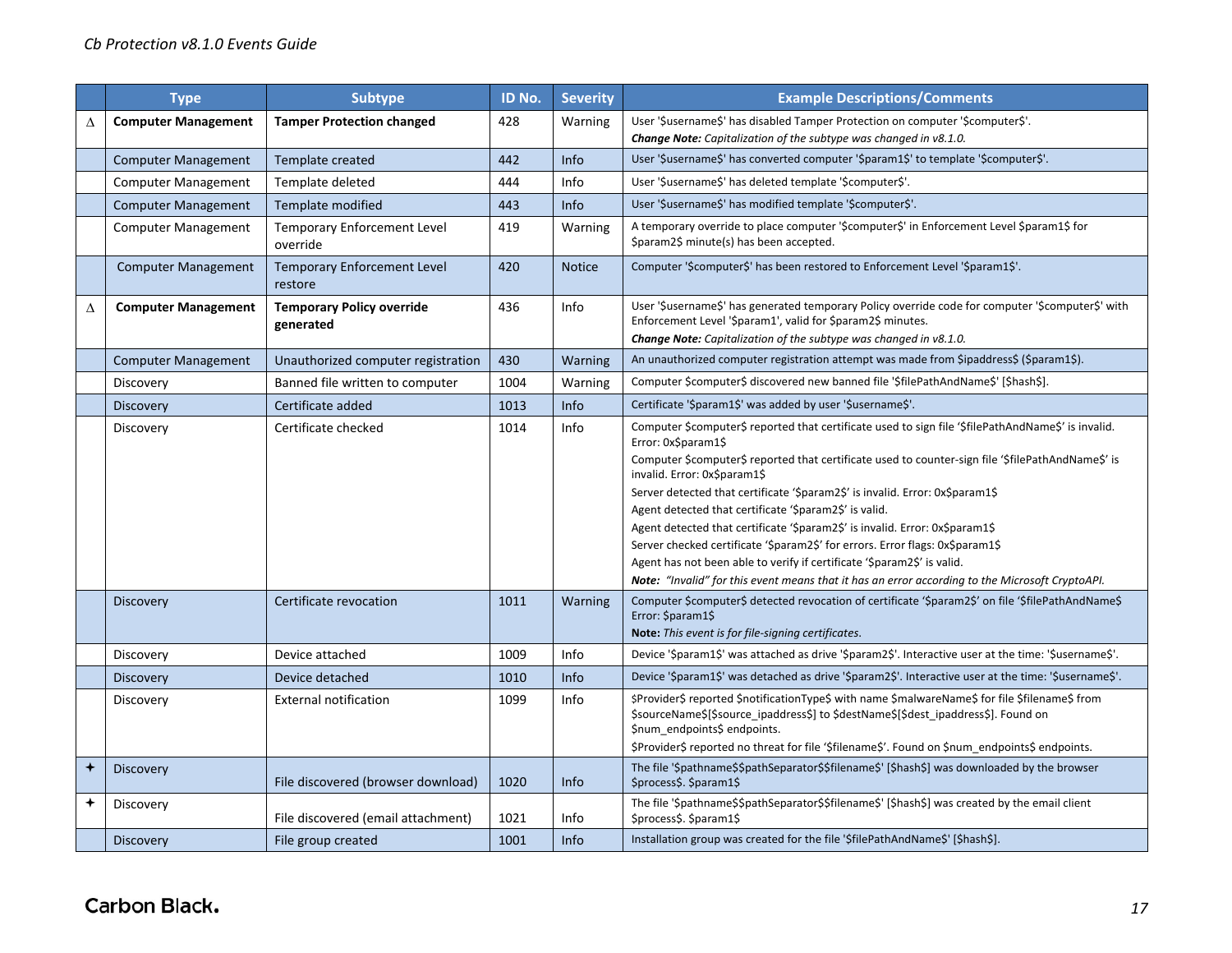| | Type | Subtype | ID No. | Severity | Example Descriptions/Comments |
|---|---|---|---|---|---|
| Δ | **Computer Management** | **Tamper Protection changed** | 428 | Warning | User '$username$' has disabled Tamper Protection on computer '$computer$'.<br>***Change Note:*** *Capitalization of the subtype was changed in v8.1.0.* |
| | Computer Management | Template created | 442 | Info | User '$username$' has converted computer '$param1$' to template '$computer$'. |
| | Computer Management | Template deleted | 444 | Info | User '$username$' has deleted template '$computer$'. |
| | Computer Management | Template modified | 443 | Info | User '$username$' has modified template '$computer$'. |
| | Computer Management | Temporary Enforcement Level override | 419 | Warning | A temporary override to place computer '$computer$' in Enforcement Level $param1$ for $param2$ minute(s) has been accepted. |
| | Computer Management | Temporary Enforcement Level restore | 420 | Notice | Computer '$computer$' has been restored to Enforcement Level '$param1$'. |
| Δ | **Computer Management** | **Temporary Policy override generated** | 436 | Info | User '$username$' has generated temporary Policy override code for computer '$computer$' with Enforcement Level '$param1', valid for $param2$ minutes.<br>***Change Note:*** *Capitalization of the subtype was changed in v8.1.0.* |
| | Computer Management | Unauthorized computer registration | 430 | Warning | An unauthorized computer registration attempt was made from $ipaddress$ ($param1$). |
| | Discovery | Banned file written to computer | 1004 | Warning | Computer $computer$ discovered new banned file '$filePathAndName$' [$hash$]. |
| | Discovery | Certificate added | 1013 | Info | Certificate '$param1$' was added by user '$username$'. |
| | Discovery | Certificate checked | 1014 | Info | Computer $computer$ reported that certificate used to sign file '$filePathAndName$' is invalid. Error: 0x$param1$<br>Computer $computer$ reported that certificate used to counter-sign file '$filePathAndName$' is invalid. Error: 0x$param1$<br>Server detected that certificate '$param2$' is invalid. Error: 0x$param1$<br>Agent detected that certificate '$param2$' is valid.<br>Agent detected that certificate '$param2$' is invalid. Error: 0x$param1$<br>Server checked certificate '$param2$' for errors. Error flags: 0x$param1$<br>Agent has not been able to verify if certificate '$param2$' is valid.<br>***Note:*** *"Invalid" for this event means that it has an error according to the Microsoft CryptoAPI.* |
| | Discovery | Certificate revocation | 1011 | Warning | Computer $computer$ detected revocation of certificate '$param2$' on file '$filePathAndName$ Error: $param1$<br>**Note:** *This event is for file-signing certificates.* |
| | Discovery | Device attached | 1009 | Info | Device '$param1$' was attached as drive '$param2$'. Interactive user at the time: '$username$'. |
| | Discovery | Device detached | 1010 | Info | Device '$param1$' was detached as drive '$param2$'. Interactive user at the time: '$username$'. |
| | Discovery | External notification | 1099 | Info | $Provider$ reported $notificationType$ with name $malwareName$ for file $filename$ from $sourceName$[$source_ipaddress$] to $destName$[$dest_ipaddress$]. Found on $num_endpoints$ endpoints.<br>$Provider$ reported no threat for file '$filename$'. Found on $num_endpoints$ endpoints. |
| ✦ | Discovery | File discovered (browser download) | 1020 | Info | The file '$pathname$$pathSeparator$$filename$' [$hash$] was downloaded by the browser $process$. $param1$ |
| ✦ | Discovery | File discovered (email attachment) | 1021 | Info | The file '$pathname$$pathSeparator$$filename$' [$hash$] was created by the email client $process$. $param1$ |
| | Discovery | File group created | 1001 | Info | Installation group was created for the file '$filePathAndName$' [$hash$]. |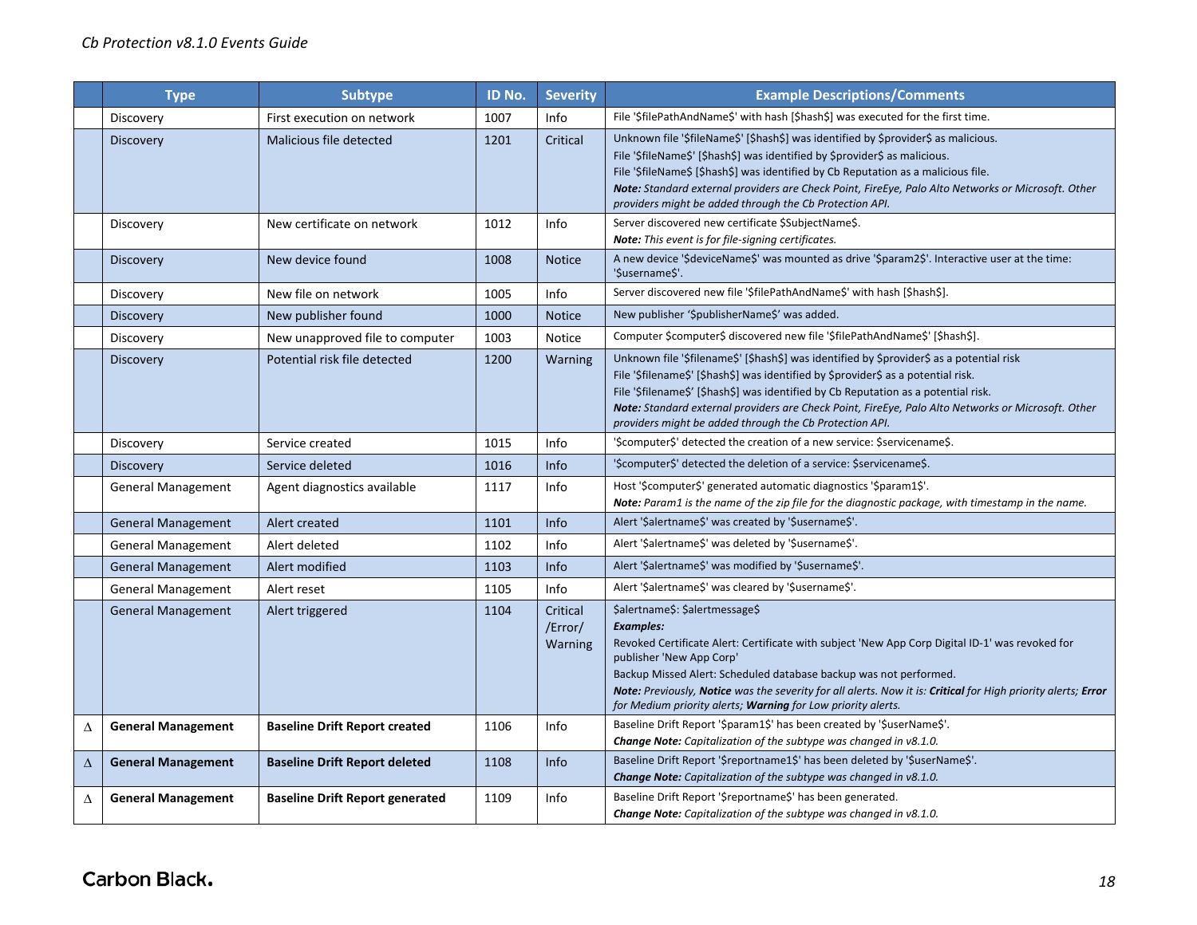| | Type | Subtype | ID No. | Severity | Example Descriptions/Comments |
|---|---|---|---|---|---|
| | Discovery | First execution on network | 1007 | Info | File '$filePathAndName$' with hash [$hash$] was executed for the first time. |
| | Discovery | Malicious file detected | 1201 | Critical | Unknown file '$fileName$' [$hash$] was identified by $provider$ as malicious.<br>File '$fileName$' [$hash$] was identified by $provider$ as malicious.<br>File '$fileName$ [$hash$] was identified by Cb Reputation as a malicious file.<br>***Note:*** *Standard external providers are Check Point, FireEye, Palo Alto Networks or Microsoft. Other providers might be added through the Cb Protection API.* |
| | Discovery | New certificate on network | 1012 | Info | Server discovered new certificate $SubjectName$.<br>***Note:*** *This event is for file-signing certificates.* |
| | Discovery | New device found | 1008 | Notice | A new device '$deviceName$' was mounted as drive '$param2$'. Interactive user at the time: '$username$'. |
| | Discovery | New file on network | 1005 | Info | Server discovered new file '$filePathAndName$' with hash [$hash$]. |
| | Discovery | New publisher found | 1000 | Notice | New publisher '$publisherName$' was added. |
| | Discovery | New unapproved file to computer | 1003 | Notice | Computer $computer$ discovered new file '$filePathAndName$' [$hash$]. |
| | Discovery | Potential risk file detected | 1200 | Warning | Unknown file '$filename$' [$hash$] was identified by $provider$ as a potential risk<br>File '$filename$' [$hash$] was identified by $provider$ as a potential risk.<br>File '$filename$' [$hash$] was identified by Cb Reputation as a potential risk.<br>***Note:*** *Standard external providers are Check Point, FireEye, Palo Alto Networks or Microsoft. Other providers might be added through the Cb Protection API.* |
| | Discovery | Service created | 1015 | Info | '$computer$' detected the creation of a new service: $servicename$. |
| | Discovery | Service deleted | 1016 | Info | '$computer$' detected the deletion of a service: $servicename$. |
| | General Management | Agent diagnostics available | 1117 | Info | Host '$computer$' generated automatic diagnostics '$param1$'.<br>***Note:*** *Param1 is the name of the zip file for the diagnostic package, with timestamp in the name.* |
| | General Management | Alert created | 1101 | Info | Alert '$alertname$' was created by '$username$'. |
| | General Management | Alert deleted | 1102 | Info | Alert '$alertname$' was deleted by '$username$'. |
| | General Management | Alert modified | 1103 | Info | Alert '$alertname$' was modified by '$username$'. |
| | General Management | Alert reset | 1105 | Info | Alert '$alertname$' was cleared by '$username$'. |
| | General Management | Alert triggered | 1104 | Critical /Error/ Warning | $alertname$: $alertmessage$<br>***Examples:***<br>Revoked Certificate Alert: Certificate with subject 'New App Corp Digital ID-1' was revoked for publisher 'New App Corp'<br>Backup Missed Alert: Scheduled database backup was not performed.<br>***Note:*** *Previously,* ***Notice*** *was the severity for all alerts. Now it is:* ***Critical*** *for High priority alerts;* ***Error*** *for Medium priority alerts;* ***Warning*** *for Low priority alerts.* |
| Δ | **General Management** | **Baseline Drift Report created** | 1106 | Info | Baseline Drift Report '$param1$' has been created by '$userName$'.<br>***Change Note:*** *Capitalization of the subtype was changed in v8.1.0.* |
| Δ | **General Management** | **Baseline Drift Report deleted** | 1108 | Info | Baseline Drift Report '$reportname1$' has been deleted by '$userName$'.<br>***Change Note:*** *Capitalization of the subtype was changed in v8.1.0.* |
| Δ | **General Management** | **Baseline Drift Report generated** | 1109 | Info | Baseline Drift Report '$reportname$' has been generated.<br>***Change Note:*** *Capitalization of the subtype was changed in v8.1.0.* |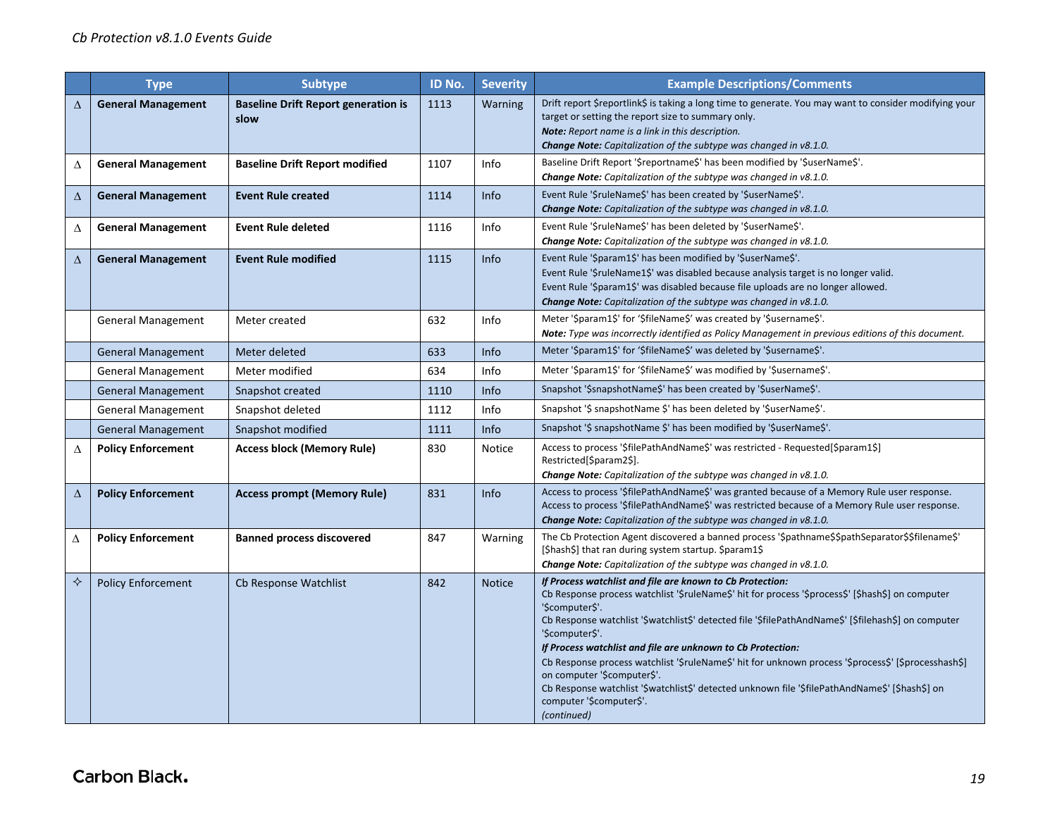| | Type | Subtype | ID No. | Severity | Example Descriptions/Comments |
|---|---|---|---|---|---|
| Δ | **General Management** | **Baseline Drift Report generation is slow** | 1113 | Warning | Drift report $reportlink$ is taking a long time to generate. You may want to consider modifying your target or setting the report size to summary only.<br>***Note:*** *Report name is a link in this description.*<br>***Change Note:*** *Capitalization of the subtype was changed in v8.1.0.* |
| Δ | **General Management** | **Baseline Drift Report modified** | 1107 | Info | Baseline Drift Report '$reportname$' has been modified by '$userName$'.<br>***Change Note:*** *Capitalization of the subtype was changed in v8.1.0.* |
| Δ | **General Management** | **Event Rule created** | 1114 | Info | Event Rule '$ruleName$' has been created by '$userName$'.<br>***Change Note:*** *Capitalization of the subtype was changed in v8.1.0.* |
| Δ | **General Management** | **Event Rule deleted** | 1116 | Info | Event Rule '$ruleName$' has been deleted by '$userName$'.<br>***Change Note:*** *Capitalization of the subtype was changed in v8.1.0.* |
| Δ | **General Management** | **Event Rule modified** | 1115 | Info | Event Rule '$param1$' has been modified by '$userName$'.<br>Event Rule '$ruleName1$' was disabled because analysis target is no longer valid.<br>Event Rule '$param1$' was disabled because file uploads are no longer allowed.<br>***Change Note:*** *Capitalization of the subtype was changed in v8.1.0.* |
| | General Management | Meter created | 632 | Info | Meter '$param1$' for '$fileName$' was created by '$username$'.<br>***Note:*** *Type was incorrectly identified as Policy Management in previous editions of this document.* |
| | General Management | Meter deleted | 633 | Info | Meter '$param1$' for '$fileName$' was deleted by '$username$'. |
| | General Management | Meter modified | 634 | Info | Meter '$param1$' for '$fileName$' was modified by '$username$'. |
| | General Management | Snapshot created | 1110 | Info | Snapshot '$snapshotName$' has been created by '$userName$'. |
| | General Management | Snapshot deleted | 1112 | Info | Snapshot '$ snapshotName $' has been deleted by '$userName$'. |
| | General Management | Snapshot modified | 1111 | Info | Snapshot '$ snapshotName $' has been modified by '$userName$'. |
| Δ | **Policy Enforcement** | **Access block (Memory Rule)** | 830 | Notice | Access to process '$filePathAndName$' was restricted - Requested[$param1$] Restricted[$param2$].<br>***Change Note:*** *Capitalization of the subtype was changed in v8.1.0.* |
| Δ | **Policy Enforcement** | **Access prompt (Memory Rule)** | 831 | Info | Access to process '$filePathAndName$' was granted because of a Memory Rule user response.<br>Access to process '$filePathAndName$' was restricted because of a Memory Rule user response.<br>***Change Note:*** *Capitalization of the subtype was changed in v8.1.0.* |
| Δ | **Policy Enforcement** | **Banned process discovered** | 847 | Warning | The Cb Protection Agent discovered a banned process '$pathname$$pathSeparator$$filename$' [$hash$] that ran during system startup. $param1$<br>***Change Note:*** *Capitalization of the subtype was changed in v8.1.0.* |
| ✧ | Policy Enforcement | Cb Response Watchlist | 842 | Notice | ***If Process watchlist and file are known to Cb Protection:***<br>Cb Response process watchlist '$ruleName$' hit for process '$process$' [$hash$] on computer '$computer$'.<br>Cb Response watchlist '$watchlist$' detected file '$filePathAndName$' [$filehash$] on computer '$computer$'.<br>***If Process watchlist and file are unknown to Cb Protection:***<br>Cb Response process watchlist '$ruleName$' hit for unknown process '$process$' [$processhash$] on computer '$computer$'.<br>Cb Response watchlist '$watchlist$' detected unknown file '$filePathAndName$' [$hash$] on computer '$computer$'.<br>*(continued)* |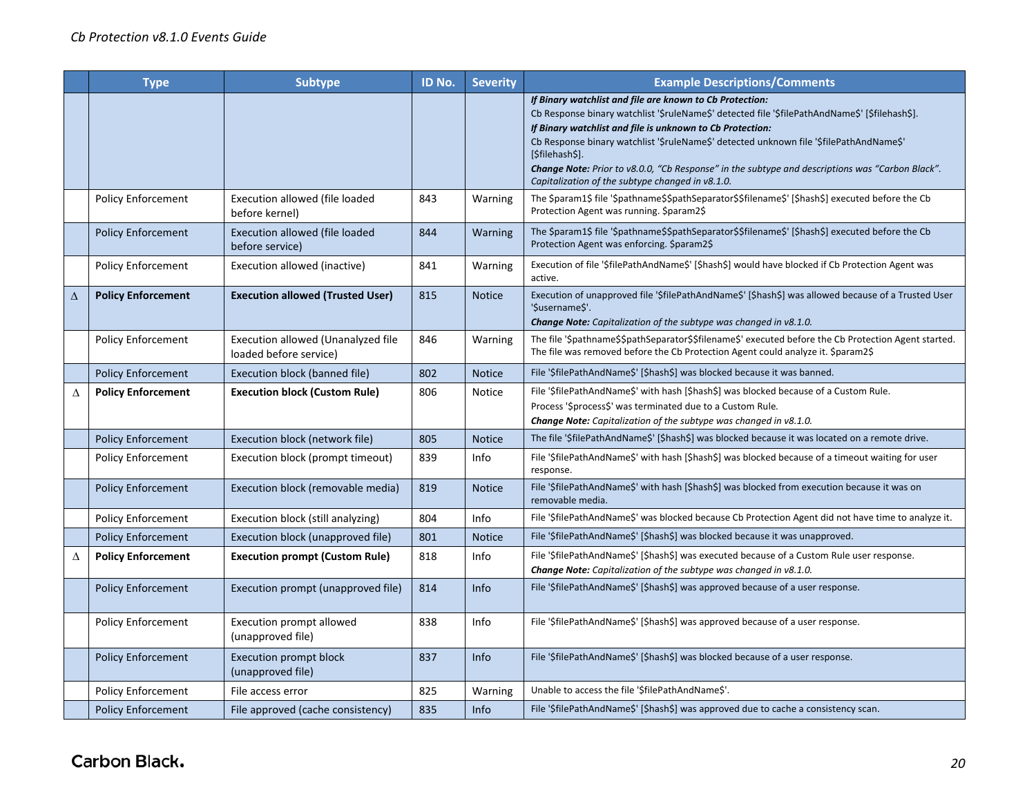| | Type | Subtype | ID No. | Severity | Example Descriptions/Comments |
|---|---|---|---|---|---|
| | | | | | ***If Binary watchlist and file are known to Cb Protection:*** Cb Response binary watchlist '$ruleName$' detected file '$filePathAndName$' [$filehash$]. ***If Binary watchlist and file is unknown to Cb Protection:*** Cb Response binary watchlist '$ruleName$' detected unknown file '$filePathAndName$' [$filehash$]. ***Change Note:*** *Prior to v8.0.0, "Cb Response" in the subtype and descriptions was "Carbon Black". Capitalization of the subtype changed in v8.1.0.* |
| | Policy Enforcement | Execution allowed (file loaded before kernel) | 843 | Warning | The $param1$ file '$pathname$$pathSeparator$$filename$' [$hash$] executed before the Cb Protection Agent was running. $param2$ |
| | Policy Enforcement | Execution allowed (file loaded before service) | 844 | Warning | The $param1$ file '$pathname$$pathSeparator$$filename$' [$hash$] executed before the Cb Protection Agent was enforcing. $param2$ |
| | Policy Enforcement | Execution allowed (inactive) | 841 | Warning | Execution of file '$filePathAndName$' [$hash$] would have blocked if Cb Protection Agent was active. |
| ∆ | **Policy Enforcement** | **Execution allowed (Trusted User)** | 815 | Notice | Execution of unapproved file '$filePathAndName$' [$hash$] was allowed because of a Trusted User '$username$'. ***Change Note:*** *Capitalization of the subtype was changed in v8.1.0.* |
| | Policy Enforcement | Execution allowed (Unanalyzed file loaded before service) | 846 | Warning | The file '$pathname$$pathSeparator$$filename$' executed before the Cb Protection Agent started. The file was removed before the Cb Protection Agent could analyze it. $param2$ |
| | Policy Enforcement | Execution block (banned file) | 802 | Notice | File '$filePathAndName$' [$hash$] was blocked because it was banned. |
| ∆ | **Policy Enforcement** | **Execution block (Custom Rule)** | 806 | Notice | File '$filePathAndName$' with hash [$hash$] was blocked because of a Custom Rule. Process '$process$' was terminated due to a Custom Rule. ***Change Note:*** *Capitalization of the subtype was changed in v8.1.0.* |
| | Policy Enforcement | Execution block (network file) | 805 | Notice | The file '$filePathAndName$' [$hash$] was blocked because it was located on a remote drive. |
| | Policy Enforcement | Execution block (prompt timeout) | 839 | Info | File '$filePathAndName$' with hash [$hash$] was blocked because of a timeout waiting for user response. |
| | Policy Enforcement | Execution block (removable media) | 819 | Notice | File '$filePathAndName$' with hash [$hash$] was blocked from execution because it was on removable media. |
| | Policy Enforcement | Execution block (still analyzing) | 804 | Info | File '$filePathAndName$' was blocked because Cb Protection Agent did not have time to analyze it. |
| | Policy Enforcement | Execution block (unapproved file) | 801 | Notice | File '$filePathAndName$' [$hash$] was blocked because it was unapproved. |
| ∆ | **Policy Enforcement** | **Execution prompt (Custom Rule)** | 818 | Info | File '$filePathAndName$' [$hash$] was executed because of a Custom Rule user response. ***Change Note:*** *Capitalization of the subtype was changed in v8.1.0.* |
| | Policy Enforcement | Execution prompt (unapproved file) | 814 | Info | File '$filePathAndName$' [$hash$] was approved because of a user response. |
| | Policy Enforcement | Execution prompt allowed (unapproved file) | 838 | Info | File '$filePathAndName$' [$hash$] was approved because of a user response. |
| | Policy Enforcement | Execution prompt block (unapproved file) | 837 | Info | File '$filePathAndName$' [$hash$] was blocked because of a user response. |
| | Policy Enforcement | File access error | 825 | Warning | Unable to access the file '$filePathAndName$'. |
| | Policy Enforcement | File approved (cache consistency) | 835 | Info | File '$filePathAndName$' [$hash$] was approved due to cache a consistency scan. |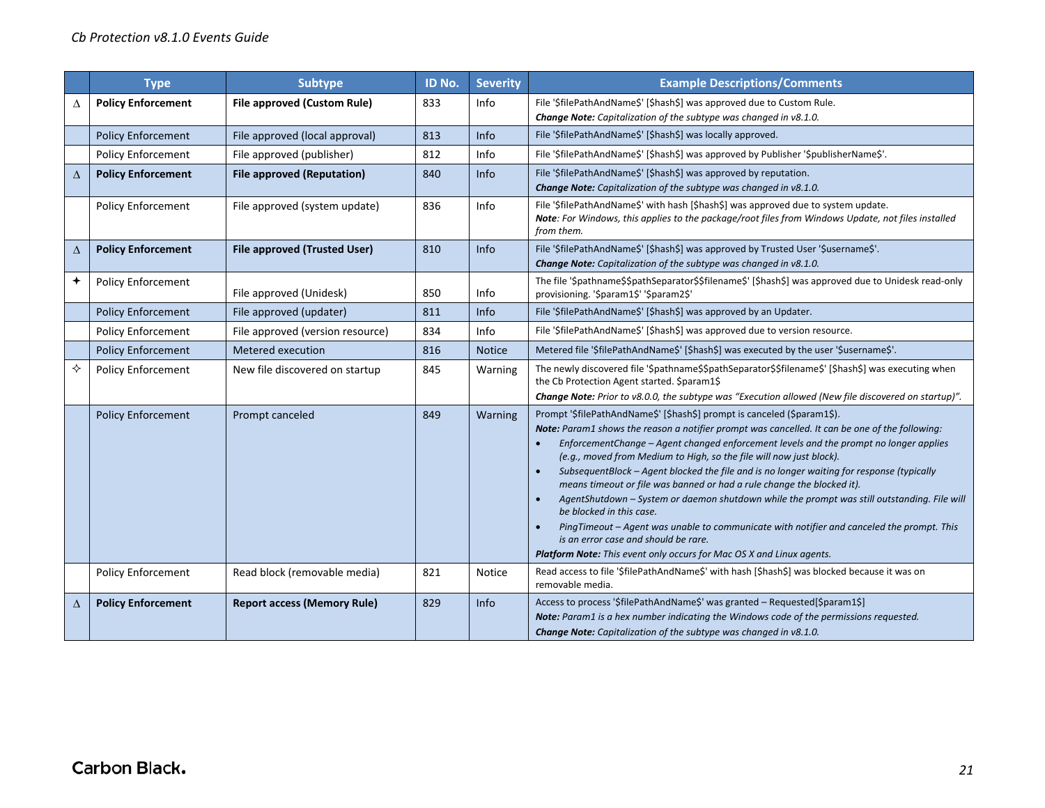| | Type | Subtype | ID No. | Severity | Example Descriptions/Comments |
|---|---|---|---|---|---|
| ∆ | **Policy Enforcement** | **File approved (Custom Rule)** | 833 | Info | File '$filePathAndName$' [$hash$] was approved due to Custom Rule. ***Change Note:*** *Capitalization of the subtype was changed in v8.1.0.* |
| | Policy Enforcement | File approved (local approval) | 813 | Info | File '$filePathAndName$' [$hash$] was locally approved. |
| | Policy Enforcement | File approved (publisher) | 812 | Info | File '$filePathAndName$' [$hash$] was approved by Publisher '$publisherName$'. |
| ∆ | **Policy Enforcement** | **File approved (Reputation)** | 840 | Info | File '$filePathAndName$' [$hash$] was approved by reputation. ***Change Note:*** *Capitalization of the subtype was changed in v8.1.0.* |
| | Policy Enforcement | File approved (system update) | 836 | Info | File '$filePathAndName$' with hash [$hash$] was approved due to system update. ***Note****: For Windows, this applies to the package/root files from Windows Update, not files installed from them.* |
| ∆ | **Policy Enforcement** | **File approved (Trusted User)** | 810 | Info | File '$filePathAndName$' [$hash$] was approved by Trusted User '$username$'. ***Change Note:*** *Capitalization of the subtype was changed in v8.1.0.* |
| ✦ | Policy Enforcement | File approved (Unidesk) | 850 | Info | The file '$pathname$$pathSeparator$$filename$' [$hash$] was approved due to Unidesk read-only provisioning. '$param1$' '$param2$' |
| | Policy Enforcement | File approved (updater) | 811 | Info | File '$filePathAndName$' [$hash$] was approved by an Updater. |
| | Policy Enforcement | File approved (version resource) | 834 | Info | File '$filePathAndName$' [$hash$] was approved due to version resource. |
| | Policy Enforcement | Metered execution | 816 | Notice | Metered file '$filePathAndName$' [$hash$] was executed by the user '$username$'. |
| ✧ | Policy Enforcement | New file discovered on startup | 845 | Warning | The newly discovered file '$pathname$$pathSeparator$$filename$' [$hash$] was executing when the Cb Protection Agent started. $param1$ ***Change Note:*** *Prior to v8.0.0, the subtype was "Execution allowed (New file discovered on startup)".* |
| | Policy Enforcement | Prompt canceled | 849 | Warning | Prompt '$filePathAndName$' [$hash$] prompt is canceled ($param1$). ***Note:*** *Param1 shows the reason a notifier prompt was cancelled. It can be one of the following:* <br>• *EnforcementChange – Agent changed enforcement levels and the prompt no longer applies (e.g., moved from Medium to High, so the file will now just block).* <br>• *SubsequentBlock – Agent blocked the file and is no longer waiting for response (typically means timeout or file was banned or had a rule change the blocked it).* <br>• *AgentShutdown – System or daemon shutdown while the prompt was still outstanding. File will be blocked in this case.* <br>• *PingTimeout – Agent was unable to communicate with notifier and canceled the prompt. This is an error case and should be rare.* <br>***Platform Note:*** *This event only occurs for Mac OS X and Linux agents.* |
| | Policy Enforcement | Read block (removable media) | 821 | Notice | Read access to file '$filePathAndName$' with hash [$hash$] was blocked because it was on removable media. |
| ∆ | **Policy Enforcement** | **Report access (Memory Rule)** | 829 | Info | Access to process '$filePathAndName$' was granted – Requested[$param1$] ***Note:*** *Param1 is a hex number indicating the Windows code of the permissions requested.* ***Change Note:*** *Capitalization of the subtype was changed in v8.1.0.* |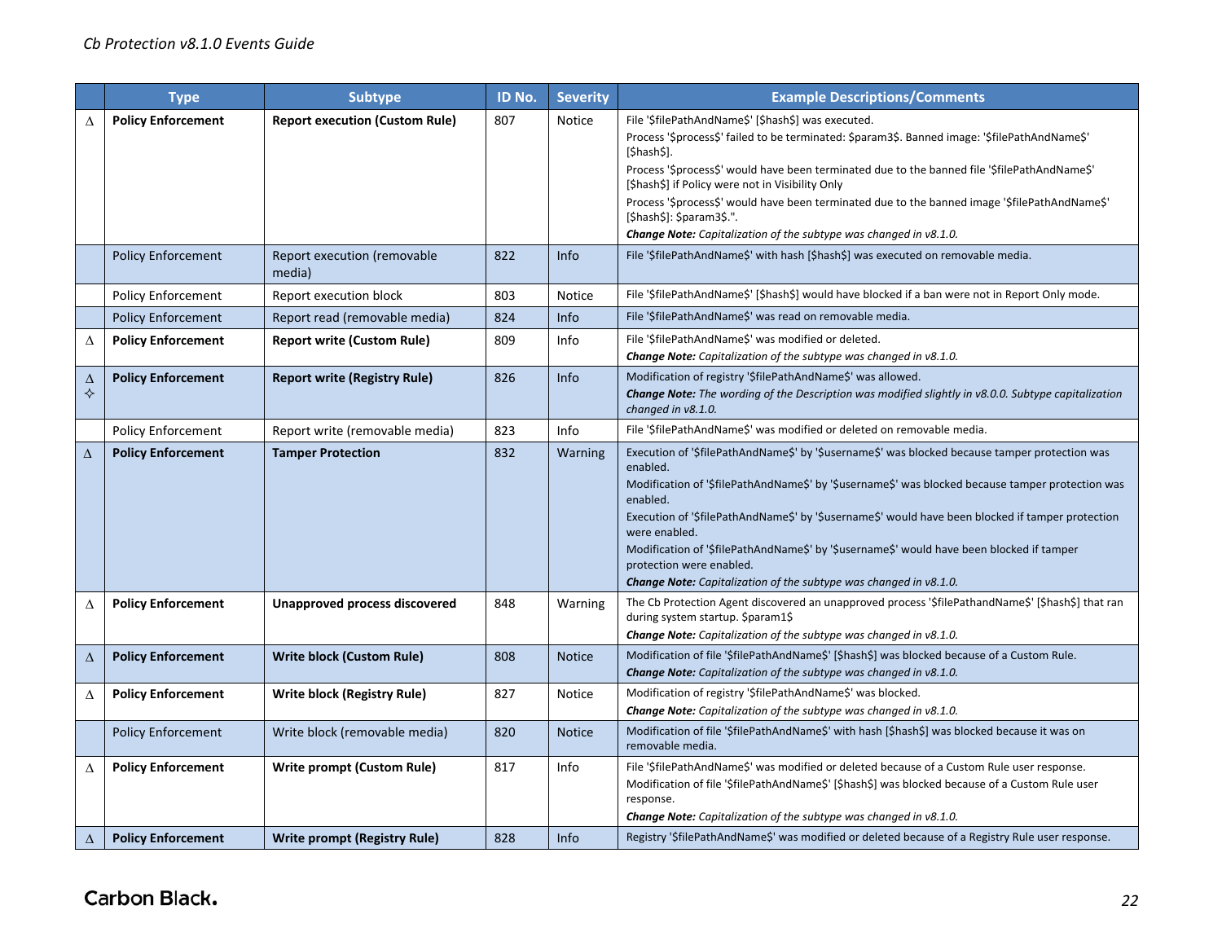| | Type | Subtype | ID No. | Severity | Example Descriptions/Comments |
|---|---|---|---|---|---|
| Δ | **Policy Enforcement** | **Report execution (Custom Rule)** | 807 | Notice | File '$filePathAndName$' [$hash$] was executed.<br>Process '$process$' failed to be terminated: $param3$. Banned image: '$filePathAndName$' [$hash$].<br>Process '$process$' would have been terminated due to the banned file '$filePathAndName$' [$hash$] if Policy were not in Visibility Only<br>Process '$process$' would have been terminated due to the banned image '$filePathAndName$' [$hash$]: $param3$.".<br>***Change Note:*** *Capitalization of the subtype was changed in v8.1.0.* |
| | Policy Enforcement | Report execution (removable media) | 822 | Info | File '$filePathAndName$' with hash [$hash$] was executed on removable media. |
| | Policy Enforcement | Report execution block | 803 | Notice | File '$filePathAndName$' [$hash$] would have blocked if a ban were not in Report Only mode. |
| | Policy Enforcement | Report read (removable media) | 824 | Info | File '$filePathAndName$' was read on removable media. |
| Δ | **Policy Enforcement** | **Report write (Custom Rule)** | 809 | Info | File '$filePathAndName$' was modified or deleted.<br>***Change Note:*** *Capitalization of the subtype was changed in v8.1.0.* |
| Δ ✧ | **Policy Enforcement** | **Report write (Registry Rule)** | 826 | Info | Modification of registry '$filePathAndName$' was allowed.<br>***Change Note:*** *The wording of the Description was modified slightly in v8.0.0. Subtype capitalization changed in v8.1.0.* |
| | Policy Enforcement | Report write (removable media) | 823 | Info | File '$filePathAndName$' was modified or deleted on removable media. |
| Δ | **Policy Enforcement** | **Tamper Protection** | 832 | Warning | Execution of '$filePathAndName$' by '$username$' was blocked because tamper protection was enabled.<br>Modification of '$filePathAndName$' by '$username$' was blocked because tamper protection was enabled.<br>Execution of '$filePathAndName$' by '$username$' would have been blocked if tamper protection were enabled.<br>Modification of '$filePathAndName$' by '$username$' would have been blocked if tamper protection were enabled.<br>***Change Note:*** *Capitalization of the subtype was changed in v8.1.0.* |
| Δ | **Policy Enforcement** | **Unapproved process discovered** | 848 | Warning | The Cb Protection Agent discovered an unapproved process '$filePathandName$' [$hash$] that ran during system startup. $param1$<br>***Change Note:*** *Capitalization of the subtype was changed in v8.1.0.* |
| Δ | **Policy Enforcement** | **Write block (Custom Rule)** | 808 | Notice | Modification of file '$filePathAndName$' [$hash$] was blocked because of a Custom Rule.<br>***Change Note:*** *Capitalization of the subtype was changed in v8.1.0.* |
| Δ | **Policy Enforcement** | **Write block (Registry Rule)** | 827 | Notice | Modification of registry '$filePathAndName$' was blocked.<br>***Change Note:*** *Capitalization of the subtype was changed in v8.1.0.* |
| | Policy Enforcement | Write block (removable media) | 820 | Notice | Modification of file '$filePathAndName$' with hash [$hash$] was blocked because it was on removable media. |
| Δ | **Policy Enforcement** | **Write prompt (Custom Rule)** | 817 | Info | File '$filePathAndName$' was modified or deleted because of a Custom Rule user response.<br>Modification of file '$filePathAndName$' [$hash$] was blocked because of a Custom Rule user response.<br>***Change Note:*** *Capitalization of the subtype was changed in v8.1.0.* |
| Δ | **Policy Enforcement** | **Write prompt (Registry Rule)** | 828 | Info | Registry '$filePathAndName$' was modified or deleted because of a Registry Rule user response. |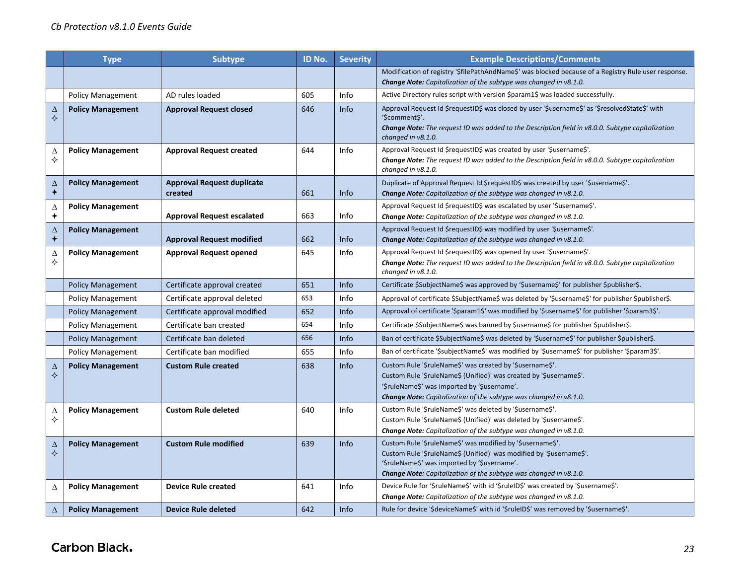|  | Type | Subtype | ID No. | Severity | Example Descriptions/Comments |
|---|---|---|---|---|---|
|  |  |  |  |  | Modification of registry '$filePathAndName$' was blocked because of a Registry Rule user response. ***Change Note:*** *Capitalization of the subtype was changed in v8.1.0.* |
|  | Policy Management | AD rules loaded | 605 | Info | Active Directory rules script with version $param1$ was loaded successfully. |
| ∆ ✧ | **Policy Management** | **Approval Request closed** | 646 | Info | Approval Request Id $requestID$ was closed by user '$username$' as '$resolvedState$' with '$comment$'. ***Change Note:*** *The request ID was added to the Description field in v8.0.0. Subtype capitalization changed in v8.1.0.* |
| ∆ ✧ | **Policy Management** | **Approval Request created** | 644 | Info | Approval Request Id $requestID$ was created by user '$username$'. ***Change Note:*** *The request ID was added to the Description field in v8.0.0. Subtype capitalization changed in v8.1.0.* |
| ∆ ✦ | **Policy Management** | **Approval Request duplicate created** | 661 | Info | Duplicate of Approval Request Id $requestID$ was created by user '$username$'. ***Change Note:*** *Capitalization of the subtype was changed in v8.1.0.* |
| ∆ ✦ | **Policy Management** | **Approval Request escalated** | 663 | Info | Approval Request Id $requestID$ was escalated by user '$username$'. ***Change Note:*** *Capitalization of the subtype was changed in v8.1.0.* |
| ∆ ✦ | **Policy Management** | **Approval Request modified** | 662 | Info | Approval Request Id $requestID$ was modified by user '$username$'. ***Change Note:*** *Capitalization of the subtype was changed in v8.1.0.* |
| ∆ ✧ | **Policy Management** | **Approval Request opened** | 645 | Info | Approval Request Id $requestID$ was opened by user '$username$'. ***Change Note:*** *The request ID was added to the Description field in v8.0.0. Subtype capitalization changed in v8.1.0.* |
|  | Policy Management | Certificate approval created | 651 | Info | Certificate $SubjectName$ was approved by '$username$' for publisher $publisher$. |
|  | Policy Management | Certificate approval deleted | 653 | Info | Approval of certificate $SubjectName$ was deleted by '$username$' for publisher $publisher$. |
|  | Policy Management | Certificate approval modified | 652 | Info | Approval of certificate '$param1$' was modified by '$username$' for publisher '$param3$'. |
|  | Policy Management | Certificate ban created | 654 | Info | Certificate $SubjectName$ was banned by $username$ for publisher $publisher$. |
|  | Policy Management | Certificate ban deleted | 656 | Info | Ban of certificate $SubjectName$ was deleted by '$username$' for publisher $publisher$. |
|  | Policy Management | Certificate ban modified | 655 | Info | Ban of certificate '$subjectName$' was modified by '$username$' for publisher '$param3$'. |
| ∆ ✧ | **Policy Management** | **Custom Rule created** | 638 | Info | Custom Rule '$ruleName$' was created by '$username$'. Custom Rule '$ruleName$ (Unified)' was created by '$username$'. '$ruleName$' was imported by '$username'. ***Change Note:*** *Capitalization of the subtype was changed in v8.1.0.* |
| ∆ ✧ | **Policy Management** | **Custom Rule deleted** | 640 | Info | Custom Rule '$ruleName$' was deleted by '$username$'. Custom Rule '$ruleName$ (Unified)' was deleted by '$username$'. ***Change Note:*** *Capitalization of the subtype was changed in v8.1.0.* |
| ∆ ✧ | **Policy Management** | **Custom Rule modified** | 639 | Info | Custom Rule '$ruleName$' was modified by '$username$'. Custom Rule '$ruleName$ (Unified)' was modified by '$username$'. '$ruleName$' was imported by '$username'. ***Change Note:*** *Capitalization of the subtype was changed in v8.1.0.* |
| ∆ | **Policy Management** | **Device Rule created** | 641 | Info | Device Rule for '$ruleName$' with id '$ruleID$' was created by '$username$'. ***Change Note:*** *Capitalization of the subtype was changed in v8.1.0.* |
| ∆ | **Policy Management** | **Device Rule deleted** | 642 | Info | Rule for device '$deviceName$' with id '$ruleID$' was removed by '$username$'. |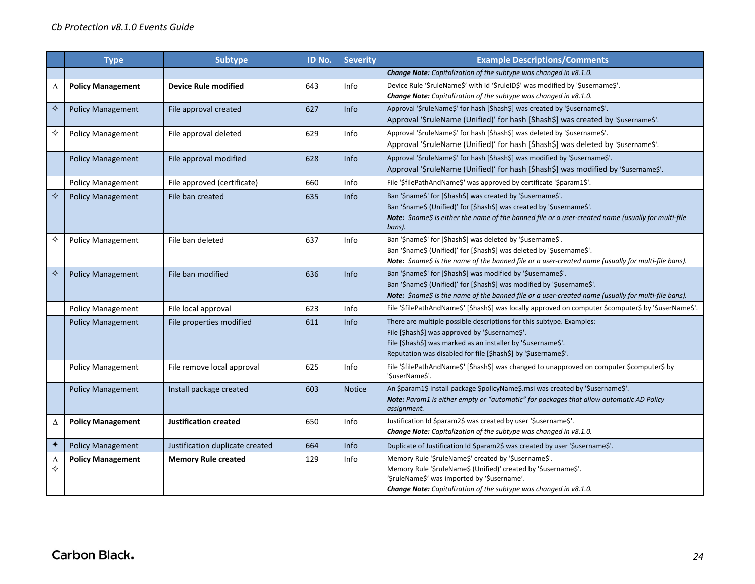| | Type | Subtype | ID No. | Severity | Example Descriptions/Comments |
|---|---|---|---|---|---|
| | | | | | ***Change Note:*** *Capitalization of the subtype was changed in v8.1.0.* |
| ∆ | **Policy Management** | **Device Rule modified** | 643 | Info | Device Rule '$ruleName$' with id '$ruleID$' was modified by '$username$'.<br>***Change Note:*** *Capitalization of the subtype was changed in v8.1.0.* |
| ✧ | Policy Management | File approval created | 627 | Info | Approval '$ruleName$' for hash [$hash$] was created by '$username$'.<br>Approval '$ruleName (Unified)' for hash [$hash$] was created by '$username$'. |
| ✧ | Policy Management | File approval deleted | 629 | Info | Approval '$ruleName$' for hash [$hash$] was deleted by '$username$'.<br>Approval '$ruleName (Unified)' for hash [$hash$] was deleted by '$username$'. |
| | Policy Management | File approval modified | 628 | Info | Approval '$ruleName$' for hash [$hash$] was modified by '$username$'.<br>Approval '$ruleName (Unified)' for hash [$hash$] was modified by '$username$'. |
| | Policy Management | File approved (certificate) | 660 | Info | File '$filePathAndName$' was approved by certificate '$param1$'. |
| ✧ | Policy Management | File ban created | 635 | Info | Ban '$name$' for [$hash$] was created by '$username$'.<br>Ban '$name$ (Unified)' for [$hash$] was created by '$username$'.<br>***Note:*** *$name$ is either the name of the banned file or a user-created name (usually for multi-file bans).* |
| ✧ | Policy Management | File ban deleted | 637 | Info | Ban '$name$' for [$hash$] was deleted by '$username$'.<br>Ban '$name$ (Unified)' for [$hash$] was deleted by '$username$'.<br>***Note:*** *$name$ is the name of the banned file or a user-created name (usually for multi-file bans).* |
| ✧ | Policy Management | File ban modified | 636 | Info | Ban '$name$' for [$hash$] was modified by '$username$'.<br>Ban '$name$ (Unified)' for [$hash$] was modified by '$username$'.<br>***Note:*** *$name$ is the name of the banned file or a user-created name (usually for multi-file bans).* |
| | Policy Management | File local approval | 623 | Info | File '$filePathAndName$' [$hash$] was locally approved on computer $computer$ by '$userName$'. |
| | Policy Management | File properties modified | 611 | Info | There are multiple possible descriptions for this subtype. Examples:<br>File [$hash$] was approved by '$username$'.<br>File [$hash$] was marked as an installer by '$username$'.<br>Reputation was disabled for file [$hash$] by '$username$'. |
| | Policy Management | File remove local approval | 625 | Info | File '$filePathAndName$' [$hash$] was changed to unapproved on computer $computer$ by '$userName$'. |
| | Policy Management | Install package created | 603 | Notice | An $param1$ install package $policyName$.msi was created by '$username$'.<br>***Note:*** *Param1 is either empty or "automatic" for packages that allow automatic AD Policy assignment.* |
| ∆ | **Policy Management** | **Justification created** | 650 | Info | Justification Id $param2$ was created by user '$username$'.<br>***Change Note:*** *Capitalization of the subtype was changed in v8.1.0.* |
| ✦ | Policy Management | Justification duplicate created | 664 | Info | Duplicate of Justification Id $param2$ was created by user '$username$'. |
| ∆ ✧ | **Policy Management** | **Memory Rule created** | 129 | Info | Memory Rule '$ruleName$' created by '$username$'.<br>Memory Rule '$ruleName$ (Unified)' created by '$username$'.<br>'$ruleName$' was imported by '$username'.<br>***Change Note:*** *Capitalization of the subtype was changed in v8.1.0.* |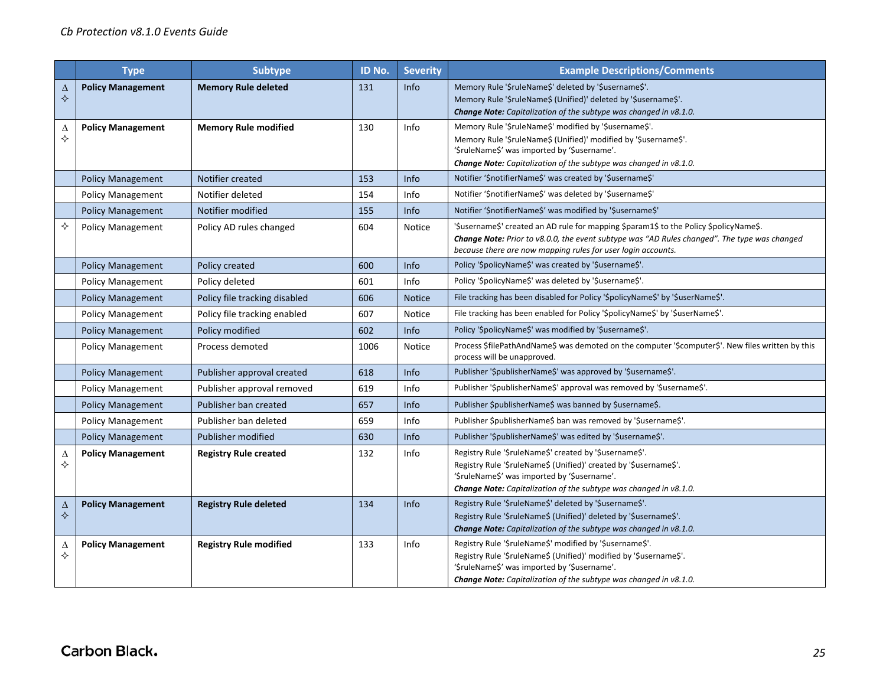| | Type | Subtype | ID No. | Severity | Example Descriptions/Comments |
|---|---|---|---|---|---|
| Δ ✧ | **Policy Management** | **Memory Rule deleted** | 131 | Info | Memory Rule '$ruleName$' deleted by '$username$'.<br>Memory Rule '$ruleName$ (Unified)' deleted by '$username$'.<br>***Change Note:*** *Capitalization of the subtype was changed in v8.1.0.* |
| Δ ✧ | **Policy Management** | **Memory Rule modified** | 130 | Info | Memory Rule '$ruleName$' modified by '$username$'.<br>Memory Rule '$ruleName$ (Unified)' modified by '$username$'.<br>'$ruleName$' was imported by '$username'.<br>***Change Note:*** *Capitalization of the subtype was changed in v8.1.0.* |
| | Policy Management | Notifier created | 153 | Info | Notifier '$notifierName$' was created by '$username$' |
| | Policy Management | Notifier deleted | 154 | Info | Notifier '$notifierName$' was deleted by '$username$' |
| | Policy Management | Notifier modified | 155 | Info | Notifier '$notifierName$' was modified by '$username$' |
| ✧ | Policy Management | Policy AD rules changed | 604 | Notice | '$username$' created an AD rule for mapping $param1$ to the Policy $policyName$.<br>***Change Note:*** *Prior to v8.0.0, the event subtype was "AD Rules changed". The type was changed because there are now mapping rules for user login accounts.* |
| | Policy Management | Policy created | 600 | Info | Policy '$policyName$' was created by '$username$'. |
| | Policy Management | Policy deleted | 601 | Info | Policy '$policyName$' was deleted by '$username$'. |
| | Policy Management | Policy file tracking disabled | 606 | Notice | File tracking has been disabled for Policy '$policyName$' by '$userName$'. |
| | Policy Management | Policy file tracking enabled | 607 | Notice | File tracking has been enabled for Policy '$policyName$' by '$userName$'. |
| | Policy Management | Policy modified | 602 | Info | Policy '$policyName$' was modified by '$username$'. |
| | Policy Management | Process demoted | 1006 | Notice | Process $filePathAndName$ was demoted on the computer '$computer$'. New files written by this process will be unapproved. |
| | Policy Management | Publisher approval created | 618 | Info | Publisher '$publisherName$' was approved by '$username$'. |
| | Policy Management | Publisher approval removed | 619 | Info | Publisher '$publisherName$' approval was removed by '$username$'. |
| | Policy Management | Publisher ban created | 657 | Info | Publisher $publisherName$ was banned by $username$. |
| | Policy Management | Publisher ban deleted | 659 | Info | Publisher $publisherName$ ban was removed by '$username$'. |
| | Policy Management | Publisher modified | 630 | Info | Publisher '$publisherName$' was edited by '$username$'. |
| Δ ✧ | **Policy Management** | **Registry Rule created** | 132 | Info | Registry Rule '$ruleName$' created by '$username$'.<br>Registry Rule '$ruleName$ (Unified)' created by '$username$'.<br>'$ruleName$' was imported by '$username'.<br>***Change Note:*** *Capitalization of the subtype was changed in v8.1.0.* |
| Δ ✧ | **Policy Management** | **Registry Rule deleted** | 134 | Info | Registry Rule '$ruleName$' deleted by '$username$'.<br>Registry Rule '$ruleName$ (Unified)' deleted by '$username$'.<br>***Change Note:*** *Capitalization of the subtype was changed in v8.1.0.* |
| Δ ✧ | **Policy Management** | **Registry Rule modified** | 133 | Info | Registry Rule '$ruleName$' modified by '$username$'.<br>Registry Rule '$ruleName$ (Unified)' modified by '$username$'.<br>'$ruleName$' was imported by '$username'.<br>***Change Note:*** *Capitalization of the subtype was changed in v8.1.0.* |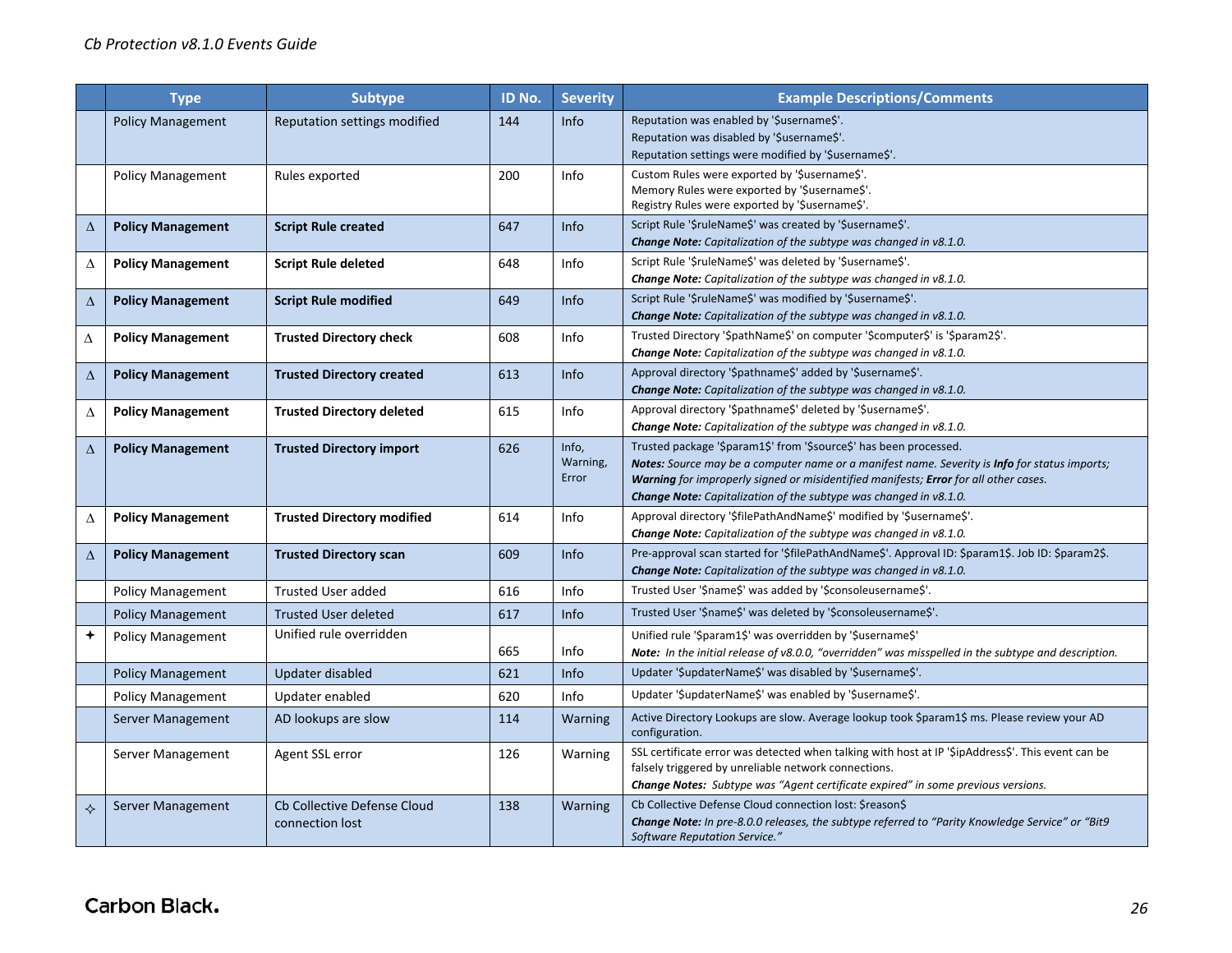| | Type | Subtype | ID No. | Severity | Example Descriptions/Comments |
|---|---|---|---|---|---|
| | Policy Management | Reputation settings modified | 144 | Info | Reputation was enabled by '$username$'.<br>Reputation was disabled by '$username$'.<br>Reputation settings were modified by '$username$'. |
| | Policy Management | Rules exported | 200 | Info | Custom Rules were exported by '$username$'.<br>Memory Rules were exported by '$username$'.<br>Registry Rules were exported by '$username$'. |
| Δ | **Policy Management** | **Script Rule created** | 647 | Info | Script Rule '$ruleName$' was created by '$username$'.<br>***Change Note:*** *Capitalization of the subtype was changed in v8.1.0.* |
| Δ | **Policy Management** | **Script Rule deleted** | 648 | Info | Script Rule '$ruleName$' was deleted by '$username$'.<br>***Change Note:*** *Capitalization of the subtype was changed in v8.1.0.* |
| Δ | **Policy Management** | **Script Rule modified** | 649 | Info | Script Rule '$ruleName$' was modified by '$username$'.<br>***Change Note:*** *Capitalization of the subtype was changed in v8.1.0.* |
| Δ | **Policy Management** | **Trusted Directory check** | 608 | Info | Trusted Directory '$pathName$' on computer '$computer$' is '$param2$'.<br>***Change Note:*** *Capitalization of the subtype was changed in v8.1.0.* |
| Δ | **Policy Management** | **Trusted Directory created** | 613 | Info | Approval directory '$pathname$' added by '$username$'.<br>***Change Note:*** *Capitalization of the subtype was changed in v8.1.0.* |
| Δ | **Policy Management** | **Trusted Directory deleted** | 615 | Info | Approval directory '$pathname$' deleted by '$username$'.<br>***Change Note:*** *Capitalization of the subtype was changed in v8.1.0.* |
| Δ | **Policy Management** | **Trusted Directory import** | 626 | Info, Warning, Error | Trusted package '$param1$' from '$source$' has been processed.<br>***Notes:*** *Source may be a computer name or a manifest name. Severity is **Info** for status imports; **Warning** for improperly signed or misidentified manifests; **Error** for all other cases.*<br>***Change Note:*** *Capitalization of the subtype was changed in v8.1.0.* |
| Δ | **Policy Management** | **Trusted Directory modified** | 614 | Info | Approval directory '$filePathAndName$' modified by '$username$'.<br>***Change Note:*** *Capitalization of the subtype was changed in v8.1.0.* |
| Δ | **Policy Management** | **Trusted Directory scan** | 609 | Info | Pre-approval scan started for '$filePathAndName$'. Approval ID: $param1$. Job ID: $param2$.<br>***Change Note:*** *Capitalization of the subtype was changed in v8.1.0.* |
| | Policy Management | Trusted User added | 616 | Info | Trusted User '$name$' was added by '$consoleusername$'. |
| | Policy Management | Trusted User deleted | 617 | Info | Trusted User '$name$' was deleted by '$consoleusername$'. |
| ✦ | Policy Management | Unified rule overridden | 665 | Info | Unified rule '$param1$' was overridden by '$username$'<br>***Note:*** *In the initial release of v8.0.0, "overridden" was misspelled in the subtype and description.* |
| | Policy Management | Updater disabled | 621 | Info | Updater '$updaterName$' was disabled by '$username$'. |
| | Policy Management | Updater enabled | 620 | Info | Updater '$updaterName$' was enabled by '$username$'. |
| | Server Management | AD lookups are slow | 114 | Warning | Active Directory Lookups are slow. Average lookup took $param1$ ms. Please review your AD configuration. |
| | Server Management | Agent SSL error | 126 | Warning | SSL certificate error was detected when talking with host at IP '$ipAddress$'. This event can be falsely triggered by unreliable network connections.<br>***Change Notes:*** *Subtype was "Agent certificate expired" in some previous versions.* |
| ✧ | Server Management | Cb Collective Defense Cloud connection lost | 138 | Warning | Cb Collective Defense Cloud connection lost: $reason$<br>***Change Note:*** *In pre-8.0.0 releases, the subtype referred to "Parity Knowledge Service" or "Bit9 Software Reputation Service."* |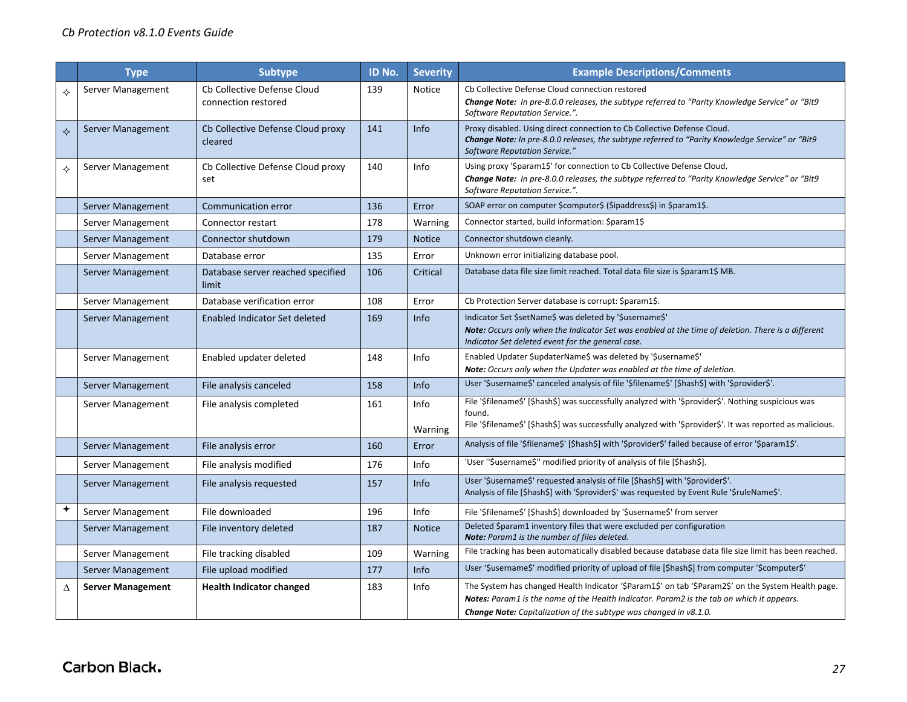| | Type | Subtype | ID No. | Severity | Example Descriptions/Comments |
|---|---|---|---|---|---|
| ✧ | Server Management | Cb Collective Defense Cloud connection restored | 139 | Notice | Cb Collective Defense Cloud connection restored<br>***Change Note:*** *In pre-8.0.0 releases, the subtype referred to "Parity Knowledge Service" or "Bit9 Software Reputation Service.".* |
| ✧ | Server Management | Cb Collective Defense Cloud proxy cleared | 141 | Info | Proxy disabled. Using direct connection to Cb Collective Defense Cloud.<br>***Change Note:*** *In pre-8.0.0 releases, the subtype referred to "Parity Knowledge Service" or "Bit9 Software Reputation Service."* |
| ✧ | Server Management | Cb Collective Defense Cloud proxy set | 140 | Info | Using proxy '$param1$' for connection to Cb Collective Defense Cloud.<br>***Change Note:*** *In pre-8.0.0 releases, the subtype referred to "Parity Knowledge Service" or "Bit9 Software Reputation Service.".* |
| | Server Management | Communication error | 136 | Error | SOAP error on computer $computer$ ($ipaddress$) in $param1$. |
| | Server Management | Connector restart | 178 | Warning | Connector started, build information: $param1$ |
| | Server Management | Connector shutdown | 179 | Notice | Connector shutdown cleanly. |
| | Server Management | Database error | 135 | Error | Unknown error initializing database pool. |
| | Server Management | Database server reached specified limit | 106 | Critical | Database data file size limit reached. Total data file size is $param1$ MB. |
| | Server Management | Database verification error | 108 | Error | Cb Protection Server database is corrupt: $param1$. |
| | Server Management | Enabled Indicator Set deleted | 169 | Info | Indicator Set $setName$ was deleted by '$username$'<br>***Note:*** *Occurs only when the Indicator Set was enabled at the time of deletion. There is a different Indicator Set deleted event for the general case.* |
| | Server Management | Enabled updater deleted | 148 | Info | Enabled Updater $updaterName$ was deleted by '$username$'<br>***Note:*** *Occurs only when the Updater was enabled at the time of deletion.* |
| | Server Management | File analysis canceled | 158 | Info | User '$username$' canceled analysis of file '$filename$' [$hash$] with '$provider$'. |
| | Server Management | File analysis completed | 161 | Info<br><br>Warning | File '$filename$' [$hash$] was successfully analyzed with '$provider$'. Nothing suspicious was found.<br>File '$filename$' [$hash$] was successfully analyzed with '$provider$'. It was reported as malicious. |
| | Server Management | File analysis error | 160 | Error | Analysis of file '$filename$' [$hash$] with '$provider$' failed because of error '$param1$'. |
| | Server Management | File analysis modified | 176 | Info | 'User ''$username$'' modified priority of analysis of file [$hash$]. |
| | Server Management | File analysis requested | 157 | Info | User '$username$' requested analysis of file [$hash$] with '$provider$'.<br>Analysis of file [$hash$] with '$provider$' was requested by Event Rule '$ruleName$'. |
| ✦ | Server Management | File downloaded | 196 | Info | File '$filename$' [$hash$] downloaded by '$username$' from server |
| | Server Management | File inventory deleted | 187 | Notice | Deleted $param1 inventory files that were excluded per configuration<br>***Note:*** *Param1 is the number of files deleted.* |
| | Server Management | File tracking disabled | 109 | Warning | File tracking has been automatically disabled because database data file size limit has been reached. |
| | Server Management | File upload modified | 177 | Info | User '$username$' modified priority of upload of file [$hash$] from computer '$computer$' |
| Δ | **Server Management** | **Health Indicator changed** | 183 | Info | The System has changed Health Indicator '$Param1$' on tab '$Param2$' on the System Health page.<br>***Notes:*** *Param1 is the name of the Health Indicator. Param2 is the tab on which it appears.*<br>***Change Note:*** *Capitalization of the subtype was changed in v8.1.0.* |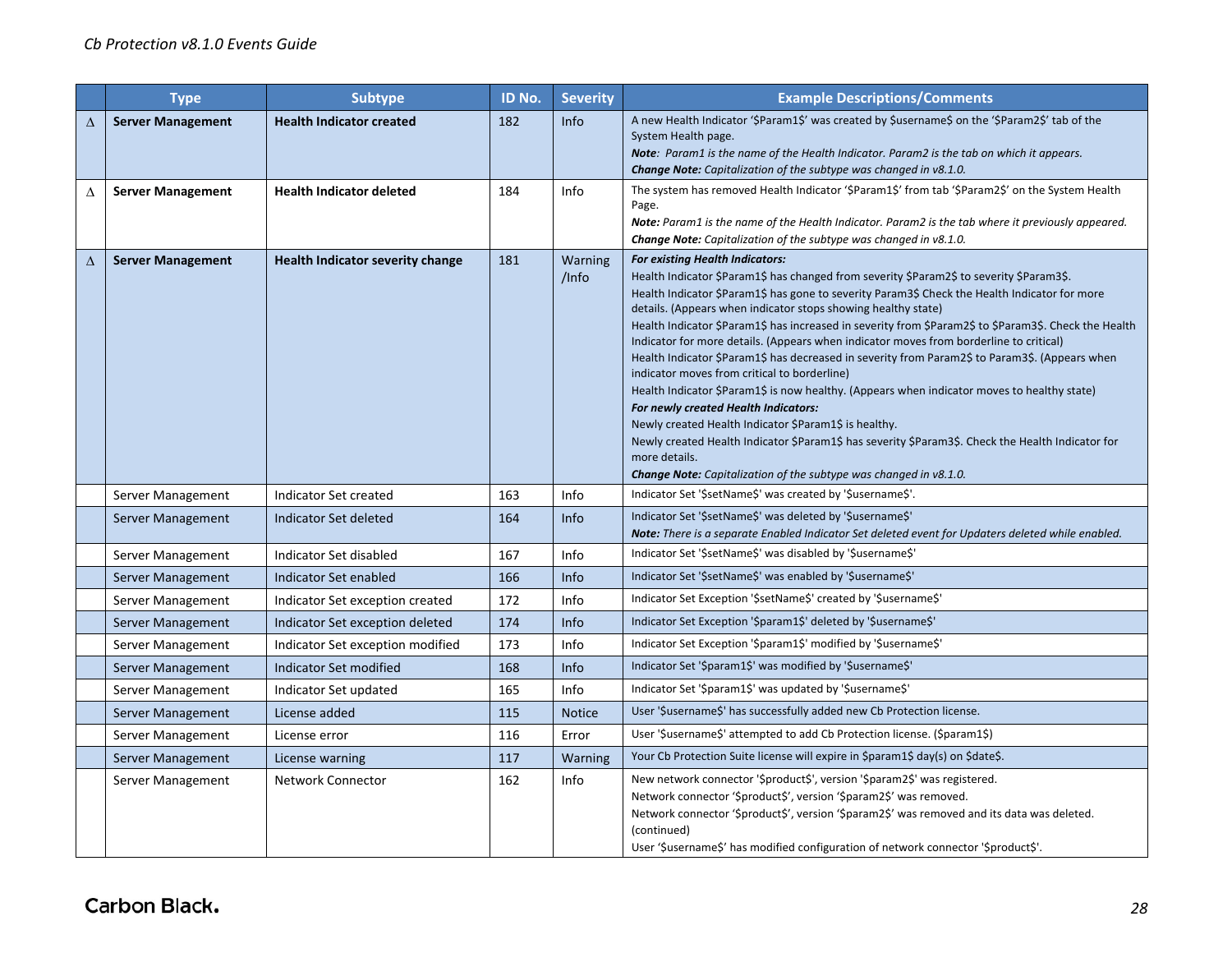| | Type | Subtype | ID No. | Severity | Example Descriptions/Comments |
|---|---|---|---|---|---|
| Δ | **Server Management** | **Health Indicator created** | 182 | Info | A new Health Indicator '$Param1$' was created by $username$ on the '$Param2$' tab of the System Health page.<br>***Note***: *Param1 is the name of the Health Indicator. Param2 is the tab on which it appears.*<br>***Change Note:*** *Capitalization of the subtype was changed in v8.1.0.* |
| Δ | **Server Management** | **Health Indicator deleted** | 184 | Info | The system has removed Health Indicator '$Param1$' from tab '$Param2$' on the System Health Page.<br>***Note:*** *Param1 is the name of the Health Indicator. Param2 is the tab where it previously appeared.*<br>***Change Note:*** *Capitalization of the subtype was changed in v8.1.0.* |
| Δ | **Server Management** | **Health Indicator severity change** | 181 | Warning /Info | ***For existing Health Indicators:***<br>Health Indicator $Param1$ has changed from severity $Param2$ to severity $Param3$.<br>Health Indicator $Param1$ has gone to severity Param3$ Check the Health Indicator for more details. (Appears when indicator stops showing healthy state)<br>Health Indicator $Param1$ has increased in severity from $Param2$ to $Param3$. Check the Health Indicator for more details. (Appears when indicator moves from borderline to critical)<br>Health Indicator $Param1$ has decreased in severity from Param2$ to Param3$. (Appears when indicator moves from critical to borderline)<br>Health Indicator $Param1$ is now healthy. (Appears when indicator moves to healthy state)<br>***For newly created Health Indicators:***<br>Newly created Health Indicator $Param1$ is healthy.<br>Newly created Health Indicator $Param1$ has severity $Param3$. Check the Health Indicator for more details.<br>***Change Note:*** *Capitalization of the subtype was changed in v8.1.0.* |
| | Server Management | Indicator Set created | 163 | Info | Indicator Set '$setName$' was created by '$username$'. |
| | Server Management | Indicator Set deleted | 164 | Info | Indicator Set '$setName$' was deleted by '$username$'<br>***Note:*** *There is a separate Enabled Indicator Set deleted event for Updaters deleted while enabled.* |
| | Server Management | Indicator Set disabled | 167 | Info | Indicator Set '$setName$' was disabled by '$username$' |
| | Server Management | Indicator Set enabled | 166 | Info | Indicator Set '$setName$' was enabled by '$username$' |
| | Server Management | Indicator Set exception created | 172 | Info | Indicator Set Exception '$setName$' created by '$username$' |
| | Server Management | Indicator Set exception deleted | 174 | Info | Indicator Set Exception '$param1$' deleted by '$username$' |
| | Server Management | Indicator Set exception modified | 173 | Info | Indicator Set Exception '$param1$' modified by '$username$' |
| | Server Management | Indicator Set modified | 168 | Info | Indicator Set '$param1$' was modified by '$username$' |
| | Server Management | Indicator Set updated | 165 | Info | Indicator Set '$param1$' was updated by '$username$' |
| | Server Management | License added | 115 | Notice | User '$username$' has successfully added new Cb Protection license. |
| | Server Management | License error | 116 | Error | User '$username$' attempted to add Cb Protection license. ($param1$) |
| | Server Management | License warning | 117 | Warning | Your Cb Protection Suite license will expire in $param1$ day(s) on $date$. |
| | Server Management | Network Connector | 162 | Info | New network connector '$product$', version '$param2$' was registered.<br>Network connector '$product$', version '$param2$' was removed.<br>Network connector '$product$', version '$param2$' was removed and its data was deleted. (continued)<br>User '$username$' has modified configuration of network connector '$product$'. |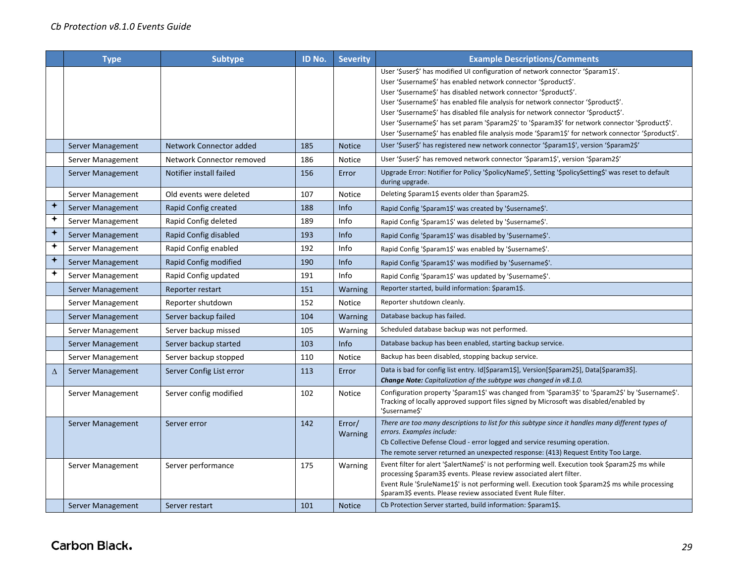| | Type | Subtype | ID No. | Severity | Example Descriptions/Comments |
|---|---|---|---|---|---|
| | | | | | User '$user$' has modified UI configuration of network connector '$param1$'.<br>User '$username$' has enabled network connector '$product$'.<br>User '$username$' has disabled network connector '$product$'.<br>User '$username$' has enabled file analysis for network connector '$product$'.<br>User '$username$' has disabled file analysis for network connector '$product$'.<br>User '$username$' has set param '$param2$' to '$param3$' for network connector '$product$'.<br>User '$username$' has enabled file analysis mode '$param1$' for network connector '$product$'. |
| | Server Management | Network Connector added | 185 | Notice | User '$user$' has registered new network connector '$param1$', version '$param2$' |
| | Server Management | Network Connector removed | 186 | Notice | User '$user$' has removed network connector '$param1$', version '$param2$' |
| | Server Management | Notifier install failed | 156 | Error | Upgrade Error: Notifier for Policy '$policyName$', Setting '$policySetting$' was reset to default during upgrade. |
| | Server Management | Old events were deleted | 107 | Notice | Deleting $param1$ events older than $param2$. |
| ✦ | Server Management | Rapid Config created | 188 | Info | Rapid Config '$param1$' was created by '$username$'. |
| ✦ | Server Management | Rapid Config deleted | 189 | Info | Rapid Config '$param1$' was deleted by '$username$'. |
| ✦ | Server Management | Rapid Config disabled | 193 | Info | Rapid Config '$param1$' was disabled by '$username$'. |
| ✦ | Server Management | Rapid Config enabled | 192 | Info | Rapid Config '$param1$' was enabled by '$username$'. |
| ✦ | Server Management | Rapid Config modified | 190 | Info | Rapid Config '$param1$' was modified by '$username$'. |
| ✦ | Server Management | Rapid Config updated | 191 | Info | Rapid Config '$param1$' was updated by '$username$'. |
| | Server Management | Reporter restart | 151 | Warning | Reporter started, build information: $param1$. |
| | Server Management | Reporter shutdown | 152 | Notice | Reporter shutdown cleanly. |
| | Server Management | Server backup failed | 104 | Warning | Database backup has failed. |
| | Server Management | Server backup missed | 105 | Warning | Scheduled database backup was not performed. |
| | Server Management | Server backup started | 103 | Info | Database backup has been enabled, starting backup service. |
| | Server Management | Server backup stopped | 110 | Notice | Backup has been disabled, stopping backup service. |
| Δ | Server Management | Server Config List error | 113 | Error | Data is bad for config list entry. Id[$param1$], Version[$param2$], Data[$param3$].<br>***Change Note:*** *Capitalization of the subtype was changed in v8.1.0.* |
| | Server Management | Server config modified | 102 | Notice | Configuration property '$param1$' was changed from '$param3$' to '$param2$' by '$username$'.<br>Tracking of locally approved support files signed by Microsoft was disabled/enabled by '$username$' |
| | Server Management | Server error | 142 | Error/ Warning | *There are too many descriptions to list for this subtype since it handles many different types of errors. Examples include:*<br>Cb Collective Defense Cloud - error logged and service resuming operation.<br>The remote server returned an unexpected response: (413) Request Entity Too Large. |
| | Server Management | Server performance | 175 | Warning | Event filter for alert '$alertName$' is not performing well. Execution took $param2$ ms while processing $param3$ events. Please review associated alert filter.<br>Event Rule '$ruleName1$' is not performing well. Execution took $param2$ ms while processing $param3$ events. Please review associated Event Rule filter. |
| | Server Management | Server restart | 101 | Notice | Cb Protection Server started, build information: $param1$. |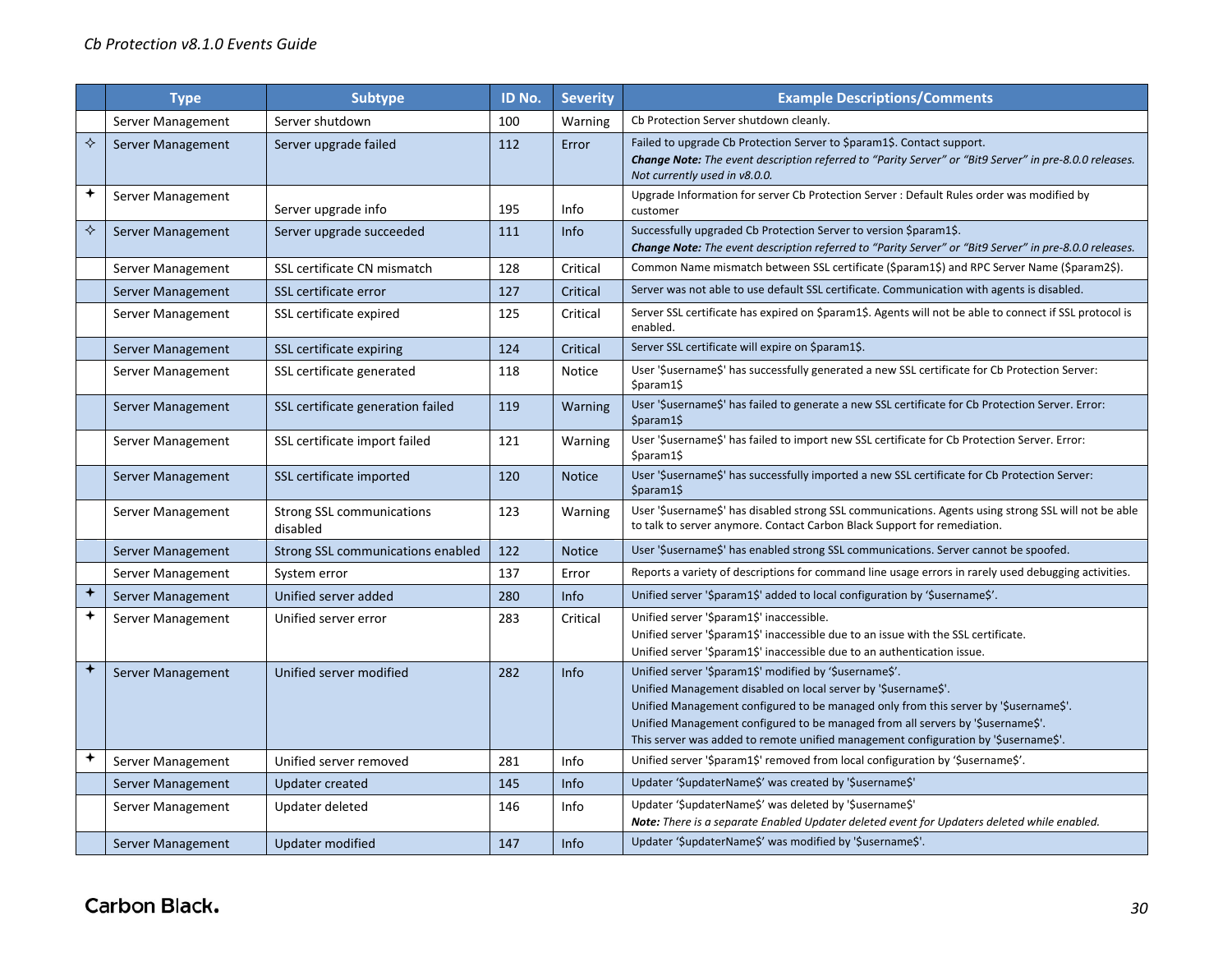| | Type | Subtype | ID No. | Severity | Example Descriptions/Comments |
|---|---|---|---|---|---|
| | Server Management | Server shutdown | 100 | Warning | Cb Protection Server shutdown cleanly. |
| ✧ | Server Management | Server upgrade failed | 112 | Error | Failed to upgrade Cb Protection Server to $param1$. Contact support.<br>***Change Note:*** *The event description referred to "Parity Server" or "Bit9 Server" in pre-8.0.0 releases. Not currently used in v8.0.0.* |
| ✦ | Server Management | Server upgrade info | 195 | Info | Upgrade Information for server Cb Protection Server : Default Rules order was modified by customer |
| ✧ | Server Management | Server upgrade succeeded | 111 | Info | Successfully upgraded Cb Protection Server to version $param1$.<br>***Change Note:*** *The event description referred to "Parity Server" or "Bit9 Server" in pre-8.0.0 releases.* |
| | Server Management | SSL certificate CN mismatch | 128 | Critical | Common Name mismatch between SSL certificate ($param1$) and RPC Server Name ($param2$). |
| | Server Management | SSL certificate error | 127 | Critical | Server was not able to use default SSL certificate. Communication with agents is disabled. |
| | Server Management | SSL certificate expired | 125 | Critical | Server SSL certificate has expired on $param1$. Agents will not be able to connect if SSL protocol is enabled. |
| | Server Management | SSL certificate expiring | 124 | Critical | Server SSL certificate will expire on $param1$. |
| | Server Management | SSL certificate generated | 118 | Notice | User '$username$' has successfully generated a new SSL certificate for Cb Protection Server: $param1$ |
| | Server Management | SSL certificate generation failed | 119 | Warning | User '$username$' has failed to generate a new SSL certificate for Cb Protection Server. Error: $param1$ |
| | Server Management | SSL certificate import failed | 121 | Warning | User '$username$' has failed to import new SSL certificate for Cb Protection Server. Error: $param1$ |
| | Server Management | SSL certificate imported | 120 | Notice | User '$username$' has successfully imported a new SSL certificate for Cb Protection Server: $param1$ |
| | Server Management | Strong SSL communications disabled | 123 | Warning | User '$username$' has disabled strong SSL communications. Agents using strong SSL will not be able to talk to server anymore. Contact Carbon Black Support for remediation. |
| | Server Management | Strong SSL communications enabled | 122 | Notice | User '$username$' has enabled strong SSL communications. Server cannot be spoofed. |
| | Server Management | System error | 137 | Error | Reports a variety of descriptions for command line usage errors in rarely used debugging activities. |
| ✦ | Server Management | Unified server added | 280 | Info | Unified server '$param1$' added to local configuration by '$username$'. |
| ✦ | Server Management | Unified server error | 283 | Critical | Unified server '$param1$' inaccessible.<br>Unified server '$param1$' inaccessible due to an issue with the SSL certificate.<br>Unified server '$param1$' inaccessible due to an authentication issue. |
| ✦ | Server Management | Unified server modified | 282 | Info | Unified server '$param1$' modified by '$username$'.<br>Unified Management disabled on local server by '$username$'.<br>Unified Management configured to be managed only from this server by '$username$'.<br>Unified Management configured to be managed from all servers by '$username$'.<br>This server was added to remote unified management configuration by '$username$'. |
| ✦ | Server Management | Unified server removed | 281 | Info | Unified server '$param1$' removed from local configuration by '$username$'. |
| | Server Management | Updater created | 145 | Info | Updater '$updaterName$' was created by '$username$' |
| | Server Management | Updater deleted | 146 | Info | Updater '$updaterName$' was deleted by '$username$'<br>***Note:*** *There is a separate Enabled Updater deleted event for Updaters deleted while enabled.* |
| | Server Management | Updater modified | 147 | Info | Updater '$updaterName$' was modified by '$username$'. |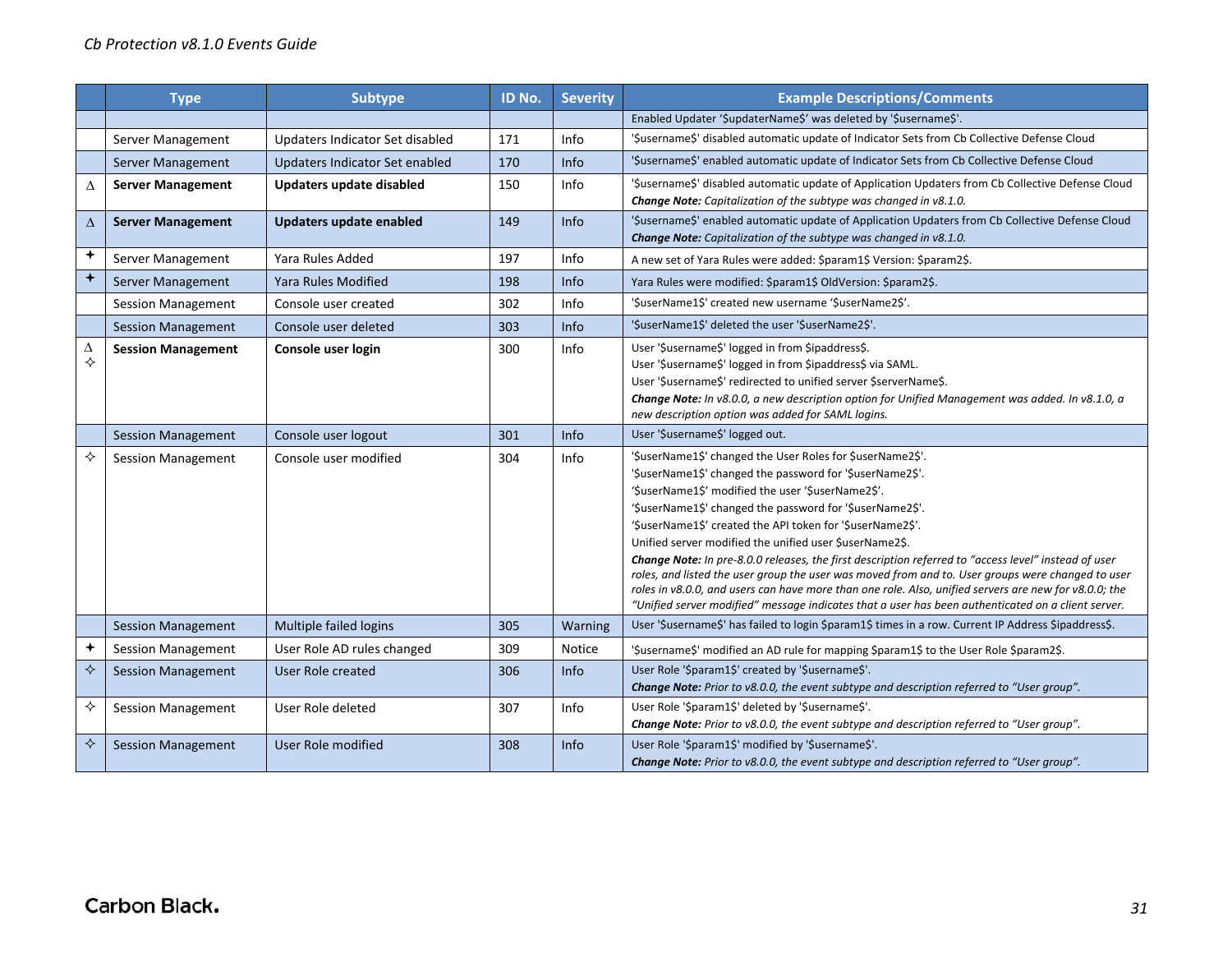| | Type | Subtype | ID No. | Severity | Example Descriptions/Comments |
|---|---|---|---|---|---|
| | | | | | Enabled Updater '$updaterName$' was deleted by '$username$'. |
| | Server Management | Updaters Indicator Set disabled | 171 | Info | '$username$' disabled automatic update of Indicator Sets from Cb Collective Defense Cloud |
| | Server Management | Updaters Indicator Set enabled | 170 | Info | '$username$' enabled automatic update of Indicator Sets from Cb Collective Defense Cloud |
| ∆ | **Server Management** | **Updaters update disabled** | 150 | Info | '$username$' disabled automatic update of Application Updaters from Cb Collective Defense Cloud<br>***Change Note:*** *Capitalization of the subtype was changed in v8.1.0.* |
| ∆ | **Server Management** | **Updaters update enabled** | 149 | Info | '$username$' enabled automatic update of Application Updaters from Cb Collective Defense Cloud<br>***Change Note:*** *Capitalization of the subtype was changed in v8.1.0.* |
| ✦ | Server Management | Yara Rules Added | 197 | Info | A new set of Yara Rules were added: $param1$ Version: $param2$. |
| ✦ | Server Management | Yara Rules Modified | 198 | Info | Yara Rules were modified: $param1$ OldVersion: $param2$. |
| | Session Management | Console user created | 302 | Info | '$userName1$' created new username '$userName2$'. |
| | Session Management | Console user deleted | 303 | Info | '$userName1$' deleted the user '$userName2$'. |
| ∆ ✧ | **Session Management** | **Console user login** | 300 | Info | User '$username$' logged in from $ipaddress$.<br>User '$username$' logged in from $ipaddress$ via SAML.<br>User '$username$' redirected to unified server $serverName$.<br>***Change Note:*** *In v8.0.0, a new description option for Unified Management was added. In v8.1.0, a new description option was added for SAML logins.* |
| | Session Management | Console user logout | 301 | Info | User '$username$' logged out. |
| ✧ | Session Management | Console user modified | 304 | Info | '$userName1$' changed the User Roles for $userName2$'.<br>'$userName1$' changed the password for '$userName2$'.<br>'$userName1$' modified the user '$userName2$'.<br>'$userName1$' changed the password for '$userName2$'.<br>'$userName1$' created the API token for '$userName2$'.<br>Unified server modified the unified user $userName2$.<br>***Change Note:*** *In pre-8.0.0 releases, the first description referred to "access level" instead of user roles, and listed the user group the user was moved from and to. User groups were changed to user roles in v8.0.0, and users can have more than one role. Also, unified servers are new for v8.0.0; the "Unified server modified" message indicates that a user has been authenticated on a client server.* |
| | Session Management | Multiple failed logins | 305 | Warning | User '$username$' has failed to login $param1$ times in a row. Current IP Address $ipaddress$. |
| ✦ | Session Management | User Role AD rules changed | 309 | Notice | '$username$' modified an AD rule for mapping $param1$ to the User Role $param2$. |
| ✧ | Session Management | User Role created | 306 | Info | User Role '$param1$' created by '$username$'.<br>***Change Note:*** *Prior to v8.0.0, the event subtype and description referred to "User group".* |
| ✧ | Session Management | User Role deleted | 307 | Info | User Role '$param1$' deleted by '$username$'.<br>***Change Note:*** *Prior to v8.0.0, the event subtype and description referred to "User group".* |
| ✧ | Session Management | User Role modified | 308 | Info | User Role '$param1$' modified by '$username$'.<br>***Change Note:*** *Prior to v8.0.0, the event subtype and description referred to "User group".* |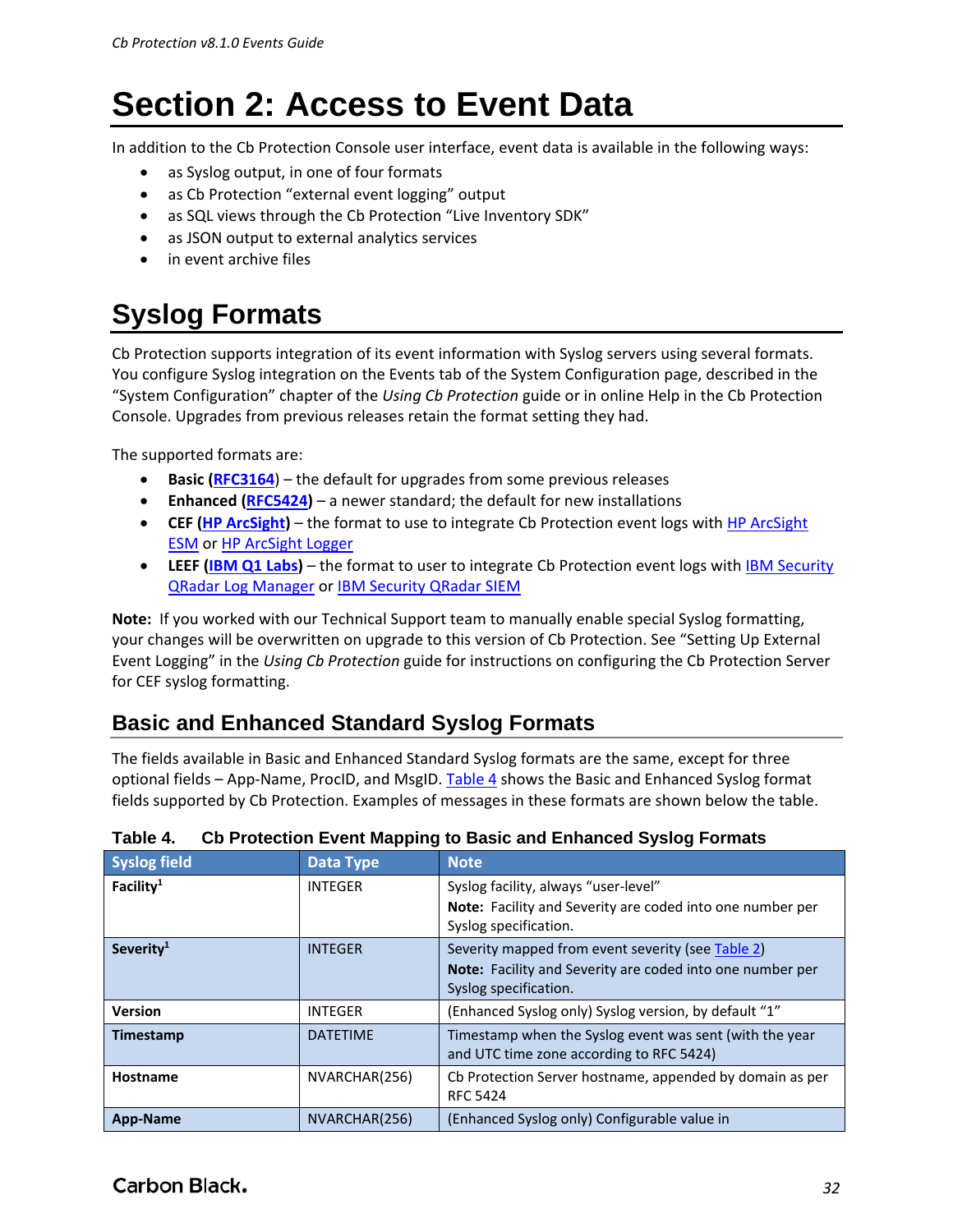# Section 2: Access to Event Data

In addition to the Cb Protection Console user interface, event data is available in the following ways:

- as Syslog output, in one of four formats
- as Cb Protection "external event logging" output
- as SQL views through the Cb Protection "Live Inventory SDK"
- as JSON output to external analytics services
- in event archive files

# Syslog Formats

Cb Protection supports integration of its event information with Syslog servers using several formats. You configure Syslog integration on the Events tab of the System Configuration page, described in the "System Configuration" chapter of the *Using Cb Protection* guide or in online Help in the Cb Protection Console. Upgrades from previous releases retain the format setting they had.

The supported formats are:

- **Basic (RFC3164)** – the default for upgrades from some previous releases
- **Enhanced (RFC5424)** – a newer standard; the default for new installations
- **CEF (HP ArcSight)** – the format to use to integrate Cb Protection event logs with HP ArcSight ESM or HP ArcSight Logger
- **LEEF (IBM Q1 Labs)** – the format to user to integrate Cb Protection event logs with IBM Security QRadar Log Manager or IBM Security QRadar SIEM

**Note:** If you worked with our Technical Support team to manually enable special Syslog formatting, your changes will be overwritten on upgrade to this version of Cb Protection. See "Setting Up External Event Logging" in the *Using Cb Protection* guide for instructions on configuring the Cb Protection Server for CEF syslog formatting.

## Basic and Enhanced Standard Syslog Formats

The fields available in Basic and Enhanced Standard Syslog formats are the same, except for three optional fields – App-Name, ProcID, and MsgID. Table 4 shows the Basic and Enhanced Syslog format fields supported by Cb Protection. Examples of messages in these formats are shown below the table.

**Table 4. Cb Protection Event Mapping to Basic and Enhanced Syslog Formats**

| Syslog field | Data Type | Note |
|---|---|---|
| **Facility**[1] | INTEGER | Syslog facility, always "user-level"<br>**Note:** Facility and Severity are coded into one number per Syslog specification. |
| **Severity**[1] | INTEGER | Severity mapped from event severity (see Table 2)<br>**Note:** Facility and Severity are coded into one number per Syslog specification. |
| **Version** | INTEGER | (Enhanced Syslog only) Syslog version, by default "1" |
| **Timestamp** | DATETIME | Timestamp when the Syslog event was sent (with the year and UTC time zone according to RFC 5424) |
| **Hostname** | NVARCHAR(256) | Cb Protection Server hostname, appended by domain as per RFC 5424 |
| **App-Name** | NVARCHAR(256) | (Enhanced Syslog only) Configurable value in |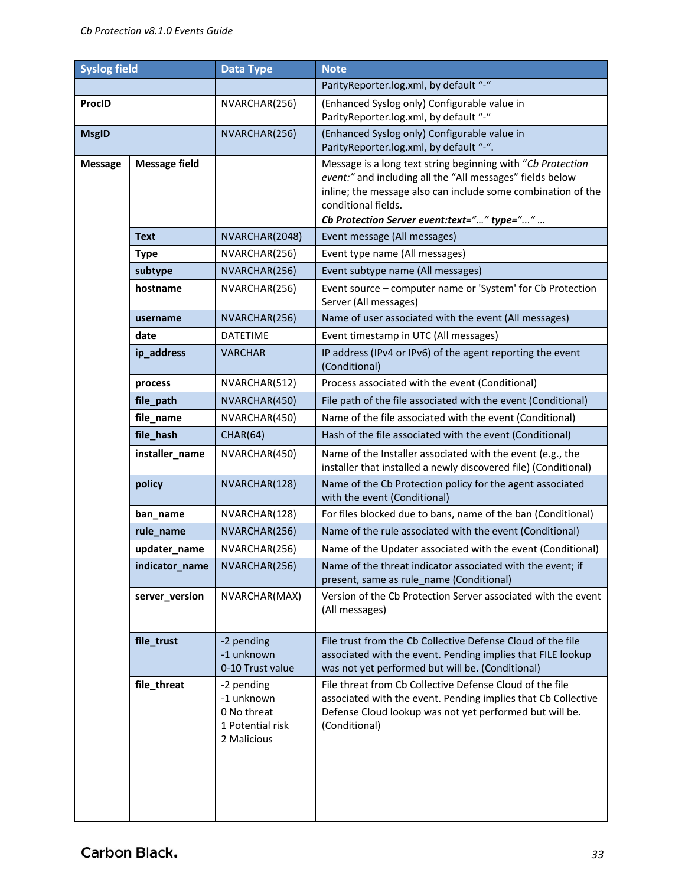| Syslog field | | Data Type | Note |
|---|---|---|---|
| | | | ParityReporter.log.xml, by default "-" |
| **ProcID** | | NVARCHAR(256) | (Enhanced Syslog only) Configurable value in ParityReporter.log.xml, by default "-" |
| **MsgID** | | NVARCHAR(256) | (Enhanced Syslog only) Configurable value in ParityReporter.log.xml, by default "-". |
| **Message** | **Message field** | | Message is a long text string beginning with "*Cb Protection event:*" and including all the "All messages" fields below inline; the message also can include some combination of the conditional fields. ***Cb Protection Server event:text="…" type="…" …*** |
| | **Text** | NVARCHAR(2048) | Event message (All messages) |
| | **Type** | NVARCHAR(256) | Event type name (All messages) |
| | **subtype** | NVARCHAR(256) | Event subtype name (All messages) |
| | **hostname** | NVARCHAR(256) | Event source – computer name or 'System' for Cb Protection Server (All messages) |
| | **username** | NVARCHAR(256) | Name of user associated with the event (All messages) |
| | **date** | DATETIME | Event timestamp in UTC (All messages) |
| | **ip_address** | VARCHAR | IP address (IPv4 or IPv6) of the agent reporting the event (Conditional) |
| | **process** | NVARCHAR(512) | Process associated with the event (Conditional) |
| | **file_path** | NVARCHAR(450) | File path of the file associated with the event (Conditional) |
| | **file_name** | NVARCHAR(450) | Name of the file associated with the event (Conditional) |
| | **file_hash** | CHAR(64) | Hash of the file associated with the event (Conditional) |
| | **installer_name** | NVARCHAR(450) | Name of the Installer associated with the event (e.g., the installer that installed a newly discovered file) (Conditional) |
| | **policy** | NVARCHAR(128) | Name of the Cb Protection policy for the agent associated with the event (Conditional) |
| | **ban_name** | NVARCHAR(128) | For files blocked due to bans, name of the ban (Conditional) |
| | **rule_name** | NVARCHAR(256) | Name of the rule associated with the event (Conditional) |
| | **updater_name** | NVARCHAR(256) | Name of the Updater associated with the event (Conditional) |
| | **indicator_name** | NVARCHAR(256) | Name of the threat indicator associated with the event; if present, same as rule_name (Conditional) |
| | **server_version** | NVARCHAR(MAX) | Version of the Cb Protection Server associated with the event (All messages) |
| | **file_trust** | -2 pending<br>-1 unknown<br>0-10 Trust value | File trust from the Cb Collective Defense Cloud of the file associated with the event. Pending implies that FILE lookup was not yet performed but will be. (Conditional) |
| | **file_threat** | -2 pending<br>-1 unknown<br>0 No threat<br>1 Potential risk<br>2 Malicious | File threat from Cb Collective Defense Cloud of the file associated with the event. Pending implies that Cb Collective Defense Cloud lookup was not yet performed but will be. (Conditional) |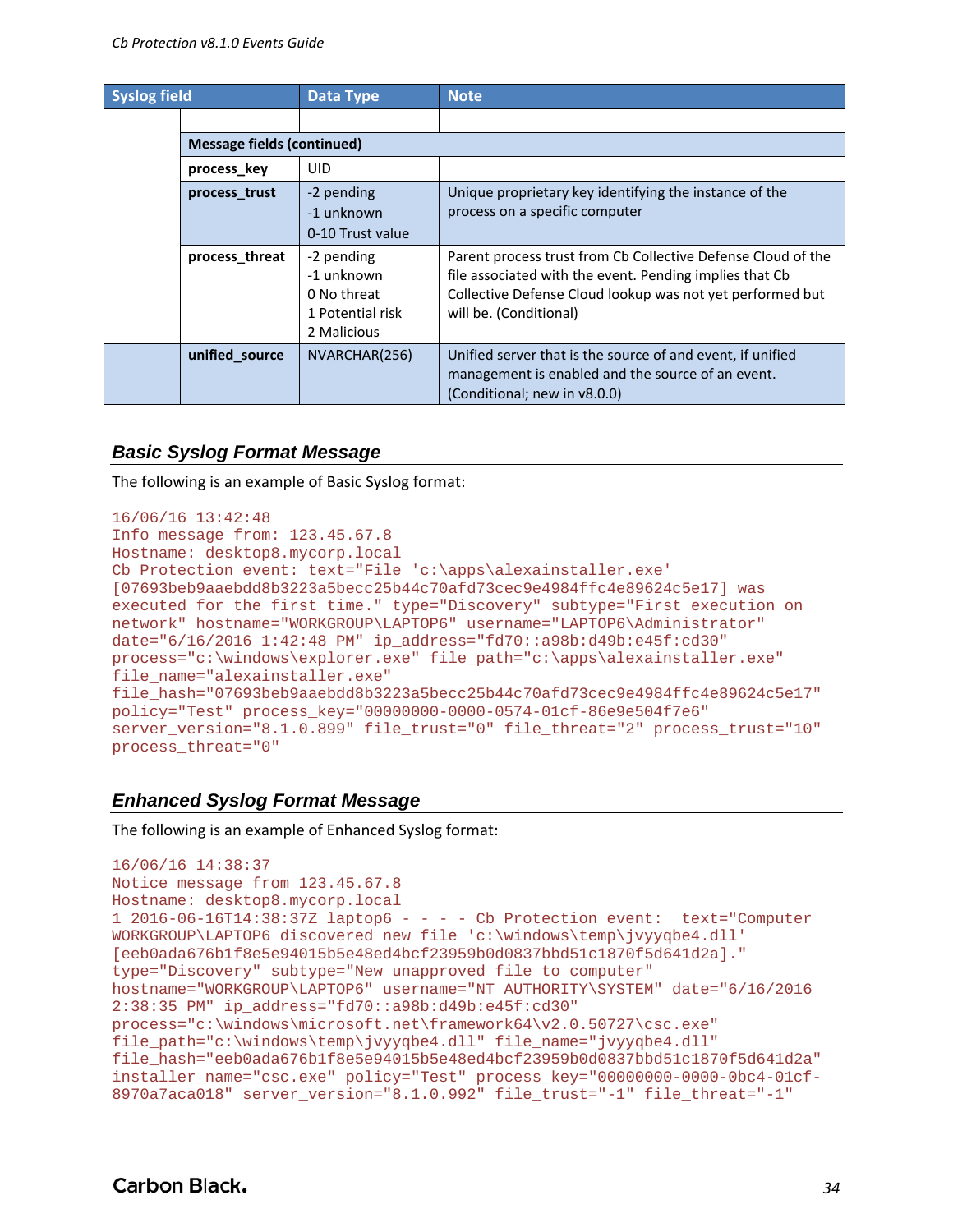| Syslog field | | Data Type | Note |
|---|---|---|---|
| | | | |
| | **Message fields (continued)** | | |
| | **process_key** | UID | |
| | **process_trust** | -2 pending<br>-1 unknown<br>0-10 Trust value | Unique proprietary key identifying the instance of the process on a specific computer |
| | **process_threat** | -2 pending<br>-1 unknown<br>0 No threat<br>1 Potential risk<br>2 Malicious | Parent process trust from Cb Collective Defense Cloud of the file associated with the event. Pending implies that Cb Collective Defense Cloud lookup was not yet performed but will be. (Conditional) |
| | **unified_source** | NVARCHAR(256) | Unified server that is the source of and event, if unified management is enabled and the source of an event. (Conditional; new in v8.0.0) |

### *Basic Syslog Format Message*

The following is an example of Basic Syslog format:

```
16/06/16 13:42:48
Info message from: 123.45.67.8
Hostname: desktop8.mycorp.local
Cb Protection event: text="File 'c:\apps\alexainstaller.exe'
[07693beb9aaebdd8b3223a5becc25b44c70afd73cec9e4984ffc4e89624c5e17] was
executed for the first time." type="Discovery" subtype="First execution on
network" hostname="WORKGROUP\LAPTOP6" username="LAPTOP6\Administrator"
date="6/16/2016 1:42:48 PM" ip_address="fd70::a98b:d49b:e45f:cd30"
process="c:\windows\explorer.exe" file_path="c:\apps\alexainstaller.exe"
file_name="alexainstaller.exe"
file_hash="07693beb9aaebdd8b3223a5becc25b44c70afd73cec9e4984ffc4e89624c5e17"
policy="Test" process_key="00000000-0000-0574-01cf-86e9e504f7e6"
server_version="8.1.0.899" file_trust="0" file_threat="2" process_trust="10"
process_threat="0"
```

### *Enhanced Syslog Format Message*

The following is an example of Enhanced Syslog format:

```
16/06/16 14:38:37
Notice message from 123.45.67.8
Hostname: desktop8.mycorp.local
1 2016-06-16T14:38:37Z laptop6 - - - - Cb Protection event:  text="Computer
WORKGROUP\LAPTOP6 discovered new file 'c:\windows\temp\jvyyqbe4.dll'
[eeb0ada676b1f8e5e94015b5e48ed4bcf23959b0d0837bbd51c1870f5d641d2a]."
type="Discovery" subtype="New unapproved file to computer"
hostname="WORKGROUP\LAPTOP6" username="NT AUTHORITY\SYSTEM" date="6/16/2016
2:38:35 PM" ip_address="fd70::a98b:d49b:e45f:cd30"
process="c:\windows\microsoft.net\framework64\v2.0.50727\csc.exe"
file_path="c:\windows\temp\jvyyqbe4.dll" file_name="jvyyqbe4.dll"
file_hash="eeb0ada676b1f8e5e94015b5e48ed4bcf23959b0d0837bbd51c1870f5d641d2a"
installer_name="csc.exe" policy="Test" process_key="00000000-0000-0bc4-01cf-
8970a7aca018" server_version="8.1.0.992" file_trust="-1" file_threat="-1"
```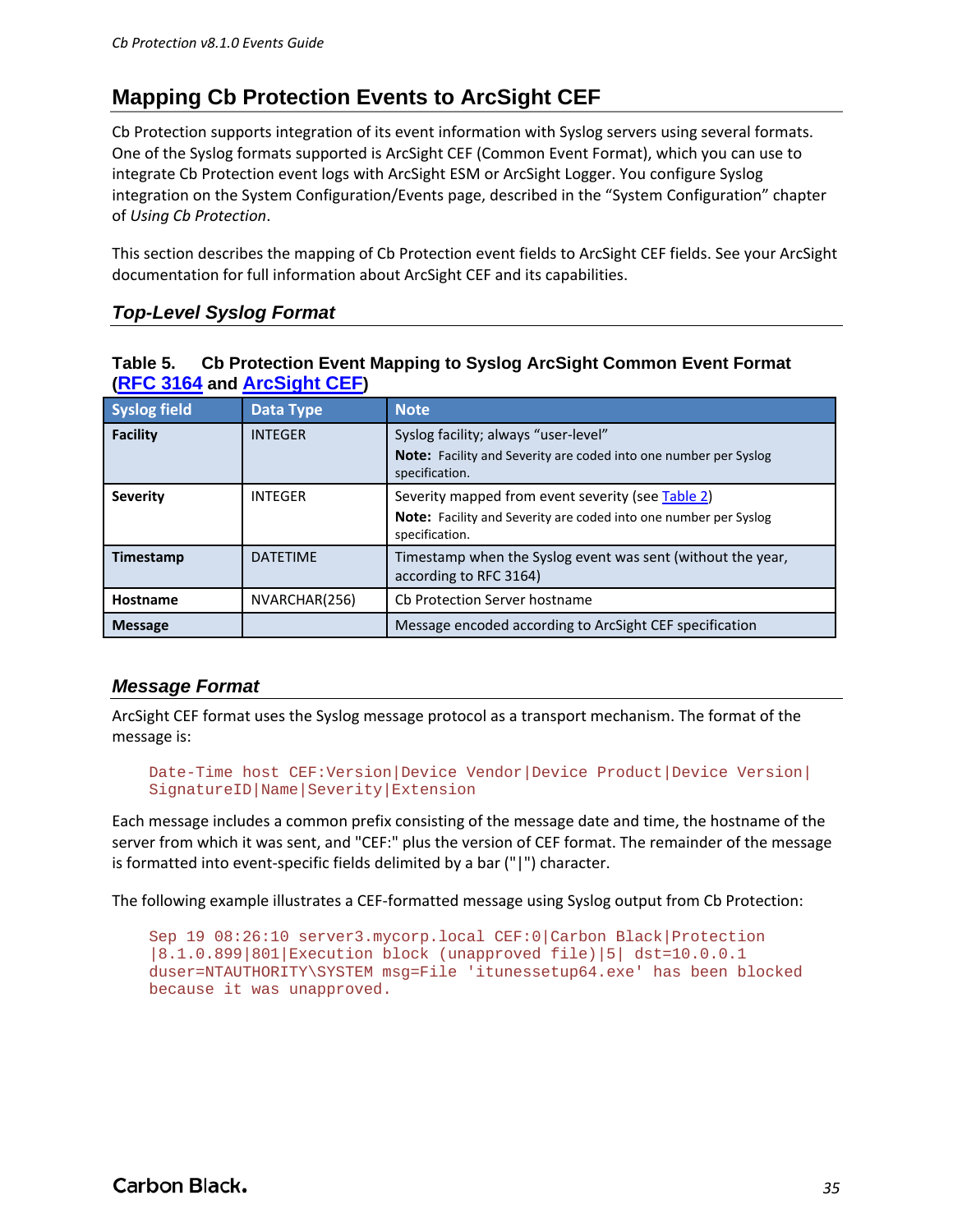## Mapping Cb Protection Events to ArcSight CEF

Cb Protection supports integration of its event information with Syslog servers using several formats. One of the Syslog formats supported is ArcSight CEF (Common Event Format), which you can use to integrate Cb Protection event logs with ArcSight ESM or ArcSight Logger. You configure Syslog integration on the System Configuration/Events page, described in the "System Configuration" chapter of *Using Cb Protection*.

This section describes the mapping of Cb Protection event fields to ArcSight CEF fields. See your ArcSight documentation for full information about ArcSight CEF and its capabilities.

### Top-Level Syslog Format

**Table 5. Cb Protection Event Mapping to Syslog ArcSight Common Event Format (RFC 3164 and ArcSight CEF)**

| Syslog field | Data Type | Note |
|---|---|---|
| **Facility** | INTEGER | Syslog facility; always "user-level"<br>**Note:** Facility and Severity are coded into one number per Syslog specification. |
| **Severity** | INTEGER | Severity mapped from event severity (see Table 2)<br>**Note:** Facility and Severity are coded into one number per Syslog specification. |
| **Timestamp** | DATETIME | Timestamp when the Syslog event was sent (without the year, according to RFC 3164) |
| **Hostname** | NVARCHAR(256) | Cb Protection Server hostname |
| **Message** | | Message encoded according to ArcSight CEF specification |

### Message Format

ArcSight CEF format uses the Syslog message protocol as a transport mechanism. The format of the message is:

```
Date-Time host CEF:Version|Device Vendor|Device Product|Device Version|
SignatureID|Name|Severity|Extension
```

Each message includes a common prefix consisting of the message date and time, the hostname of the server from which it was sent, and "CEF:" plus the version of CEF format. The remainder of the message is formatted into event-specific fields delimited by a bar ("|") character.

The following example illustrates a CEF-formatted message using Syslog output from Cb Protection:

```
Sep 19 08:26:10 server3.mycorp.local CEF:0|Carbon Black|Protection
|8.1.0.899|801|Execution block (unapproved file)|5| dst=10.0.0.1
duser=NTAUTHORITY\SYSTEM msg=File 'itunessetup64.exe' has been blocked
because it was unapproved.
```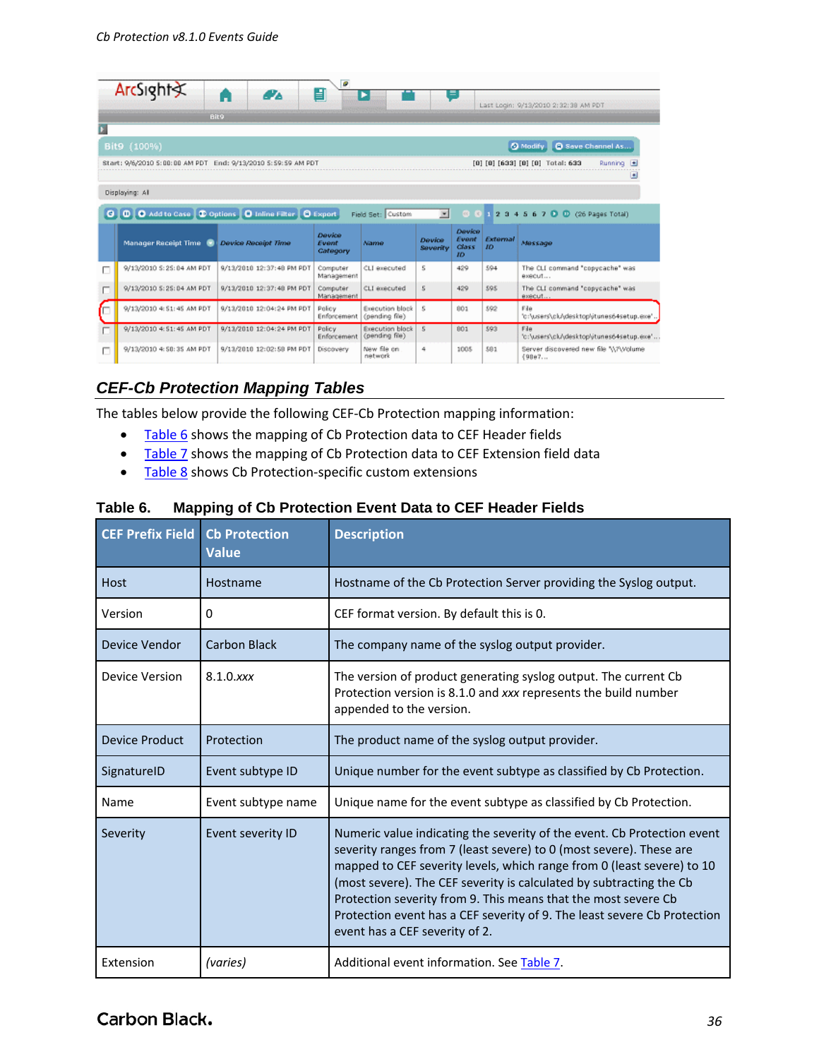## CEF-Cb Protection Mapping Tables

The tables below provide the following CEF-Cb Protection mapping information:

- Table 6 shows the mapping of Cb Protection data to CEF Header fields
- Table 7 shows the mapping of Cb Protection data to CEF Extension field data
- Table 8 shows Cb Protection-specific custom extensions

**Table 6. Mapping of Cb Protection Event Data to CEF Header Fields**

| CEF Prefix Field | Cb Protection Value | Description |
|---|---|---|
| Host | Hostname | Hostname of the Cb Protection Server providing the Syslog output. |
| Version | 0 | CEF format version. By default this is 0. |
| Device Vendor | Carbon Black | The company name of the syslog output provider. |
| Device Version | 8.1.0.*xxx* | The version of product generating syslog output. The current Cb Protection version is 8.1.0 and *xxx* represents the build number appended to the version. |
| Device Product | Protection | The product name of the syslog output provider. |
| SignatureID | Event subtype ID | Unique number for the event subtype as classified by Cb Protection. |
| Name | Event subtype name | Unique name for the event subtype as classified by Cb Protection. |
| Severity | Event severity ID | Numeric value indicating the severity of the event. Cb Protection event severity ranges from 7 (least severe) to 0 (most severe). These are mapped to CEF severity levels, which range from 0 (least severe) to 10 (most severe). The CEF severity is calculated by subtracting the Cb Protection severity from 9. This means that the most severe Cb Protection event has a CEF severity of 9. The least severe Cb Protection event has a CEF severity of 2. |
| Extension | *(varies)* | Additional event information. See Table 7. |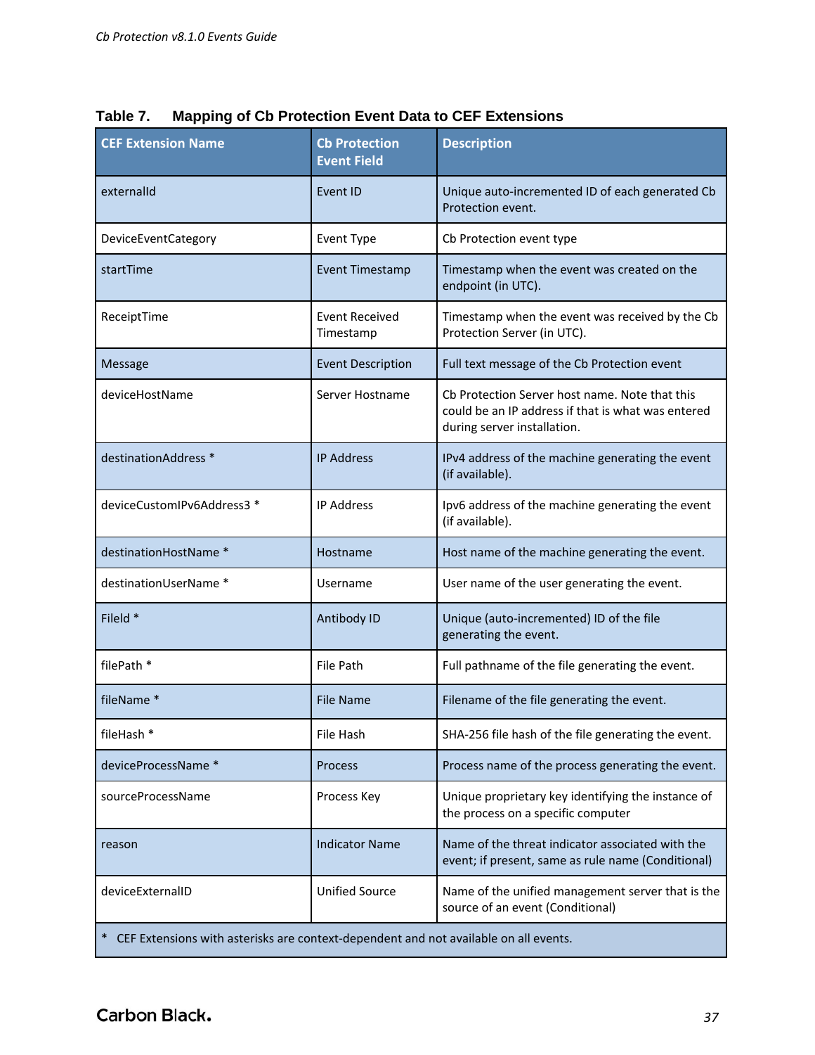**Table 7. Mapping of Cb Protection Event Data to CEF Extensions**

| CEF Extension Name | Cb Protection Event Field | Description |
|---|---|---|
| externalId | Event ID | Unique auto-incremented ID of each generated Cb Protection event. |
| DeviceEventCategory | Event Type | Cb Protection event type |
| startTime | Event Timestamp | Timestamp when the event was created on the endpoint (in UTC). |
| ReceiptTime | Event Received Timestamp | Timestamp when the event was received by the Cb Protection Server (in UTC). |
| Message | Event Description | Full text message of the Cb Protection event |
| deviceHostName | Server Hostname | Cb Protection Server host name. Note that this could be an IP address if that is what was entered during server installation. |
| destinationAddress * | IP Address | IPv4 address of the machine generating the event (if available). |
| deviceCustomIPv6Address3 * | IP Address | Ipv6 address of the machine generating the event (if available). |
| destinationHostName * | Hostname | Host name of the machine generating the event. |
| destinationUserName * | Username | User name of the user generating the event. |
| FileId * | Antibody ID | Unique (auto-incremented) ID of the file generating the event. |
| filePath * | File Path | Full pathname of the file generating the event. |
| fileName * | File Name | Filename of the file generating the event. |
| fileHash * | File Hash | SHA-256 file hash of the file generating the event. |
| deviceProcessName * | Process | Process name of the process generating the event. |
| sourceProcessName | Process Key | Unique proprietary key identifying the instance of the process on a specific computer |
| reason | Indicator Name | Name of the threat indicator associated with the event; if present, same as rule name (Conditional) |
| deviceExternalID | Unified Source | Name of the unified management server that is the source of an event (Conditional) |
| * CEF Extensions with asterisks are context-dependent and not available on all events. | | |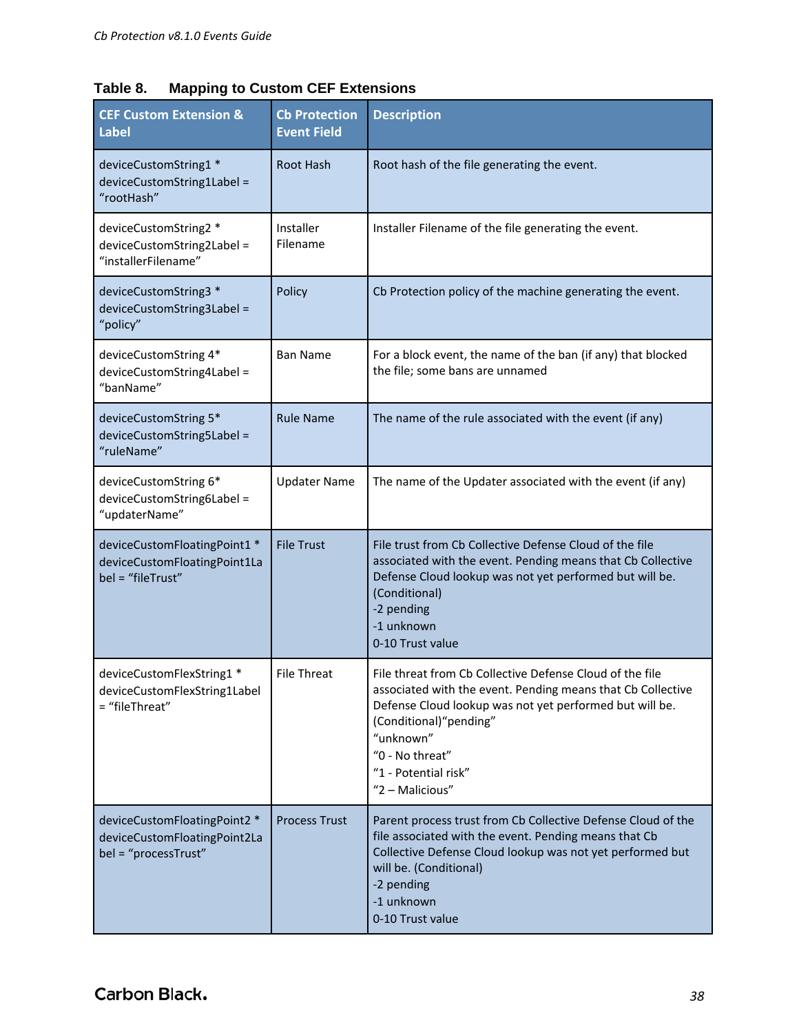**Table 8. Mapping to Custom CEF Extensions**

| CEF Custom Extension & Label | Cb Protection Event Field | Description |
|---|---|---|
| deviceCustomString1 * deviceCustomString1Label = “rootHash” | Root Hash | Root hash of the file generating the event. |
| deviceCustomString2 * deviceCustomString2Label = “installerFilename” | Installer Filename | Installer Filename of the file generating the event. |
| deviceCustomString3 * deviceCustomString3Label = “policy” | Policy | Cb Protection policy of the machine generating the event. |
| deviceCustomString 4* deviceCustomString4Label = “banName” | Ban Name | For a block event, the name of the ban (if any) that blocked the file; some bans are unnamed |
| deviceCustomString 5* deviceCustomString5Label = “ruleName” | Rule Name | The name of the rule associated with the event (if any) |
| deviceCustomString 6* deviceCustomString6Label = “updaterName” | Updater Name | The name of the Updater associated with the event (if any) |
| deviceCustomFloatingPoint1 * deviceCustomFloatingPoint1Label = “fileTrust” | File Trust | File trust from Cb Collective Defense Cloud of the file associated with the event. Pending means that Cb Collective Defense Cloud lookup was not yet performed but will be. (Conditional)<br>-2 pending<br>-1 unknown<br>0-10 Trust value |
| deviceCustomFlexString1 * deviceCustomFlexString1Label = “fileThreat” | File Threat | File threat from Cb Collective Defense Cloud of the file associated with the event. Pending means that Cb Collective Defense Cloud lookup was not yet performed but will be. (Conditional)“pending”<br>“unknown”<br>“0 - No threat”<br>“1 - Potential risk”<br>“2 – Malicious” |
| deviceCustomFloatingPoint2 * deviceCustomFloatingPoint2Label = “processTrust” | Process Trust | Parent process trust from Cb Collective Defense Cloud of the file associated with the event. Pending means that Cb Collective Defense Cloud lookup was not yet performed but will be. (Conditional)<br>-2 pending<br>-1 unknown<br>0-10 Trust value |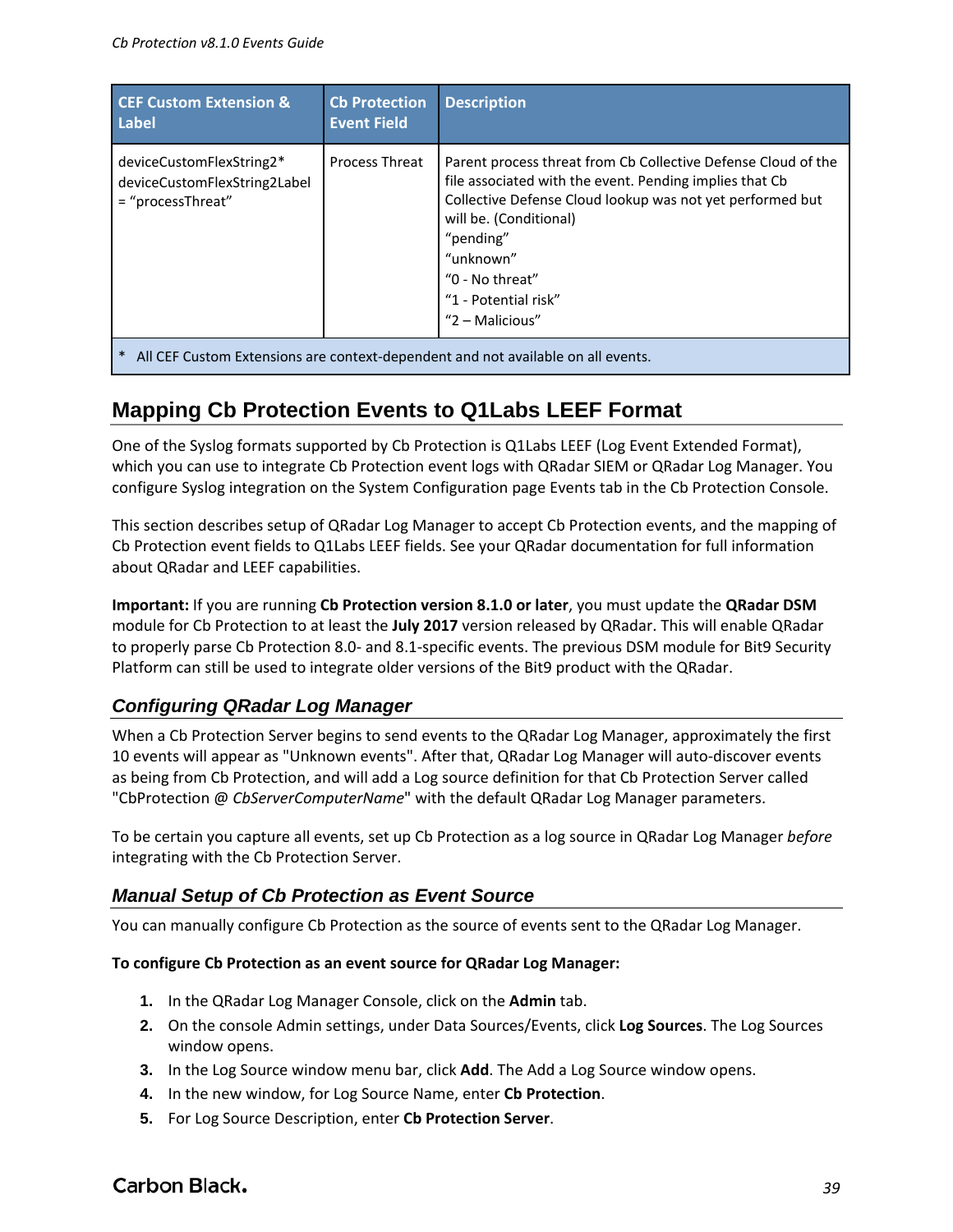| CEF Custom Extension & Label | Cb Protection Event Field | Description |
|---|---|---|
| deviceCustomFlexString2* deviceCustomFlexString2Label = “processThreat” | Process Threat | Parent process threat from Cb Collective Defense Cloud of the file associated with the event. Pending implies that Cb Collective Defense Cloud lookup was not yet performed but will be. (Conditional)<br>“pending”<br>“unknown”<br>“0 - No threat”<br>“1 - Potential risk”<br>“2 – Malicious” |
| * All CEF Custom Extensions are context-dependent and not available on all events. | | |

## Mapping Cb Protection Events to Q1Labs LEEF Format

One of the Syslog formats supported by Cb Protection is Q1Labs LEEF (Log Event Extended Format), which you can use to integrate Cb Protection event logs with QRadar SIEM or QRadar Log Manager. You configure Syslog integration on the System Configuration page Events tab in the Cb Protection Console.

This section describes setup of QRadar Log Manager to accept Cb Protection events, and the mapping of Cb Protection event fields to Q1Labs LEEF fields. See your QRadar documentation for full information about QRadar and LEEF capabilities.

**Important:** If you are running **Cb Protection version 8.1.0 or later**, you must update the **QRadar DSM** module for Cb Protection to at least the **July 2017** version released by QRadar. This will enable QRadar to properly parse Cb Protection 8.0- and 8.1-specific events. The previous DSM module for Bit9 Security Platform can still be used to integrate older versions of the Bit9 product with the QRadar.

### Configuring QRadar Log Manager

When a Cb Protection Server begins to send events to the QRadar Log Manager, approximately the first 10 events will appear as "Unknown events". After that, QRadar Log Manager will auto-discover events as being from Cb Protection, and will add a Log source definition for that Cb Protection Server called "CbProtection @ *CbServerComputerName*" with the default QRadar Log Manager parameters.

To be certain you capture all events, set up Cb Protection as a log source in QRadar Log Manager *before* integrating with the Cb Protection Server.

### Manual Setup of Cb Protection as Event Source

You can manually configure Cb Protection as the source of events sent to the QRadar Log Manager.

**To configure Cb Protection as an event source for QRadar Log Manager:**

1. In the QRadar Log Manager Console, click on the **Admin** tab.
2. On the console Admin settings, under Data Sources/Events, click **Log Sources**. The Log Sources window opens.
3. In the Log Source window menu bar, click **Add**. The Add a Log Source window opens.
4. In the new window, for Log Source Name, enter **Cb Protection**.
5. For Log Source Description, enter **Cb Protection Server**.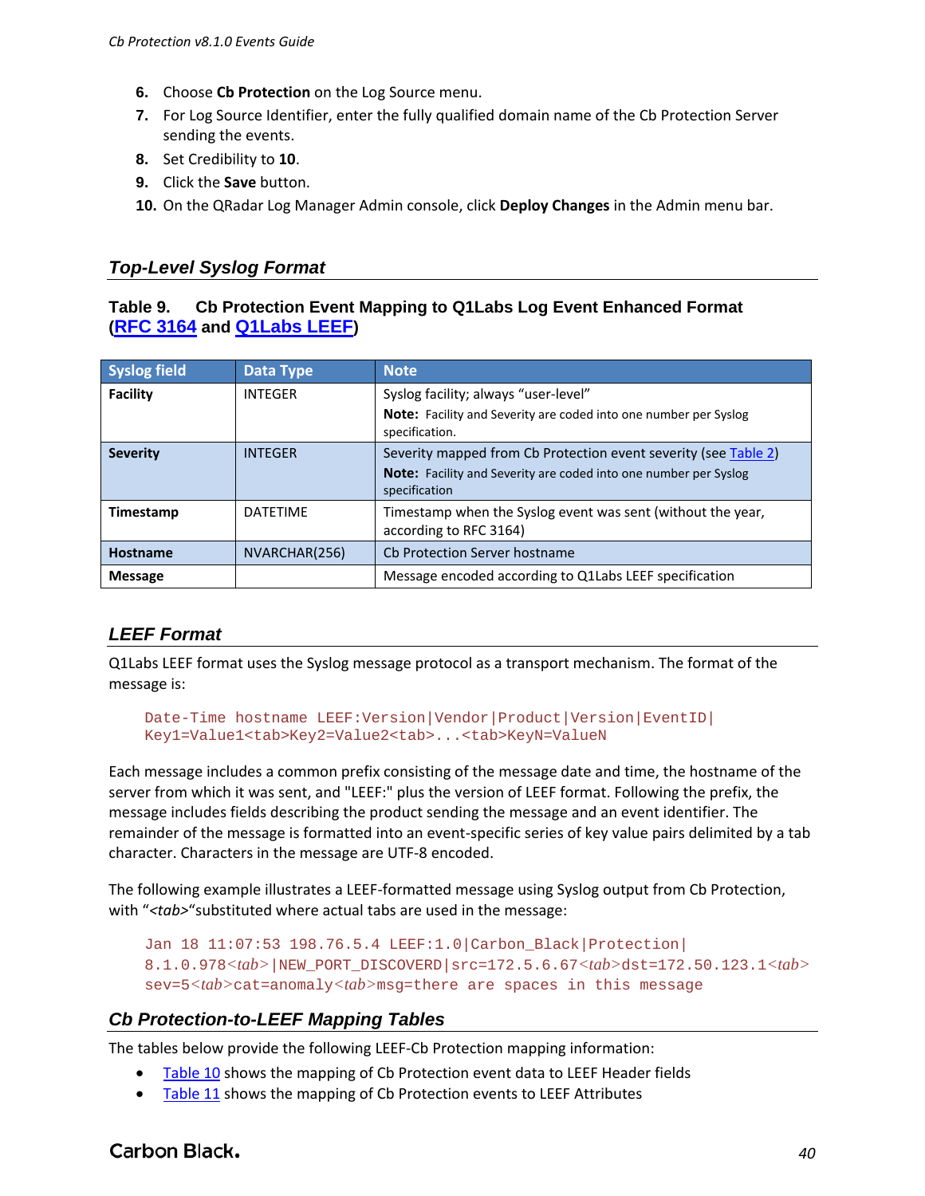6. Choose **Cb Protection** on the Log Source menu.
7. For Log Source Identifier, enter the fully qualified domain name of the Cb Protection Server sending the events.
8. Set Credibility to **10**.
9. Click the **Save** button.
10. On the QRadar Log Manager Admin console, click **Deploy Changes** in the Admin menu bar.

## Top-Level Syslog Format

**Table 9. Cb Protection Event Mapping to Q1Labs Log Event Enhanced Format (RFC 3164 and Q1Labs LEEF)**

| Syslog field | Data Type | Note |
|---|---|---|
| **Facility** | INTEGER | Syslog facility; always "user-level"<br>**Note:** Facility and Severity are coded into one number per Syslog specification. |
| **Severity** | INTEGER | Severity mapped from Cb Protection event severity (see Table 2)<br>**Note:** Facility and Severity are coded into one number per Syslog specification |
| **Timestamp** | DATETIME | Timestamp when the Syslog event was sent (without the year, according to RFC 3164) |
| **Hostname** | NVARCHAR(256) | Cb Protection Server hostname |
| **Message** | | Message encoded according to Q1Labs LEEF specification |

## LEEF Format

Q1Labs LEEF format uses the Syslog message protocol as a transport mechanism. The format of the message is:

```
Date-Time hostname LEEF:Version|Vendor|Product|Version|EventID|
Key1=Value1<tab>Key2=Value2<tab>...<tab>KeyN=ValueN
```

Each message includes a common prefix consisting of the message date and time, the hostname of the server from which it was sent, and "LEEF:" plus the version of LEEF format. Following the prefix, the message includes fields describing the product sending the message and an event identifier. The remainder of the message is formatted into an event-specific series of key value pairs delimited by a tab character. Characters in the message are UTF-8 encoded.

The following example illustrates a LEEF-formatted message using Syslog output from Cb Protection, with "*<tab>*"substituted where actual tabs are used in the message:

```
Jan 18 11:07:53 198.76.5.4 LEEF:1.0|Carbon_Black|Protection|
8.1.0.978<tab>|NEW_PORT_DISCOVERD|src=172.5.6.67<tab>dst=172.50.123.1<tab>
sev=5<tab>cat=anomaly<tab>msg=there are spaces in this message
```

## Cb Protection-to-LEEF Mapping Tables

The tables below provide the following LEEF-Cb Protection mapping information:

- Table 10 shows the mapping of Cb Protection event data to LEEF Header fields
- Table 11 shows the mapping of Cb Protection events to LEEF Attributes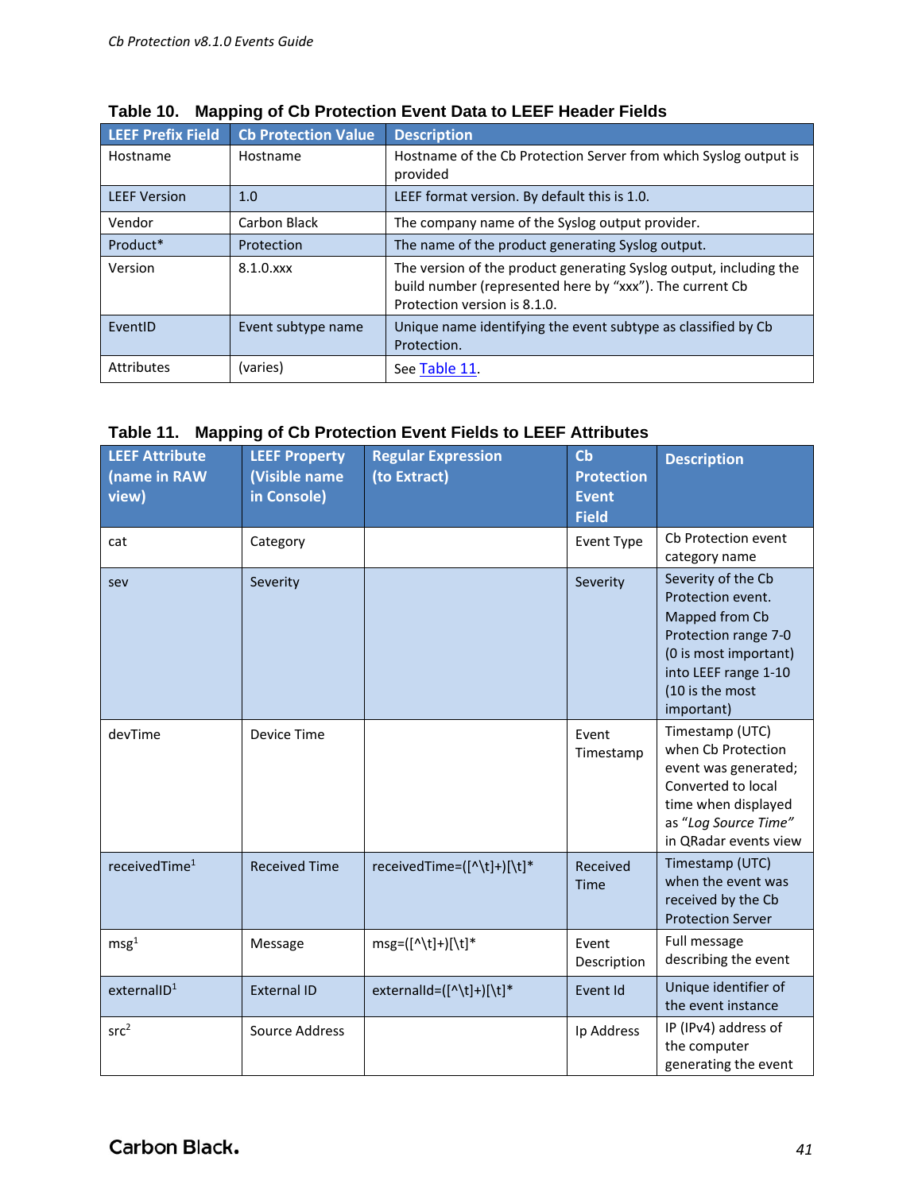**Table 10. Mapping of Cb Protection Event Data to LEEF Header Fields**

| LEEF Prefix Field | Cb Protection Value | Description |
|---|---|---|
| Hostname | Hostname | Hostname of the Cb Protection Server from which Syslog output is provided |
| LEEF Version | 1.0 | LEEF format version. By default this is 1.0. |
| Vendor | Carbon Black | The company name of the Syslog output provider. |
| Product* | Protection | The name of the product generating Syslog output. |
| Version | 8.1.0.xxx | The version of the product generating Syslog output, including the build number (represented here by "xxx"). The current Cb Protection version is 8.1.0. |
| EventID | Event subtype name | Unique name identifying the event subtype as classified by Cb Protection. |
| Attributes | (varies) | See Table 11. |

**Table 11. Mapping of Cb Protection Event Fields to LEEF Attributes**

| LEEF Attribute (name in RAW view) | LEEF Property (Visible name in Console) | Regular Expression (to Extract) | Cb Protection Event Field | Description |
|---|---|---|---|---|
| cat | Category | | Event Type | Cb Protection event category name |
| sev | Severity | | Severity | Severity of the Cb Protection event. Mapped from Cb Protection range 7-0 (0 is most important) into LEEF range 1-10 (10 is the most important) |
| devTime | Device Time | | Event Timestamp | Timestamp (UTC) when Cb Protection event was generated; Converted to local time when displayed as "*Log Source Time*" in QRadar events view |
| receivedTime[1] | Received Time | receivedTime=([^\t]+)[\t]* | Received Time | Timestamp (UTC) when the event was received by the Cb Protection Server |
| msg[1] | Message | msg=([^\t]+)[\t]* | Event Description | Full message describing the event |
| externalID[1] | External ID | externalId=([^\t]+)[\t]* | Event Id | Unique identifier of the event instance |
| src[2] | Source Address | | Ip Address | IP (IPv4) address of the computer generating the event |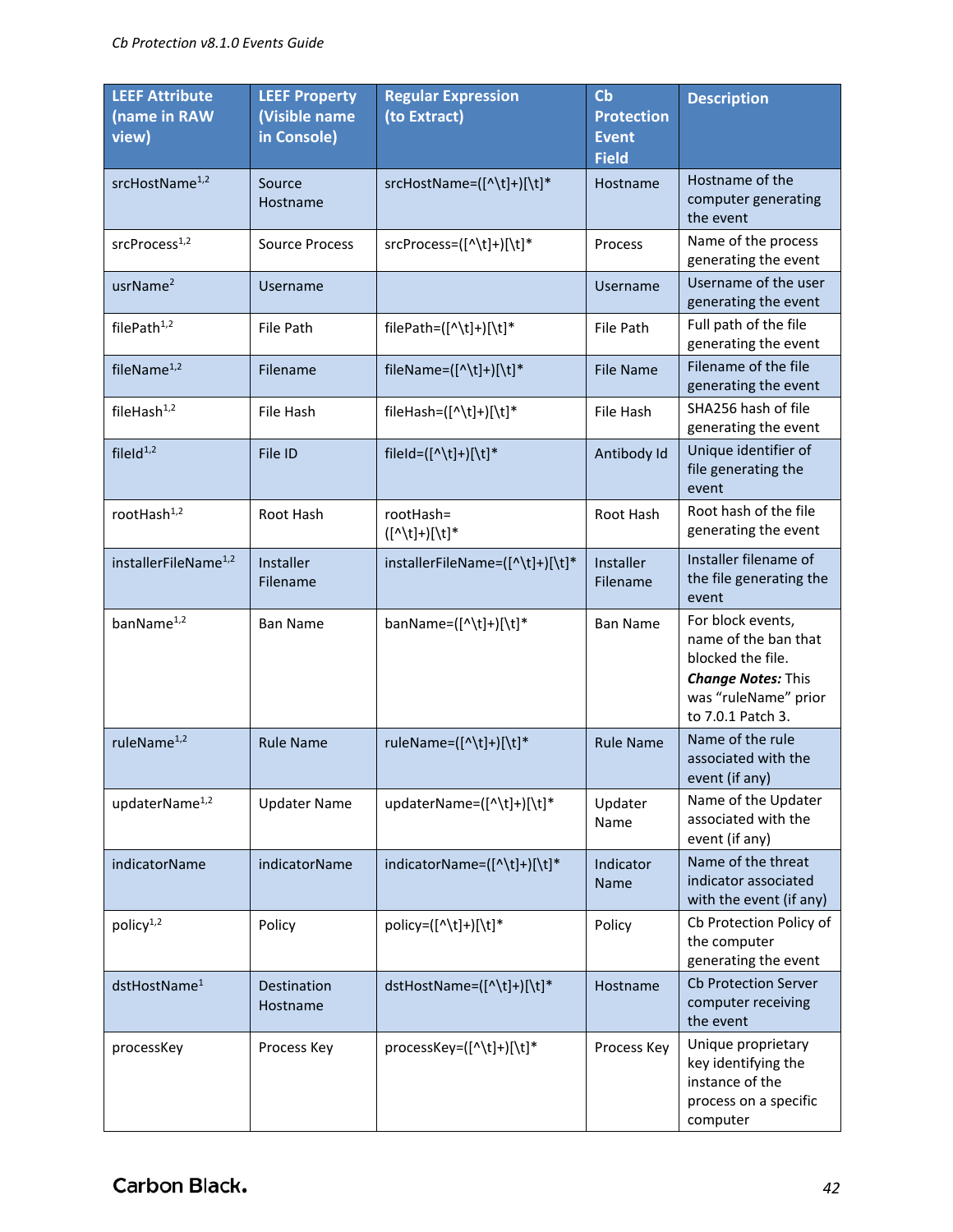| LEEF Attribute (name in RAW view) | LEEF Property (Visible name in Console) | Regular Expression (to Extract) | Cb Protection Event Field | Description |
|---|---|---|---|---|
| srcHostName[1,2] | Source Hostname | srcHostName=([^\t]+)[\t]* | Hostname | Hostname of the computer generating the event |
| srcProcess[1,2] | Source Process | srcProcess=([^\t]+)[\t]* | Process | Name of the process generating the event |
| usrName[2] | Username | | Username | Username of the user generating the event |
| filePath[1,2] | File Path | filePath=([^\t]+)[\t]* | File Path | Full path of the file generating the event |
| fileName[1,2] | Filename | fileName=([^\t]+)[\t]* | File Name | Filename of the file generating the event |
| fileHash[1,2] | File Hash | fileHash=([^\t]+)[\t]* | File Hash | SHA256 hash of file generating the event |
| fileId[1,2] | File ID | fileId=([^\t]+)[\t]* | Antibody Id | Unique identifier of file generating the event |
| rootHash[1,2] | Root Hash | rootHash=([^\t]+)[\t]* | Root Hash | Root hash of the file generating the event |
| installerFileName[1,2] | Installer Filename | installerFileName=([^\t]+)[\t]* | Installer Filename | Installer filename of the file generating the event |
| banName[1,2] | Ban Name | banName=([^\t]+)[\t]* | Ban Name | For block events, name of the ban that blocked the file. ***Change Notes:*** This was "ruleName" prior to 7.0.1 Patch 3. |
| ruleName[1,2] | Rule Name | ruleName=([^\t]+)[\t]* | Rule Name | Name of the rule associated with the event (if any) |
| updaterName[1,2] | Updater Name | updaterName=([^\t]+)[\t]* | Updater Name | Name of the Updater associated with the event (if any) |
| indicatorName | indicatorName | indicatorName=([^\t]+)[\t]* | Indicator Name | Name of the threat indicator associated with the event (if any) |
| policy[1,2] | Policy | policy=([^\t]+)[\t]* | Policy | Cb Protection Policy of the computer generating the event |
| dstHostName[1] | Destination Hostname | dstHostName=([^\t]+)[\t]* | Hostname | Cb Protection Server computer receiving the event |
| processKey | Process Key | processKey=([^\t]+)[\t]* | Process Key | Unique proprietary key identifying the instance of the process on a specific computer |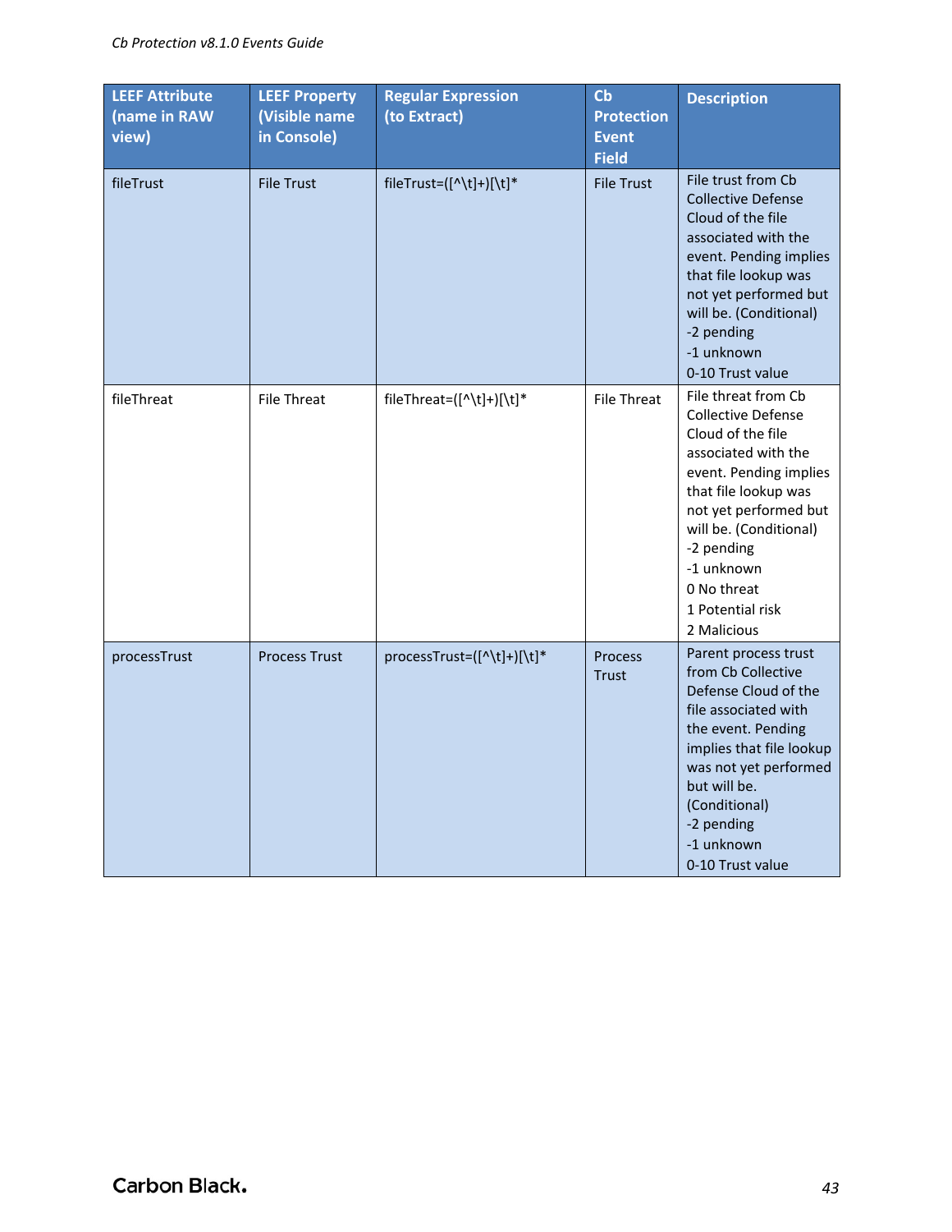| LEEF Attribute (name in RAW view) | LEEF Property (Visible name in Console) | Regular Expression (to Extract) | Cb Protection Event Field | Description |
|---|---|---|---|---|
| fileTrust | File Trust | fileTrust=([^\t]+)[\t]* | File Trust | File trust from Cb Collective Defense Cloud of the file associated with the event. Pending implies that file lookup was not yet performed but will be. (Conditional)<br>-2 pending<br>-1 unknown<br>0-10 Trust value |
| fileThreat | File Threat | fileThreat=([^\t]+)[\t]* | File Threat | File threat from Cb Collective Defense Cloud of the file associated with the event. Pending implies that file lookup was not yet performed but will be. (Conditional)<br>-2 pending<br>-1 unknown<br>0 No threat<br>1 Potential risk<br>2 Malicious |
| processTrust | Process Trust | processTrust=([^\t]+)[\t]* | Process Trust | Parent process trust from Cb Collective Defense Cloud of the file associated with the event. Pending implies that file lookup was not yet performed but will be. (Conditional)<br>-2 pending<br>-1 unknown<br>0-10 Trust value |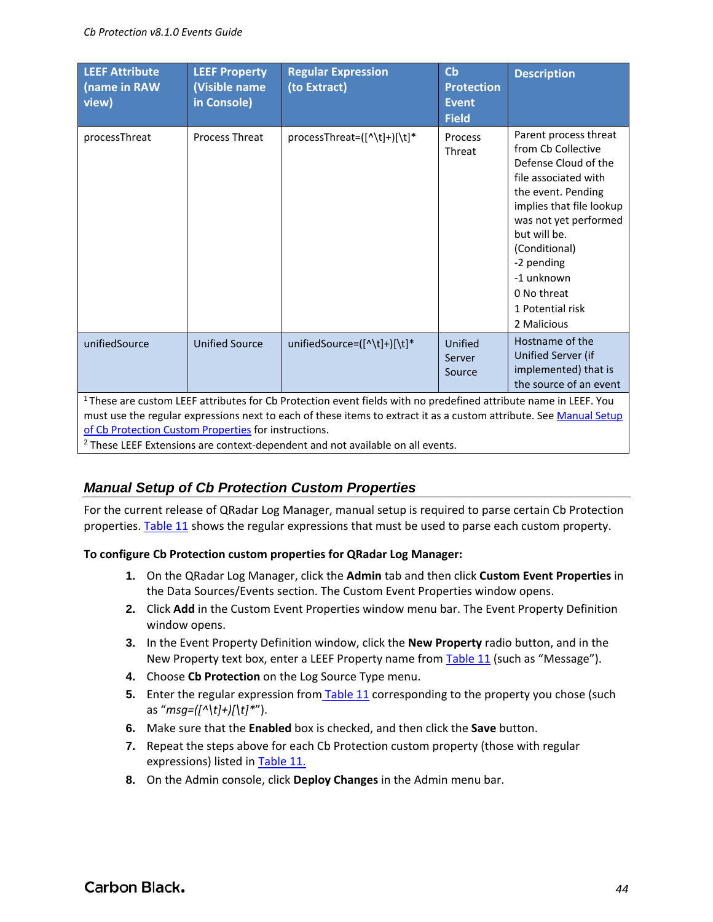| LEEF Attribute (name in RAW view) | LEEF Property (Visible name in Console) | Regular Expression (to Extract) | Cb Protection Event Field | Description |
|---|---|---|---|---|
| processThreat | Process Threat | processThreat=([^\t]+)[\t]* | Process Threat | Parent process threat from Cb Collective Defense Cloud of the file associated with the event. Pending implies that file lookup was not yet performed but will be. (Conditional)<br>-2 pending<br>-1 unknown<br>0 No threat<br>1 Potential risk<br>2 Malicious |
| unifiedSource | Unified Source | unifiedSource=([^\t]+)[\t]* | Unified Server Source | Hostname of the Unified Server (if implemented) that is the source of an event |

[1] These are custom LEEF attributes for Cb Protection event fields with no predefined attribute name in LEEF. You must use the regular expressions next to each of these items to extract it as a custom attribute. See Manual Setup of Cb Protection Custom Properties for instructions.
[2] These LEEF Extensions are context-dependent and not available on all events.

### *Manual Setup of Cb Protection Custom Properties*

For the current release of QRadar Log Manager, manual setup is required to parse certain Cb Protection properties. Table 11 shows the regular expressions that must be used to parse each custom property.

**To configure Cb Protection custom properties for QRadar Log Manager:**

1. On the QRadar Log Manager, click the **Admin** tab and then click **Custom Event Properties** in the Data Sources/Events section. The Custom Event Properties window opens.
2. Click **Add** in the Custom Event Properties window menu bar. The Event Property Definition window opens.
3. In the Event Property Definition window, click the **New Property** radio button, and in the New Property text box, enter a LEEF Property name from Table 11 (such as "Message").
4. Choose **Cb Protection** on the Log Source Type menu.
5. Enter the regular expression from Table 11 corresponding to the property you chose (such as "*msg=([^\t]+)[\t]**").
6. Make sure that the **Enabled** box is checked, and then click the **Save** button.
7. Repeat the steps above for each Cb Protection custom property (those with regular expressions) listed in Table 11.
8. On the Admin console, click **Deploy Changes** in the Admin menu bar.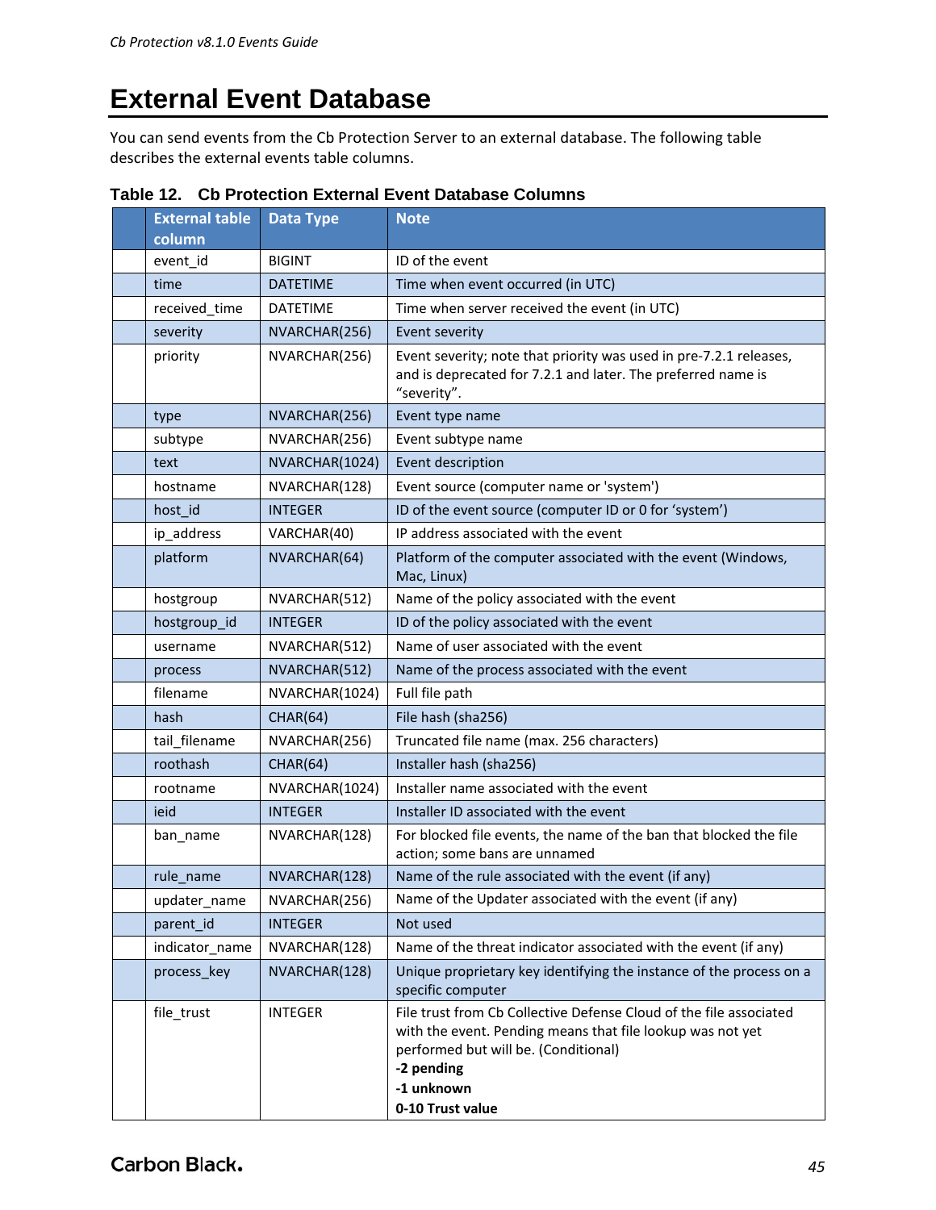# External Event Database

You can send events from the Cb Protection Server to an external database. The following table describes the external events table columns.

**Table 12. Cb Protection External Event Database Columns**

| | External table column | Data Type | Note |
|---|---|---|---|
| | event_id | BIGINT | ID of the event |
| | time | DATETIME | Time when event occurred (in UTC) |
| | received_time | DATETIME | Time when server received the event (in UTC) |
| | severity | NVARCHAR(256) | Event severity |
| | priority | NVARCHAR(256) | Event severity; note that priority was used in pre-7.2.1 releases, and is deprecated for 7.2.1 and later. The preferred name is "severity". |
| | type | NVARCHAR(256) | Event type name |
| | subtype | NVARCHAR(256) | Event subtype name |
| | text | NVARCHAR(1024) | Event description |
| | hostname | NVARCHAR(128) | Event source (computer name or 'system') |
| | host_id | INTEGER | ID of the event source (computer ID or 0 for 'system') |
| | ip_address | VARCHAR(40) | IP address associated with the event |
| | platform | NVARCHAR(64) | Platform of the computer associated with the event (Windows, Mac, Linux) |
| | hostgroup | NVARCHAR(512) | Name of the policy associated with the event |
| | hostgroup_id | INTEGER | ID of the policy associated with the event |
| | username | NVARCHAR(512) | Name of user associated with the event |
| | process | NVARCHAR(512) | Name of the process associated with the event |
| | filename | NVARCHAR(1024) | Full file path |
| | hash | CHAR(64) | File hash (sha256) |
| | tail_filename | NVARCHAR(256) | Truncated file name (max. 256 characters) |
| | roothash | CHAR(64) | Installer hash (sha256) |
| | rootname | NVARCHAR(1024) | Installer name associated with the event |
| | ieid | INTEGER | Installer ID associated with the event |
| | ban_name | NVARCHAR(128) | For blocked file events, the name of the ban that blocked the file action; some bans are unnamed |
| | rule_name | NVARCHAR(128) | Name of the rule associated with the event (if any) |
| | updater_name | NVARCHAR(256) | Name of the Updater associated with the event (if any) |
| | parent_id | INTEGER | Not used |
| | indicator_name | NVARCHAR(128) | Name of the threat indicator associated with the event (if any) |
| | process_key | NVARCHAR(128) | Unique proprietary key identifying the instance of the process on a specific computer |
| | file_trust | INTEGER | File trust from Cb Collective Defense Cloud of the file associated with the event. Pending means that file lookup was not yet performed but will be. (Conditional)<br>**-2 pending**<br>**-1 unknown**<br>**0-10 Trust value** |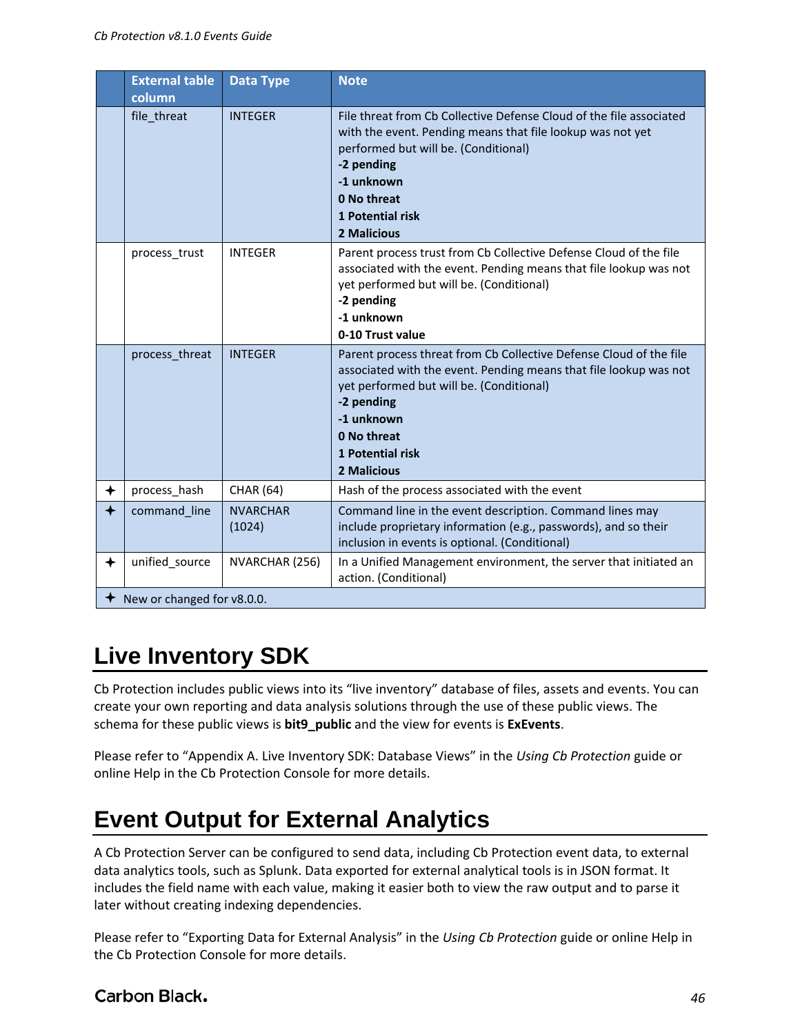| | External table column | Data Type | Note |
|---|---|---|---|
| | file_threat | INTEGER | File threat from Cb Collective Defense Cloud of the file associated with the event. Pending means that file lookup was not yet performed but will be. (Conditional)<br>**-2 pending**<br>**-1 unknown**<br>**0 No threat**<br>**1 Potential risk**<br>**2 Malicious** |
| | process_trust | INTEGER | Parent process trust from Cb Collective Defense Cloud of the file associated with the event. Pending means that file lookup was not yet performed but will be. (Conditional)<br>**-2 pending**<br>**-1 unknown**<br>**0-10 Trust value** |
| | process_threat | INTEGER | Parent process threat from Cb Collective Defense Cloud of the file associated with the event. Pending means that file lookup was not yet performed but will be. (Conditional)<br>**-2 pending**<br>**-1 unknown**<br>**0 No threat**<br>**1 Potential risk**<br>**2 Malicious** |
| ✦ | process_hash | CHAR (64) | Hash of the process associated with the event |
| ✦ | command_line | NVARCHAR (1024) | Command line in the event description. Command lines may include proprietary information (e.g., passwords), and so their inclusion in events is optional. (Conditional) |
| ✦ | unified_source | NVARCHAR (256) | In a Unified Management environment, the server that initiated an action. (Conditional) |
| ✦ New or changed for v8.0.0. | | | |

# Live Inventory SDK

Cb Protection includes public views into its "live inventory" database of files, assets and events. You can create your own reporting and data analysis solutions through the use of these public views. The schema for these public views is **bit9_public** and the view for events is **ExEvents**.

Please refer to "Appendix A. Live Inventory SDK: Database Views" in the *Using Cb Protection* guide or online Help in the Cb Protection Console for more details.

# Event Output for External Analytics

A Cb Protection Server can be configured to send data, including Cb Protection event data, to external data analytics tools, such as Splunk. Data exported for external analytical tools is in JSON format. It includes the field name with each value, making it easier both to view the raw output and to parse it later without creating indexing dependencies.

Please refer to "Exporting Data for External Analysis" in the *Using Cb Protection* guide or online Help in the Cb Protection Console for more details.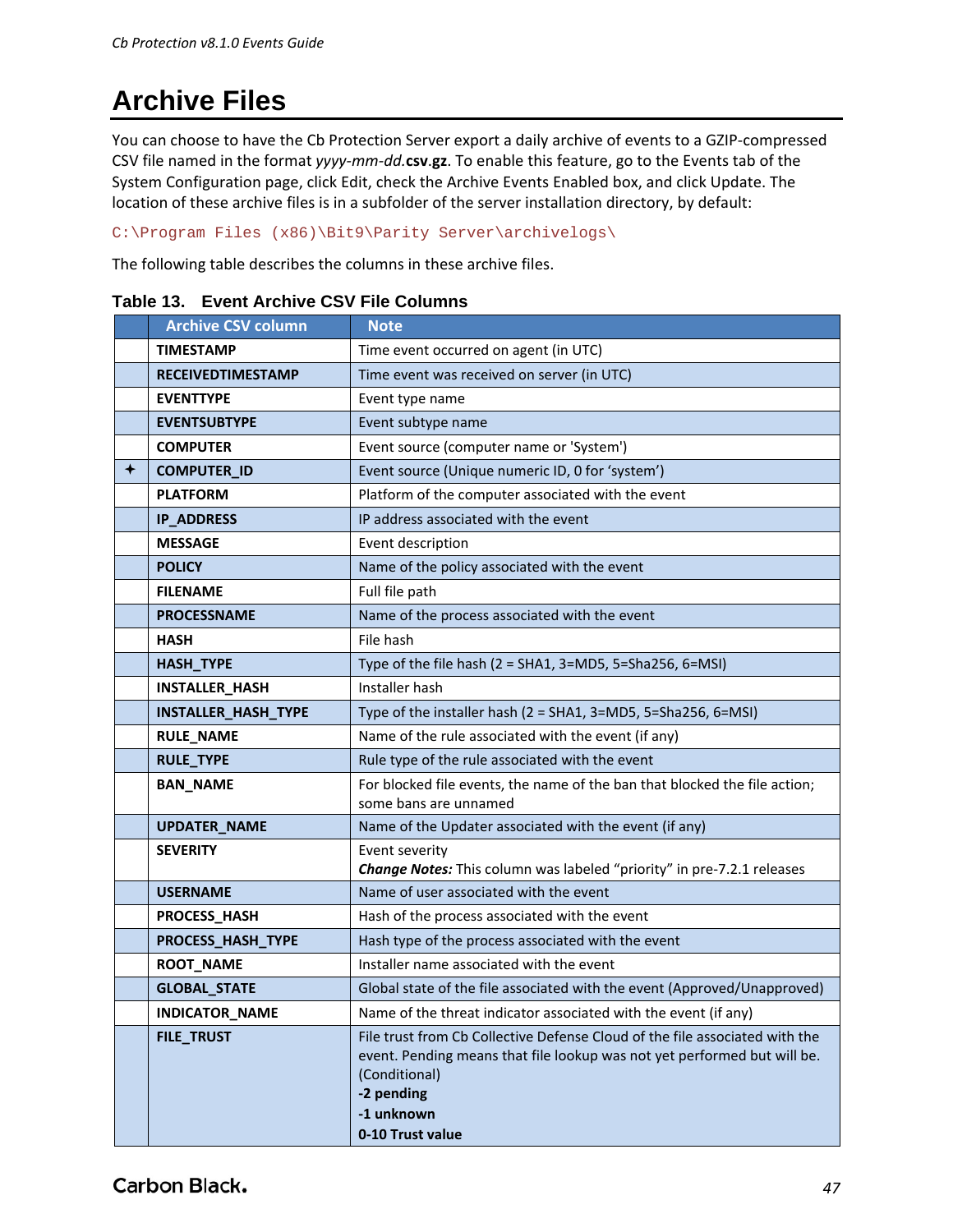# Archive Files

You can choose to have the Cb Protection Server export a daily archive of events to a GZIP-compressed CSV file named in the format *yyyy-mm-dd*.**csv**.**gz**. To enable this feature, go to the Events tab of the System Configuration page, click Edit, check the Archive Events Enabled box, and click Update. The location of these archive files is in a subfolder of the server installation directory, by default:

```
C:\Program Files (x86)\Bit9\Parity Server\archivelogs\
```

The following table describes the columns in these archive files.

**Table 13. Event Archive CSV File Columns**

| | Archive CSV column | Note |
|---|---|---|
| | **TIMESTAMP** | Time event occurred on agent (in UTC) |
| | **RECEIVEDTIMESTAMP** | Time event was received on server (in UTC) |
| | **EVENTTYPE** | Event type name |
| | **EVENTSUBTYPE** | Event subtype name |
| | **COMPUTER** | Event source (computer name or 'System') |
| ✦ | **COMPUTER_ID** | Event source (Unique numeric ID, 0 for 'system') |
| | **PLATFORM** | Platform of the computer associated with the event |
| | **IP_ADDRESS** | IP address associated with the event |
| | **MESSAGE** | Event description |
| | **POLICY** | Name of the policy associated with the event |
| | **FILENAME** | Full file path |
| | **PROCESSNAME** | Name of the process associated with the event |
| | **HASH** | File hash |
| | **HASH_TYPE** | Type of the file hash (2 = SHA1, 3=MD5, 5=Sha256, 6=MSI) |
| | **INSTALLER_HASH** | Installer hash |
| | **INSTALLER_HASH_TYPE** | Type of the installer hash (2 = SHA1, 3=MD5, 5=Sha256, 6=MSI) |
| | **RULE_NAME** | Name of the rule associated with the event (if any) |
| | **RULE_TYPE** | Rule type of the rule associated with the event |
| | **BAN_NAME** | For blocked file events, the name of the ban that blocked the file action; some bans are unnamed |
| | **UPDATER_NAME** | Name of the Updater associated with the event (if any) |
| | **SEVERITY** | Event severity<br>***Change Notes:*** This column was labeled "priority" in pre-7.2.1 releases |
| | **USERNAME** | Name of user associated with the event |
| | **PROCESS_HASH** | Hash of the process associated with the event |
| | **PROCESS_HASH_TYPE** | Hash type of the process associated with the event |
| | **ROOT_NAME** | Installer name associated with the event |
| | **GLOBAL_STATE** | Global state of the file associated with the event (Approved/Unapproved) |
| | **INDICATOR_NAME** | Name of the threat indicator associated with the event (if any) |
| | **FILE_TRUST** | File trust from Cb Collective Defense Cloud of the file associated with the event. Pending means that file lookup was not yet performed but will be. (Conditional)<br>**-2 pending**<br>**-1 unknown**<br>**0-10 Trust value** |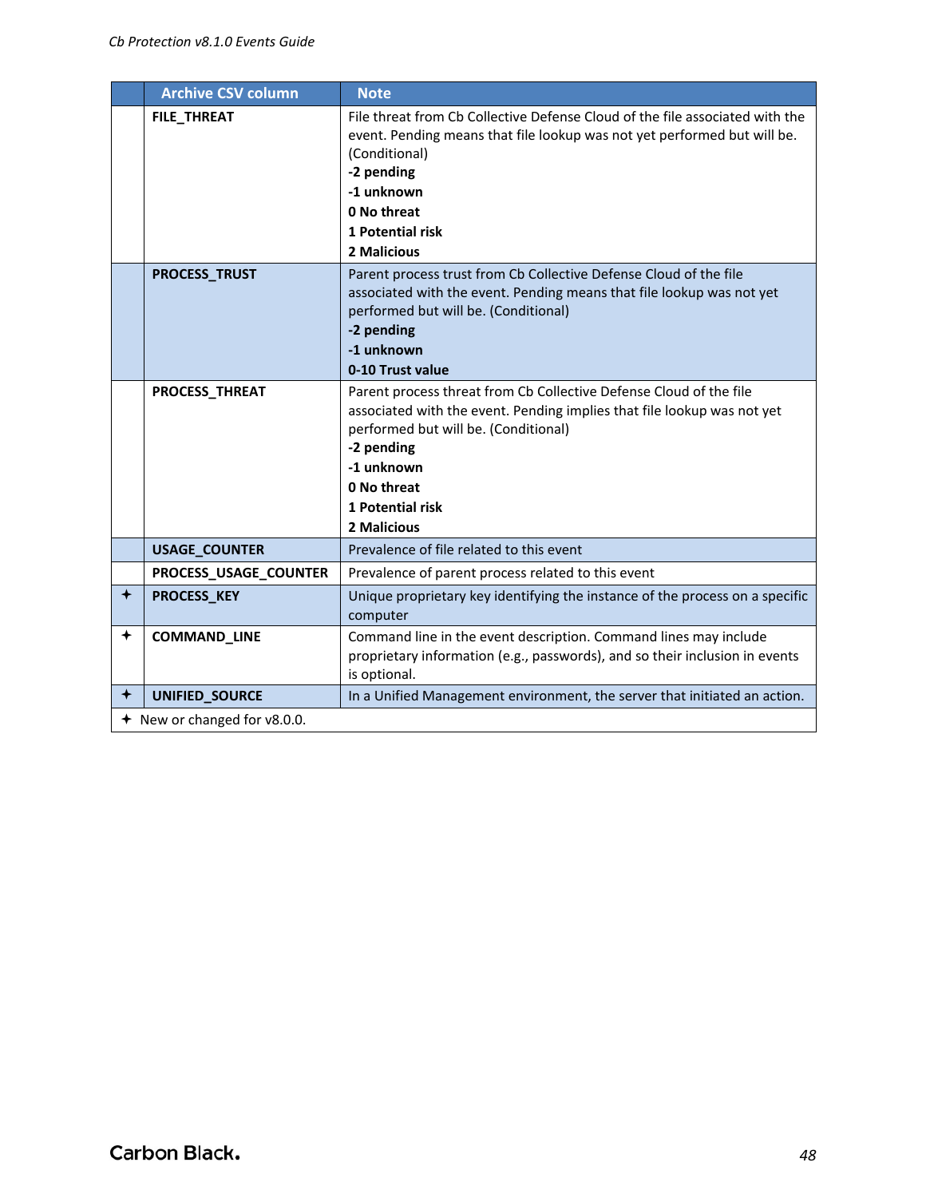| | Archive CSV column | Note |
|---|---|---|
| | **FILE_THREAT** | File threat from Cb Collective Defense Cloud of the file associated with the event. Pending means that file lookup was not yet performed but will be. (Conditional)<br>**-2 pending**<br>**-1 unknown**<br>**0 No threat**<br>**1 Potential risk**<br>**2 Malicious** |
| | **PROCESS_TRUST** | Parent process trust from Cb Collective Defense Cloud of the file associated with the event. Pending means that file lookup was not yet performed but will be. (Conditional)<br>**-2 pending**<br>**-1 unknown**<br>**0-10 Trust value** |
| | **PROCESS_THREAT** | Parent process threat from Cb Collective Defense Cloud of the file associated with the event. Pending implies that file lookup was not yet performed but will be. (Conditional)<br>**-2 pending**<br>**-1 unknown**<br>**0 No threat**<br>**1 Potential risk**<br>**2 Malicious** |
| | **USAGE_COUNTER** | Prevalence of file related to this event |
| | **PROCESS_USAGE_COUNTER** | Prevalence of parent process related to this event |
| ✦ | **PROCESS_KEY** | Unique proprietary key identifying the instance of the process on a specific computer |
| ✦ | **COMMAND_LINE** | Command line in the event description. Command lines may include proprietary information (e.g., passwords), and so their inclusion in events is optional. |
| ✦ | **UNIFIED_SOURCE** | In a Unified Management environment, the server that initiated an action. |

✦ New or changed for v8.0.0.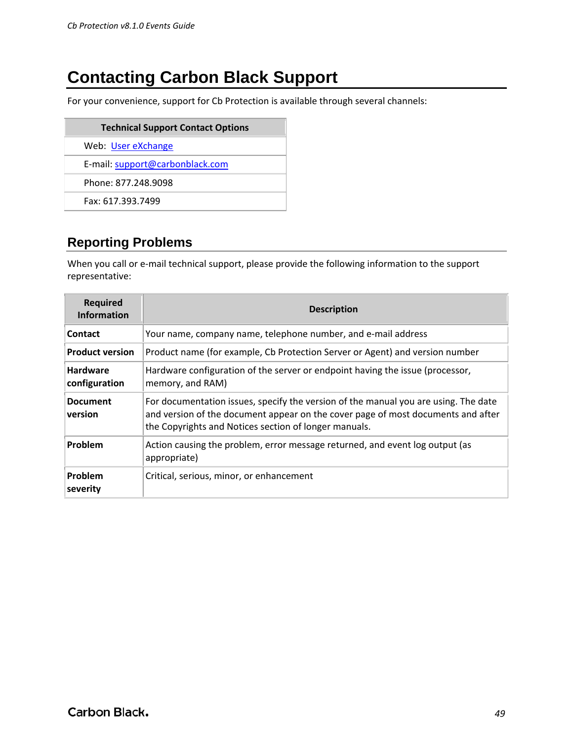# Contacting Carbon Black Support

For your convenience, support for Cb Protection is available through several channels:

| Technical Support Contact Options |
|---|
| Web: User eXchange |
| E-mail: support@carbonblack.com |
| Phone: 877.248.9098 |
| Fax: 617.393.7499 |

## Reporting Problems

When you call or e-mail technical support, please provide the following information to the support representative:

| Required Information | Description |
|---|---|
| **Contact** | Your name, company name, telephone number, and e-mail address |
| **Product version** | Product name (for example, Cb Protection Server or Agent) and version number |
| **Hardware configuration** | Hardware configuration of the server or endpoint having the issue (processor, memory, and RAM) |
| **Document version** | For documentation issues, specify the version of the manual you are using. The date and version of the document appear on the cover page of most documents and after the Copyrights and Notices section of longer manuals. |
| **Problem** | Action causing the problem, error message returned, and event log output (as appropriate) |
| **Problem severity** | Critical, serious, minor, or enhancement |